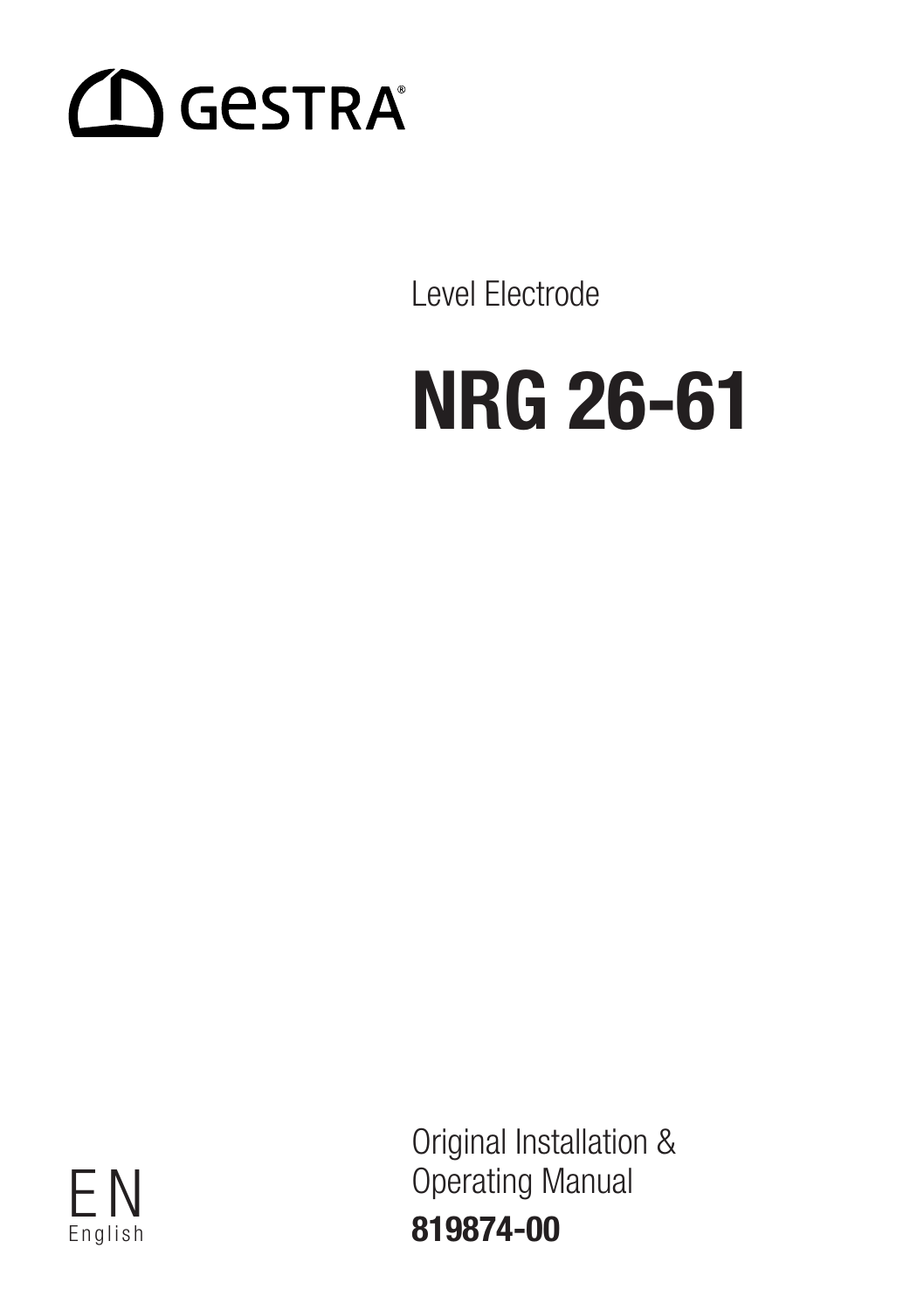GESTRA®

Level Electrode

# NRG 26-61

EN
English

Original Installation & Operating Manual

**819874-00**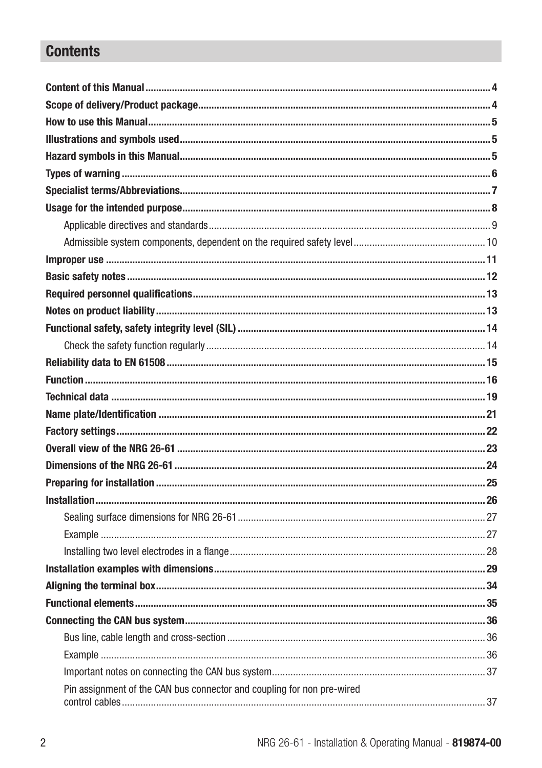# Contents

**Content of this Manual** .......... **4**

**Scope of delivery/Product package** .......... **4**

**How to use this Manual** .......... **5**

**Illustrations and symbols used** .......... **5**

**Hazard symbols in this Manual** .......... **5**

**Types of warning** .......... **6**

**Specialist terms/Abbreviations** .......... **7**

**Usage for the intended purpose** .......... **8**

- Applicable directives and standards .......... 9
- Admissible system components, dependent on the required safety level .......... 10

**Improper use** .......... **11**

**Basic safety notes** .......... **12**

**Required personnel qualifications** .......... **13**

**Notes on product liability** .......... **13**

**Functional safety, safety integrity level (SIL)** .......... **14**

- Check the safety function regularly .......... 14

**Reliability data to EN 61508** .......... **15**

**Function** .......... **16**

**Technical data** .......... **19**

**Name plate/Identification** .......... **21**

**Factory settings** .......... **22**

**Overall view of the NRG 26-61** .......... **23**

**Dimensions of the NRG 26-61** .......... **24**

**Preparing for installation** .......... **25**

**Installation** .......... **26**

- Sealing surface dimensions for NRG 26-61 .......... 27
- Example .......... 27
- Installing two level electrodes in a flange .......... 28

**Installation examples with dimensions** .......... **29**

**Aligning the terminal box** .......... **34**

**Functional elements** .......... **35**

**Connecting the CAN bus system** .......... **36**

- Bus line, cable length and cross-section .......... 36
- Example .......... 36
- Important notes on connecting the CAN bus system .......... 37
- Pin assignment of the CAN bus connector and coupling for non pre-wired control cables .......... 37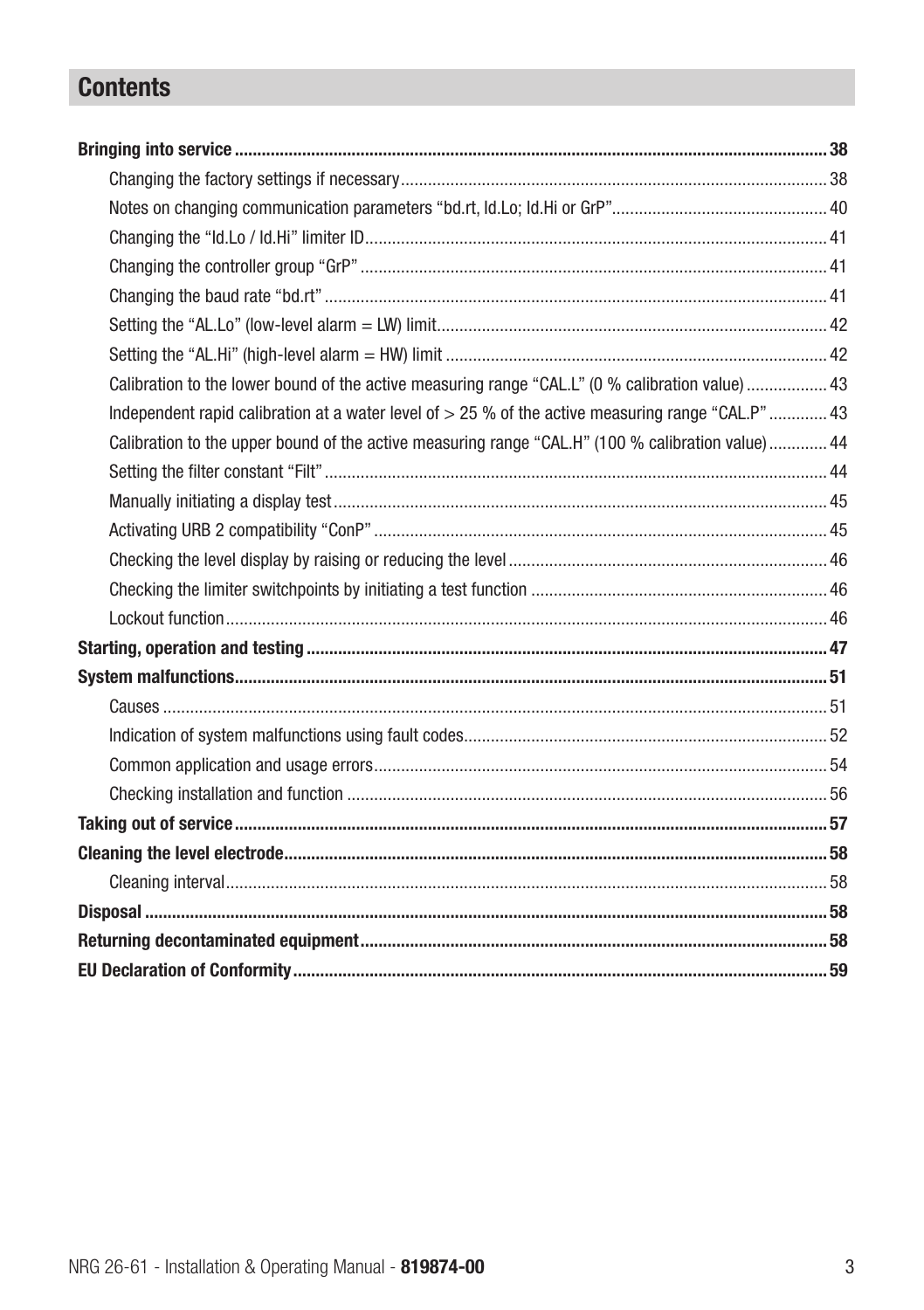## Contents

**Bringing into service** ... **38**

- Changing the factory settings if necessary ... 38
- Notes on changing communication parameters "bd.rt, Id.Lo; Id.Hi or GrP" ... 40
- Changing the "Id.Lo / Id.Hi" limiter ID ... 41
- Changing the controller group "GrP" ... 41
- Changing the baud rate "bd.rt" ... 41
- Setting the "AL.Lo" (low-level alarm = LW) limit ... 42
- Setting the "AL.Hi" (high-level alarm = HW) limit ... 42
- Calibration to the lower bound of the active measuring range "CAL.L" (0 % calibration value) ... 43
- Independent rapid calibration at a water level of > 25 % of the active measuring range "CAL.P" ... 43
- Calibration to the upper bound of the active measuring range "CAL.H" (100 % calibration value) ... 44
- Setting the filter constant "Filt" ... 44
- Manually initiating a display test ... 45
- Activating URB 2 compatibility "ConP" ... 45
- Checking the level display by raising or reducing the level ... 46
- Checking the limiter switchpoints by initiating a test function ... 46
- Lockout function ... 46

**Starting, operation and testing** ... **47**

**System malfunctions** ... **51**

- Causes ... 51
- Indication of system malfunctions using fault codes ... 52
- Common application and usage errors ... 54
- Checking installation and function ... 56

**Taking out of service** ... **57**

**Cleaning the level electrode** ... **58**

- Cleaning interval ... 58

**Disposal** ... **58**

**Returning decontaminated equipment** ... **58**

**EU Declaration of Conformity** ... **59**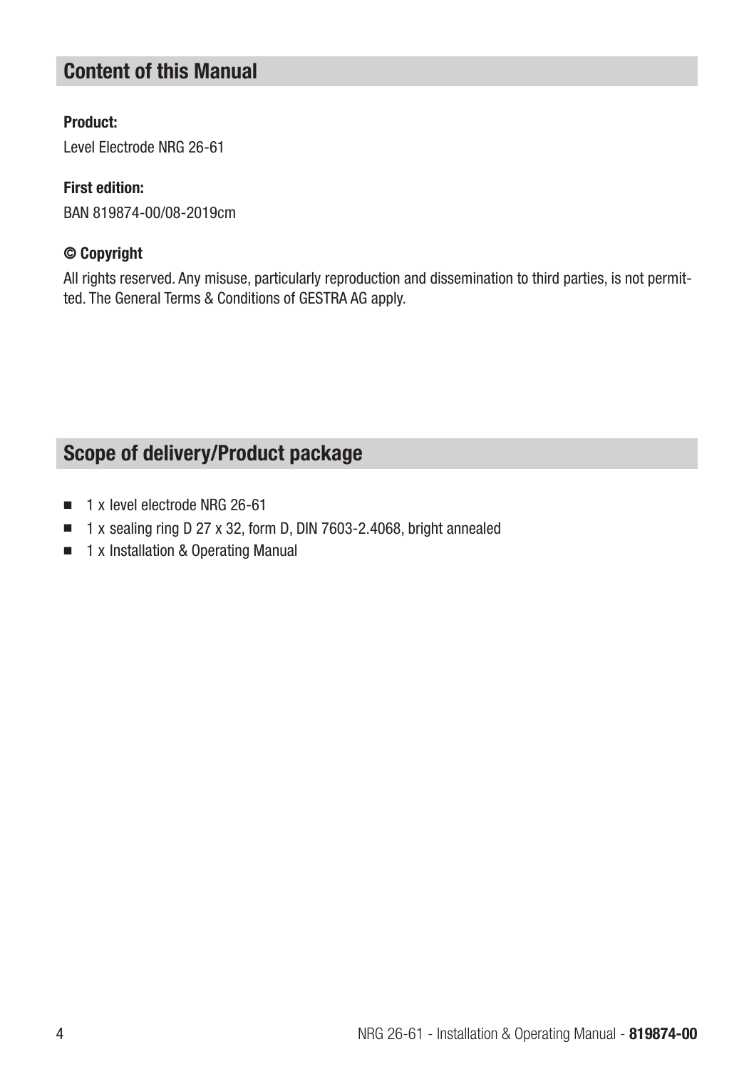## Content of this Manual

**Product:**

Level Electrode NRG 26-61

**First edition:**

BAN 819874-00/08-2019cm

**© Copyright**

All rights reserved. Any misuse, particularly reproduction and dissemination to third parties, is not permitted. The General Terms & Conditions of GESTRA AG apply.

## Scope of delivery/Product package

- 1 x level electrode NRG 26-61
- 1 x sealing ring D 27 x 32, form D, DIN 7603-2.4068, bright annealed
- 1 x Installation & Operating Manual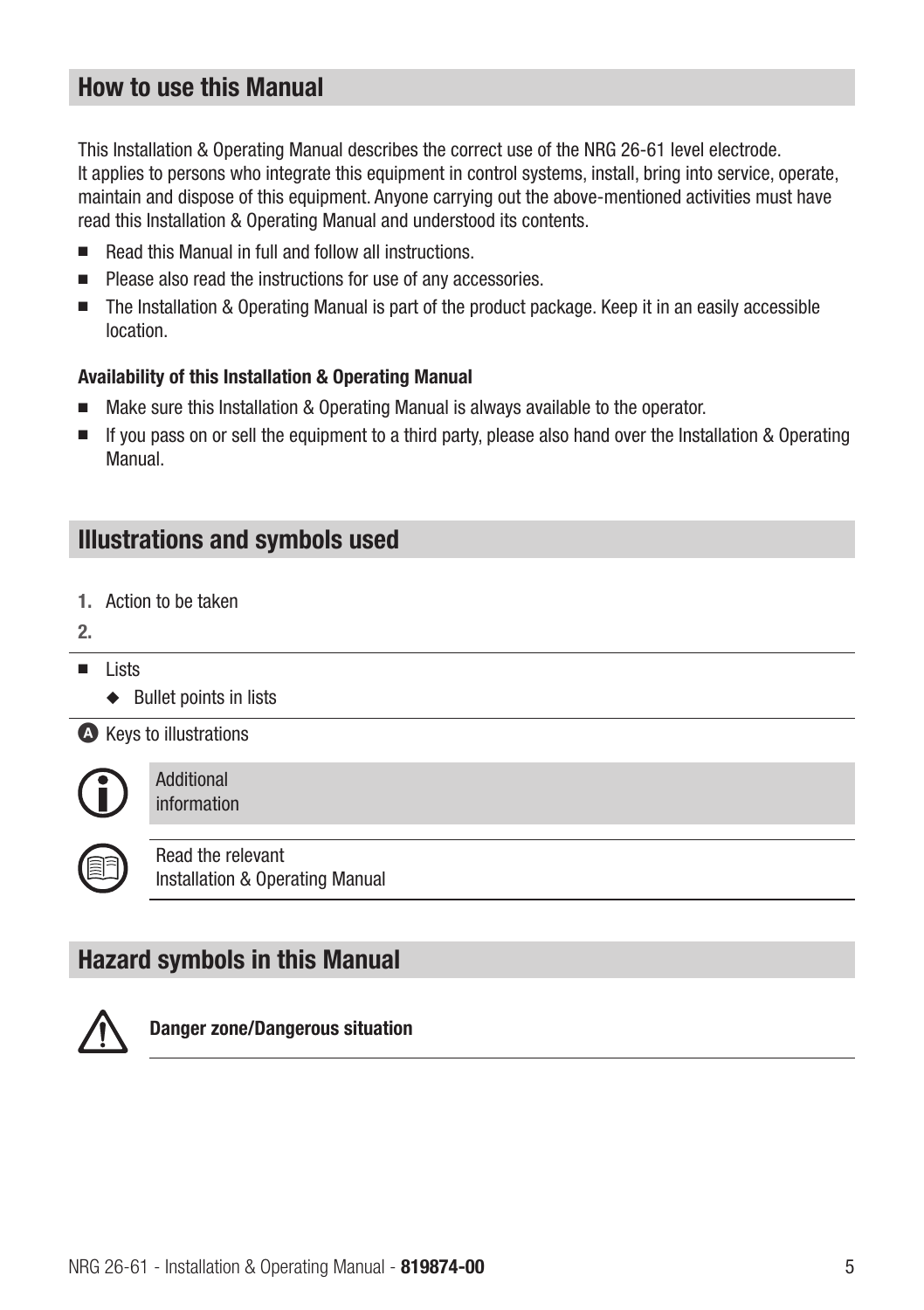## How to use this Manual

This Installation & Operating Manual describes the correct use of the NRG 26-61 level electrode. It applies to persons who integrate this equipment in control systems, install, bring into service, operate, maintain and dispose of this equipment. Anyone carrying out the above-mentioned activities must have read this Installation & Operating Manual and understood its contents.

- Read this Manual in full and follow all instructions.
- Please also read the instructions for use of any accessories.
- The Installation & Operating Manual is part of the product package. Keep it in an easily accessible location.

**Availability of this Installation & Operating Manual**

- Make sure this Installation & Operating Manual is always available to the operator.
- If you pass on or sell the equipment to a third party, please also hand over the Installation & Operating Manual.

## Illustrations and symbols used

1. Action to be taken
2. 

---

- Lists
  - Bullet points in lists

---

**A** Keys to illustrations

Additional information

Read the relevant Installation & Operating Manual

## Hazard symbols in this Manual

**Danger zone/Dangerous situation**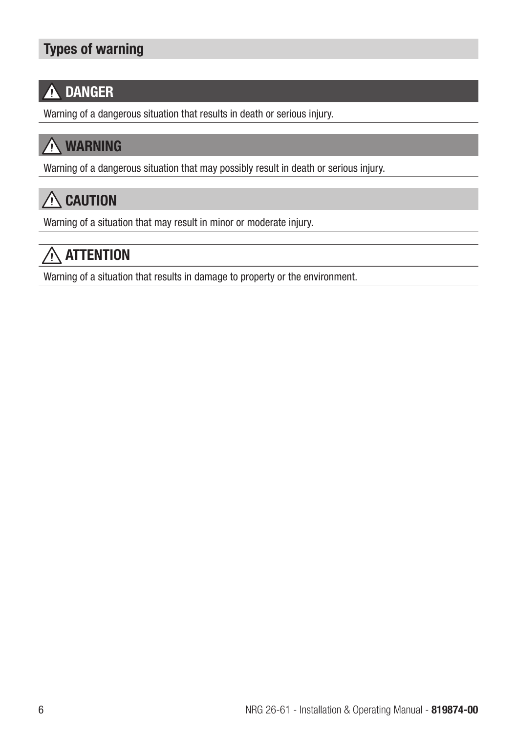## Types of warning

### ⚠ DANGER

Warning of a dangerous situation that results in death or serious injury.

### ⚠ WARNING

Warning of a dangerous situation that may possibly result in death or serious injury.

### ⚠ CAUTION

Warning of a situation that may result in minor or moderate injury.

### ⚠ ATTENTION

Warning of a situation that results in damage to property or the environment.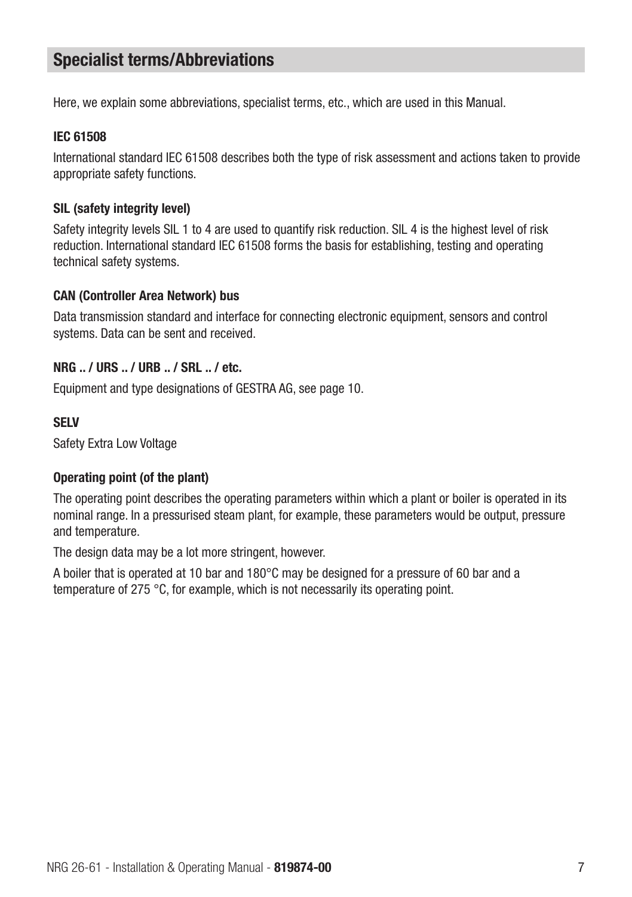## Specialist terms/Abbreviations

Here, we explain some abbreviations, specialist terms, etc., which are used in this Manual.

### IEC 61508

International standard IEC 61508 describes both the type of risk assessment and actions taken to provide appropriate safety functions.

### SIL (safety integrity level)

Safety integrity levels SIL 1 to 4 are used to quantify risk reduction. SIL 4 is the highest level of risk reduction. International standard IEC 61508 forms the basis for establishing, testing and operating technical safety systems.

### CAN (Controller Area Network) bus

Data transmission standard and interface for connecting electronic equipment, sensors and control systems. Data can be sent and received.

### NRG .. / URS .. / URB .. / SRL .. / etc.

Equipment and type designations of GESTRA AG, see page 10.

### SELV

Safety Extra Low Voltage

### Operating point (of the plant)

The operating point describes the operating parameters within which a plant or boiler is operated in its nominal range. In a pressurised steam plant, for example, these parameters would be output, pressure and temperature.

The design data may be a lot more stringent, however.

A boiler that is operated at 10 bar and 180°C may be designed for a pressure of 60 bar and a temperature of 275 °C, for example, which is not necessarily its operating point.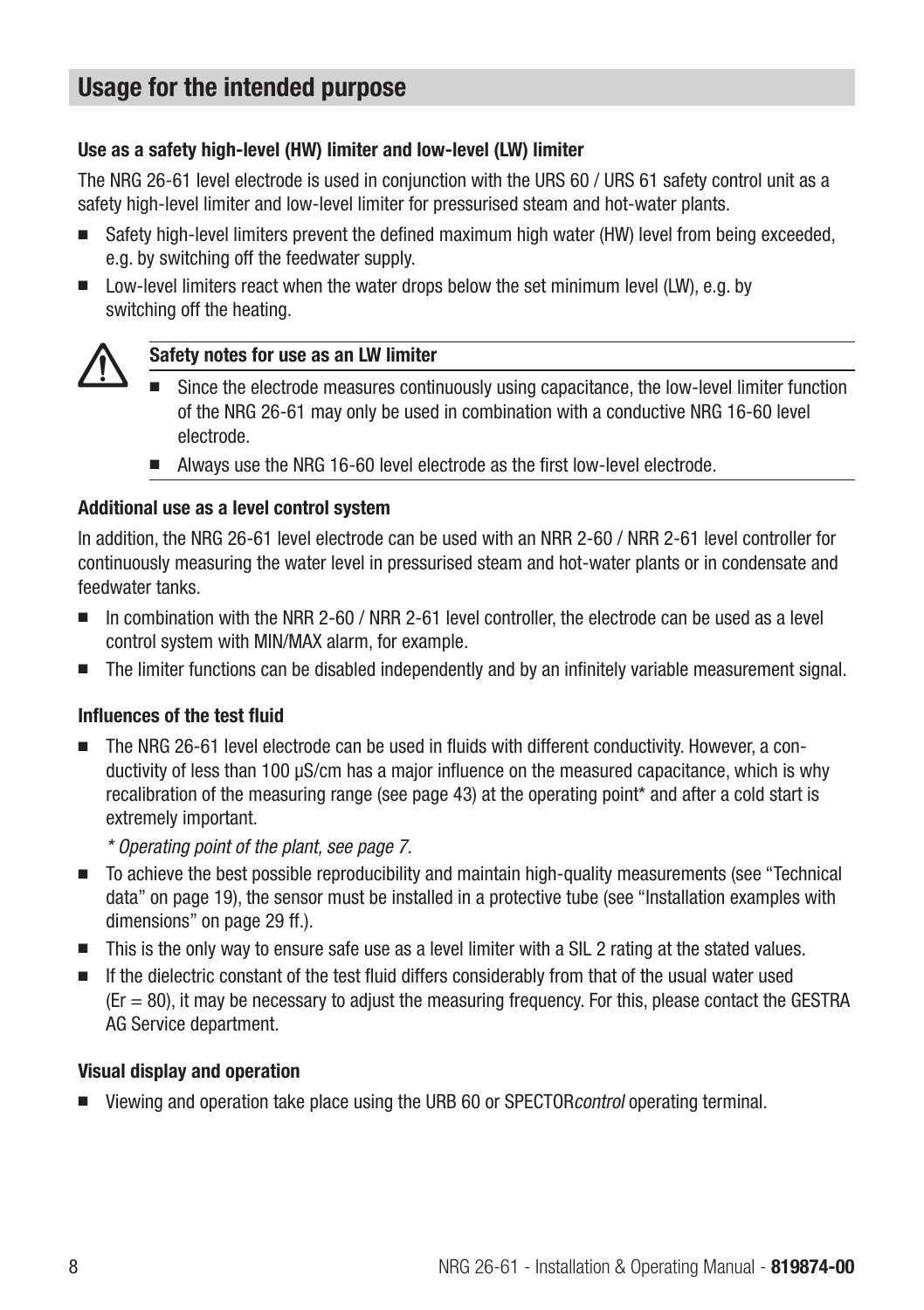## Usage for the intended purpose

### Use as a safety high-level (HW) limiter and low-level (LW) limiter

The NRG 26-61 level electrode is used in conjunction with the URS 60 / URS 61 safety control unit as a safety high-level limiter and low-level limiter for pressurised steam and hot-water plants.

- Safety high-level limiters prevent the defined maximum high water (HW) level from being exceeded, e.g. by switching off the feedwater supply.
- Low-level limiters react when the water drops below the set minimum level (LW), e.g. by switching off the heating.

**Safety notes for use as an LW limiter**

- Since the electrode measures continuously using capacitance, the low-level limiter function of the NRG 26-61 may only be used in combination with a conductive NRG 16-60 level electrode.
- Always use the NRG 16-60 level electrode as the first low-level electrode.

### Additional use as a level control system

In addition, the NRG 26-61 level electrode can be used with an NRR 2-60 / NRR 2-61 level controller for continuously measuring the water level in pressurised steam and hot-water plants or in condensate and feedwater tanks.

- In combination with the NRR 2-60 / NRR 2-61 level controller, the electrode can be used as a level control system with MIN/MAX alarm, for example.
- The limiter functions can be disabled independently and by an infinitely variable measurement signal.

### Influences of the test fluid

- The NRG 26-61 level electrode can be used in fluids with different conductivity. However, a conductivity of less than 100 µS/cm has a major influence on the measured capacitance, which is why recalibration of the measuring range (see page 43) at the operating point* and after a cold start is extremely important.

  *\* Operating point of the plant, see page 7.*
- To achieve the best possible reproducibility and maintain high-quality measurements (see "Technical data" on page 19), the sensor must be installed in a protective tube (see "Installation examples with dimensions" on page 29 ff.).
- This is the only way to ensure safe use as a level limiter with a SIL 2 rating at the stated values.
- If the dielectric constant of the test fluid differs considerably from that of the usual water used ($Er = 80$), it may be necessary to adjust the measuring frequency. For this, please contact the GESTRA AG Service department.

### Visual display and operation

- Viewing and operation take place using the URB 60 or SPECTOR*control* operating terminal.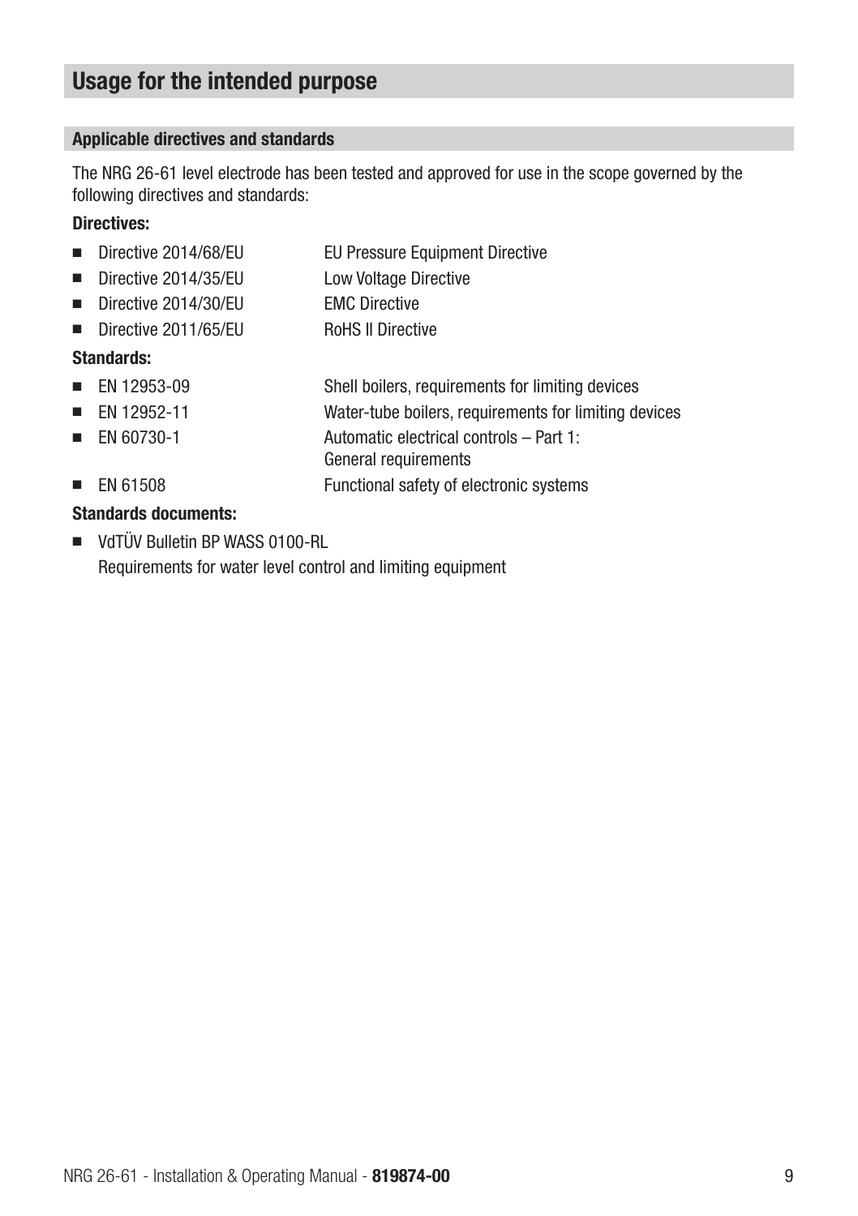# Usage for the intended purpose

## Applicable directives and standards

The NRG 26-61 level electrode has been tested and approved for use in the scope governed by the following directives and standards:

**Directives:**

- Directive 2014/68/EU — EU Pressure Equipment Directive
- Directive 2014/35/EU — Low Voltage Directive
- Directive 2014/30/EU — EMC Directive
- Directive 2011/65/EU — RoHS II Directive

**Standards:**

- EN 12953-09 — Shell boilers, requirements for limiting devices
- EN 12952-11 — Water-tube boilers, requirements for limiting devices
- EN 60730-1 — Automatic electrical controls – Part 1: General requirements
- EN 61508 — Functional safety of electronic systems

**Standards documents:**

- VdTÜV Bulletin BP WASS 0100-RL
  Requirements for water level control and limiting equipment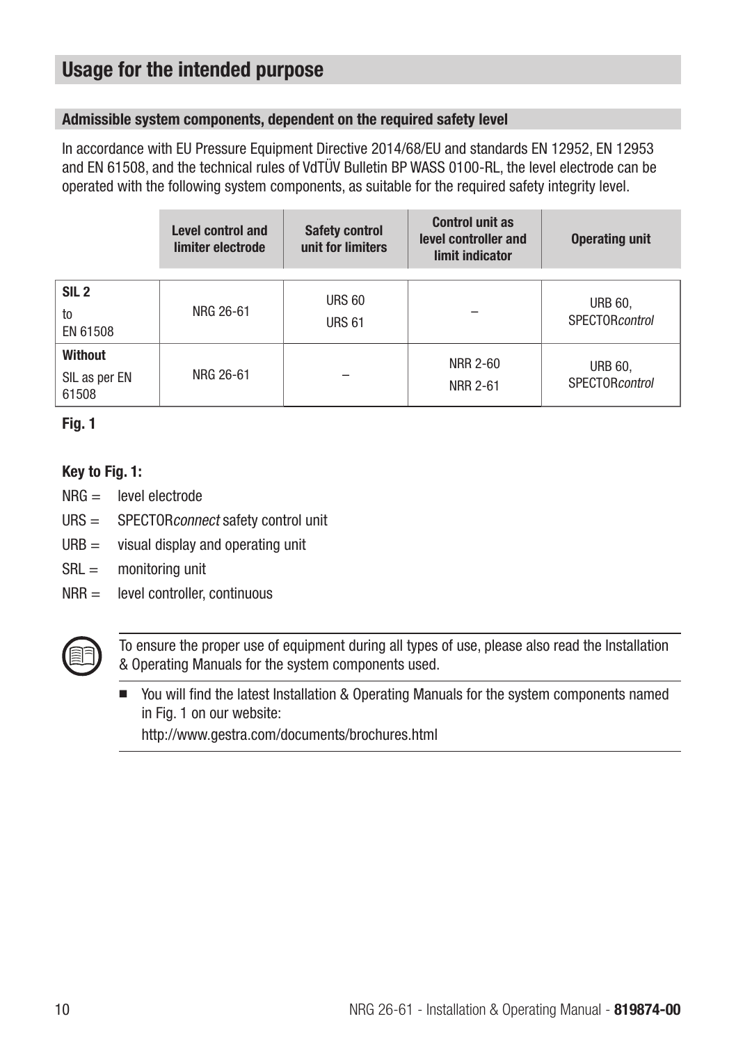## Usage for the intended purpose

### Admissible system components, dependent on the required safety level

In accordance with EU Pressure Equipment Directive 2014/68/EU and standards EN 12952, EN 12953 and EN 61508, and the technical rules of VdTÜV Bulletin BP WASS 0100-RL, the level electrode can be operated with the following system components, as suitable for the required safety integrity level.

| | Level control and limiter electrode | Safety control unit for limiters | Control unit as level controller and limit indicator | Operating unit |
|---|---|---|---|---|
| **SIL 2** to EN 61508 | NRG 26-61 | URS 60<br>URS 61 | – | URB 60, SPECTOR*control* |
| **Without** SIL as per EN 61508 | NRG 26-61 | – | NRR 2-60<br>NRR 2-61 | URB 60, SPECTOR*control* |

**Fig. 1**

**Key to Fig. 1:**

NRG = level electrode

URS = SPECTOR*connect* safety control unit

URB = visual display and operating unit

SRL = monitoring unit

NRR = level controller, continuous

To ensure the proper use of equipment during all types of use, please also read the Installation & Operating Manuals for the system components used.

- You will find the latest Installation & Operating Manuals for the system components named in Fig. 1 on our website:
  http://www.gestra.com/documents/brochures.html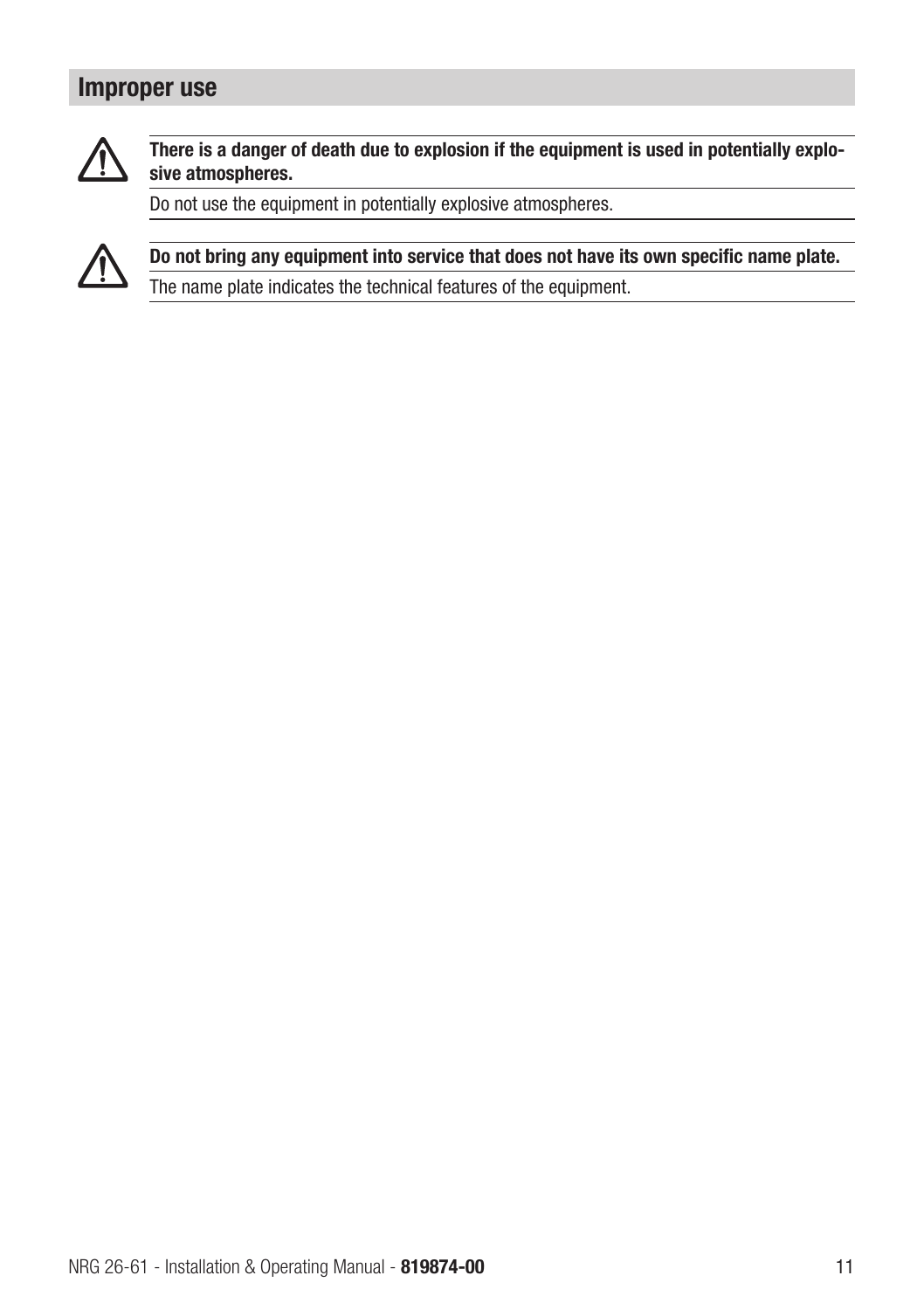## Improper use

⚠ **There is a danger of death due to explosion if the equipment is used in potentially explosive atmospheres.**

Do not use the equipment in potentially explosive atmospheres.

⚠ **Do not bring any equipment into service that does not have its own specific name plate.**

The name plate indicates the technical features of the equipment.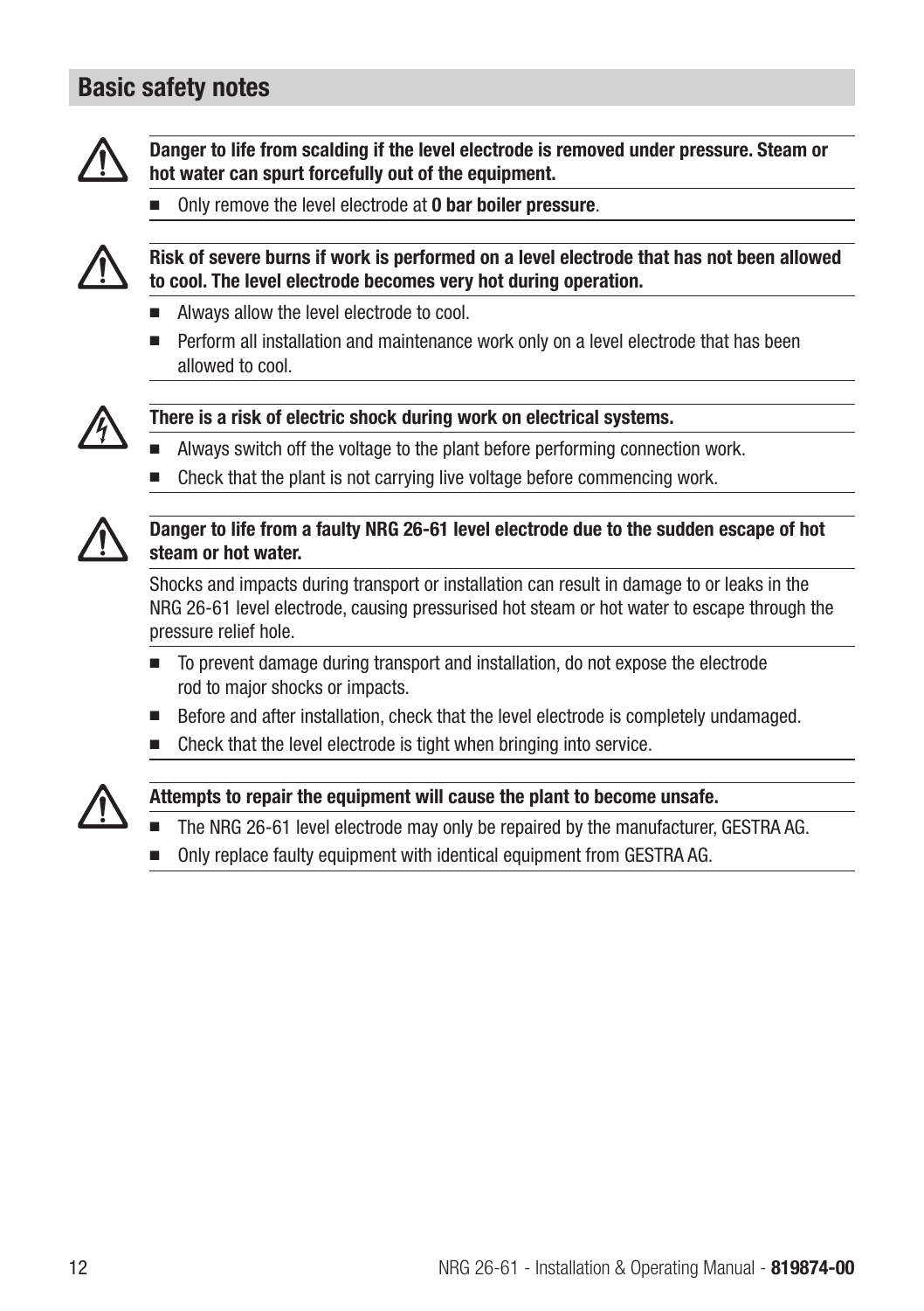## Basic safety notes

**Danger to life from scalding if the level electrode is removed under pressure. Steam or hot water can spurt forcefully out of the equipment.**

- Only remove the level electrode at **0 bar boiler pressure**.

**Risk of severe burns if work is performed on a level electrode that has not been allowed to cool. The level electrode becomes very hot during operation.**

- Always allow the level electrode to cool.
- Perform all installation and maintenance work only on a level electrode that has been allowed to cool.

**There is a risk of electric shock during work on electrical systems.**

- Always switch off the voltage to the plant before performing connection work.
- Check that the plant is not carrying live voltage before commencing work.

**Danger to life from a faulty NRG 26-61 level electrode due to the sudden escape of hot steam or hot water.**

Shocks and impacts during transport or installation can result in damage to or leaks in the NRG 26-61 level electrode, causing pressurised hot steam or hot water to escape through the pressure relief hole.

- To prevent damage during transport and installation, do not expose the electrode rod to major shocks or impacts.
- Before and after installation, check that the level electrode is completely undamaged.
- Check that the level electrode is tight when bringing into service.

**Attempts to repair the equipment will cause the plant to become unsafe.**

- The NRG 26-61 level electrode may only be repaired by the manufacturer, GESTRA AG.
- Only replace faulty equipment with identical equipment from GESTRA AG.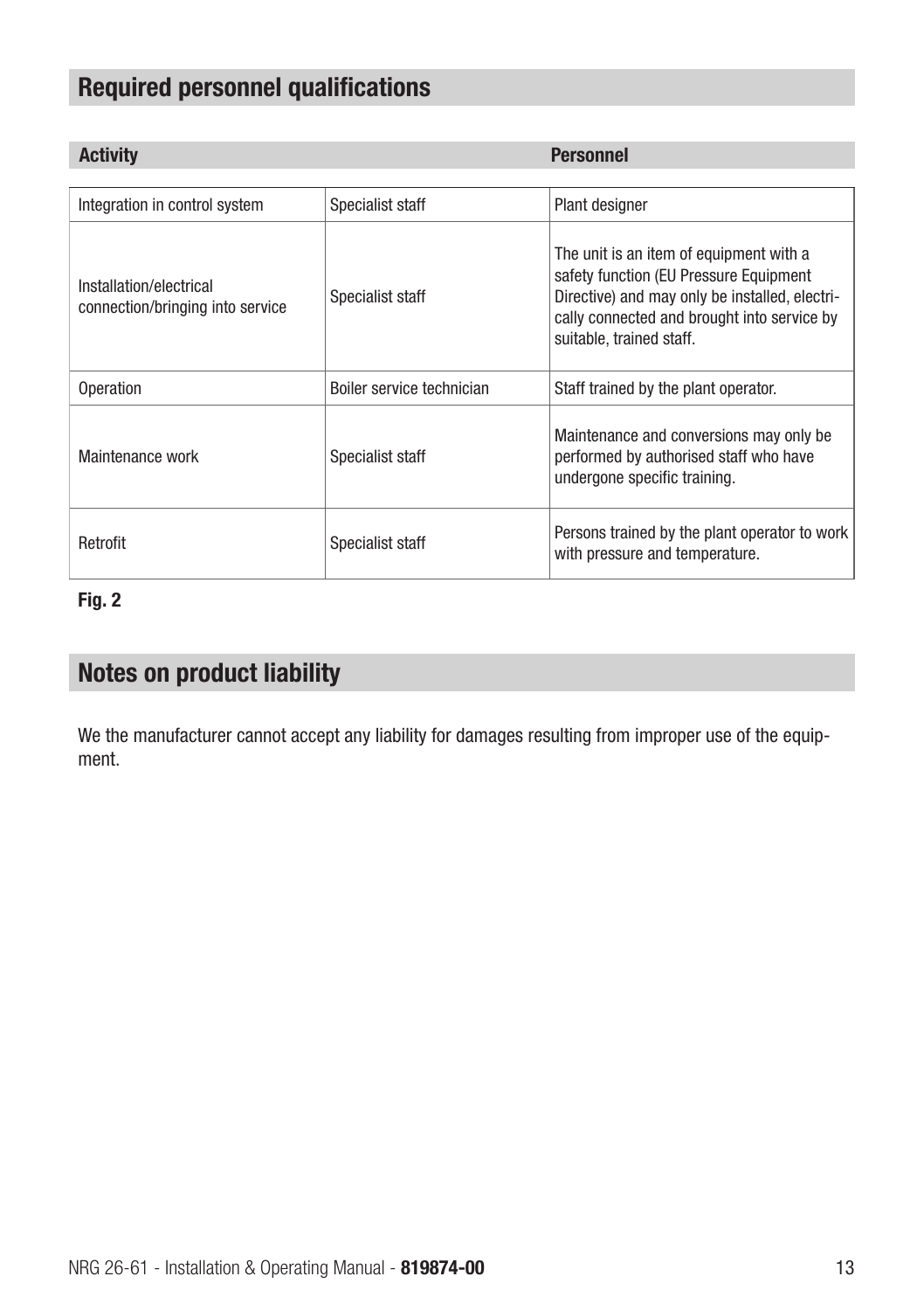## Required personnel qualifications

| Activity | | Personnel |
| --- | --- | --- |
| Integration in control system | Specialist staff | Plant designer |
| Installation/electrical connection/bringing into service | Specialist staff | The unit is an item of equipment with a safety function (EU Pressure Equipment Directive) and may only be installed, electrically connected and brought into service by suitable, trained staff. |
| Operation | Boiler service technician | Staff trained by the plant operator. |
| Maintenance work | Specialist staff | Maintenance and conversions may only be performed by authorised staff who have undergone specific training. |
| Retrofit | Specialist staff | Persons trained by the plant operator to work with pressure and temperature. |

**Fig. 2**

## Notes on product liability

We the manufacturer cannot accept any liability for damages resulting from improper use of the equipment.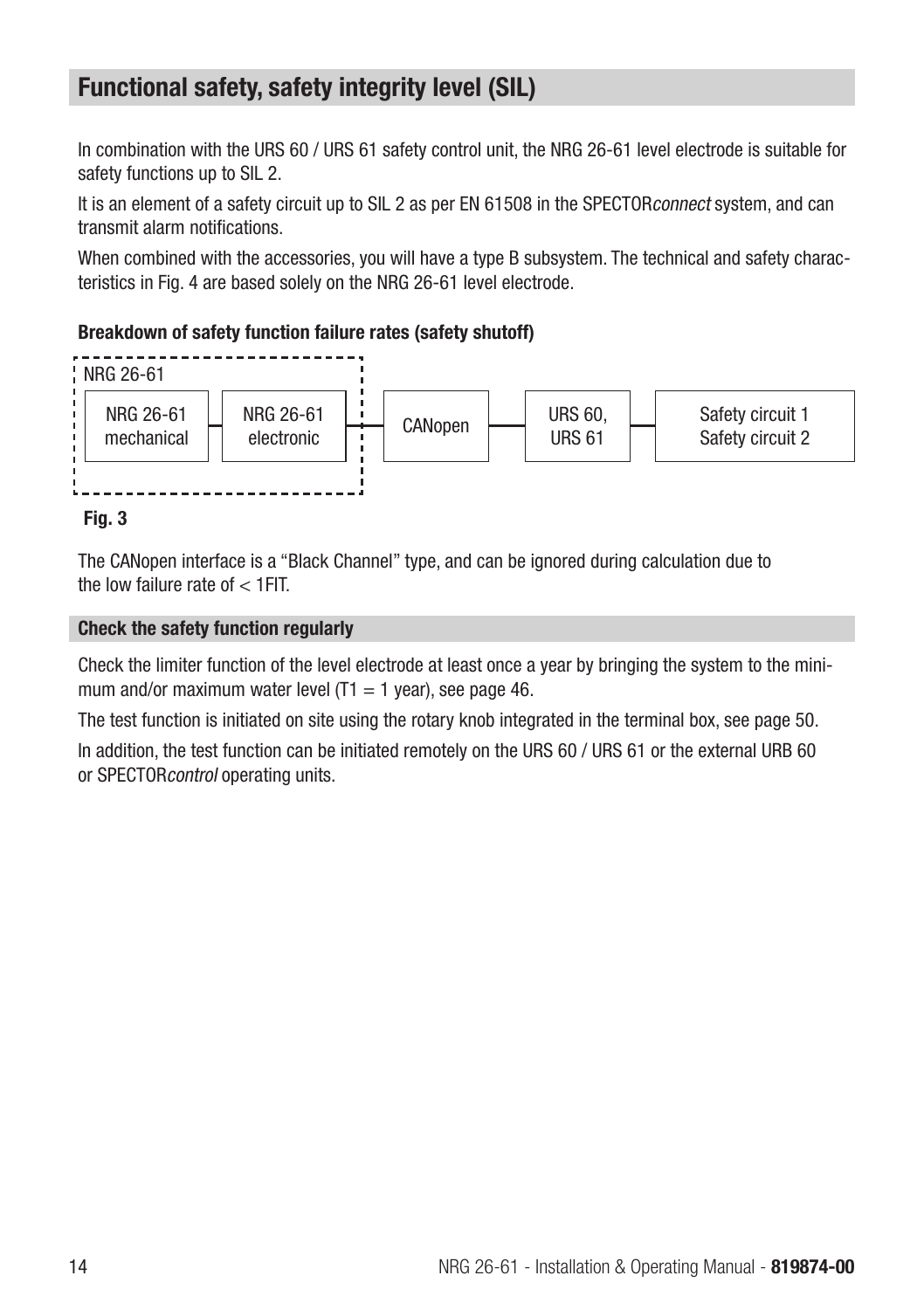## Functional safety, safety integrity level (SIL)

In combination with the URS 60 / URS 61 safety control unit, the NRG 26-61 level electrode is suitable for safety functions up to SIL 2.

It is an element of a safety circuit up to SIL 2 as per EN 61508 in the SPECTOR*connect* system, and can transmit alarm notifications.

When combined with the accessories, you will have a type B subsystem. The technical and safety characteristics in Fig. 4 are based solely on the NRG 26-61 level electrode.

**Breakdown of safety function failure rates (safety shutoff)**

NRG 26-61

NRG 26-61 mechanical — NRG 26-61 electronic — CANopen — URS 60, URS 61 — Safety circuit 1 Safety circuit 2

**Fig. 3**

The CANopen interface is a "Black Channel" type, and can be ignored during calculation due to the low failure rate of < 1FIT.

### Check the safety function regularly

Check the limiter function of the level electrode at least once a year by bringing the system to the minimum and/or maximum water level (T1 = 1 year), see page 46.

The test function is initiated on site using the rotary knob integrated in the terminal box, see page 50.

In addition, the test function can be initiated remotely on the URS 60 / URS 61 or the external URB 60 or SPECTOR*control* operating units.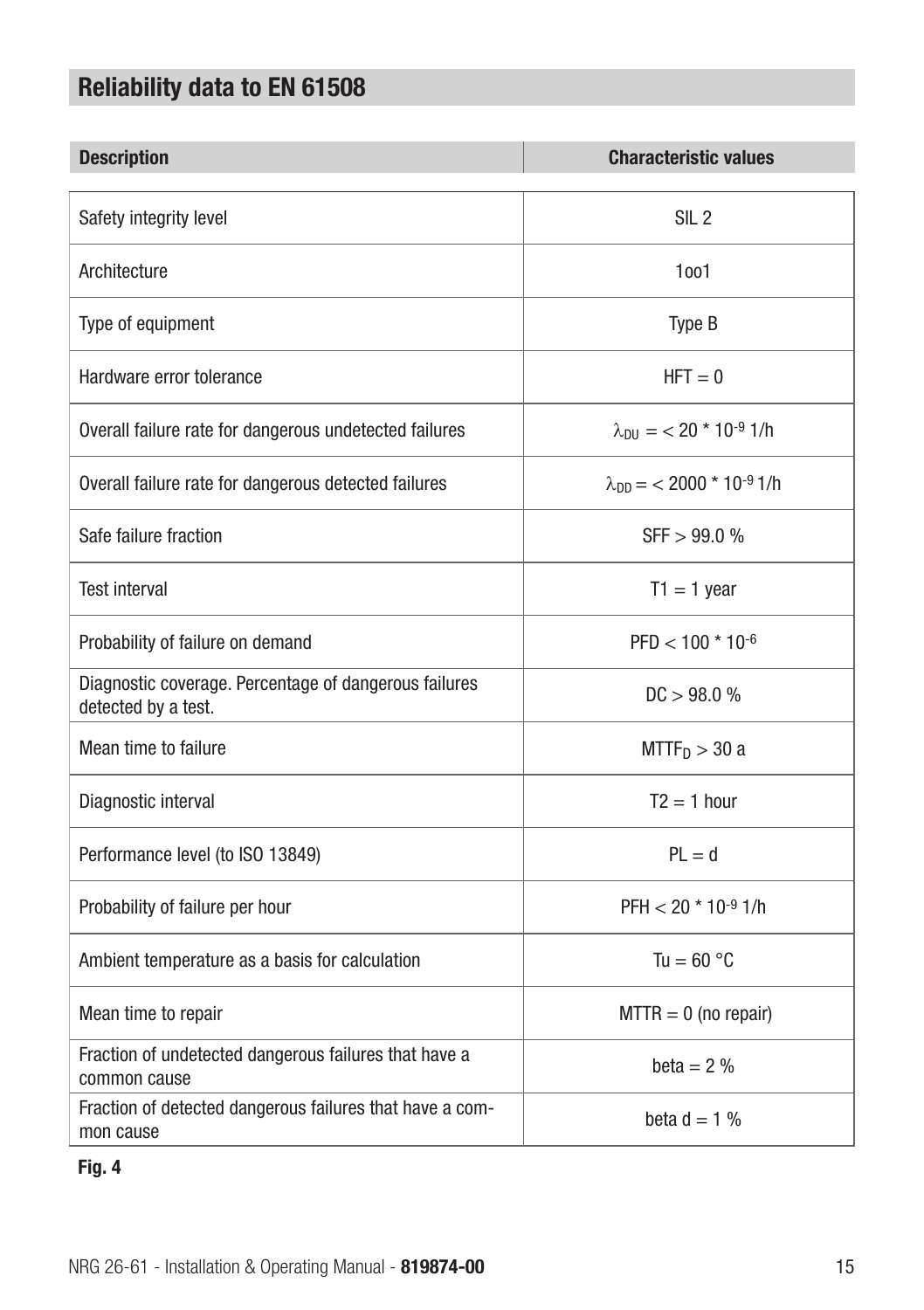## Reliability data to EN 61508

| Description | Characteristic values |
|---|---|
| Safety integrity level | SIL 2 |
| Architecture | 1oo1 |
| Type of equipment | Type B |
| Hardware error tolerance | HFT = 0 |
| Overall failure rate for dangerous undetected failures | $\lambda_{DU}$ = < 20 * $10^{-9}$ 1/h |
| Overall failure rate for dangerous detected failures | $\lambda_{DD}$ = < 2000 * $10^{-9}$ 1/h |
| Safe failure fraction | SFF > 99.0 % |
| Test interval | T1 = 1 year |
| Probability of failure on demand | PFD < 100 * $10^{-6}$ |
| Diagnostic coverage. Percentage of dangerous failures detected by a test. | DC > 98.0 % |
| Mean time to failure | $MTTF_D$ > 30 a |
| Diagnostic interval | T2 = 1 hour |
| Performance level (to ISO 13849) | PL = d |
| Probability of failure per hour | PFH < 20 * $10^{-9}$ 1/h |
| Ambient temperature as a basis for calculation | Tu = 60 °C |
| Mean time to repair | MTTR = 0 (no repair) |
| Fraction of undetected dangerous failures that have a common cause | beta = 2 % |
| Fraction of detected dangerous failures that have a common cause | beta d = 1 % |

**Fig. 4**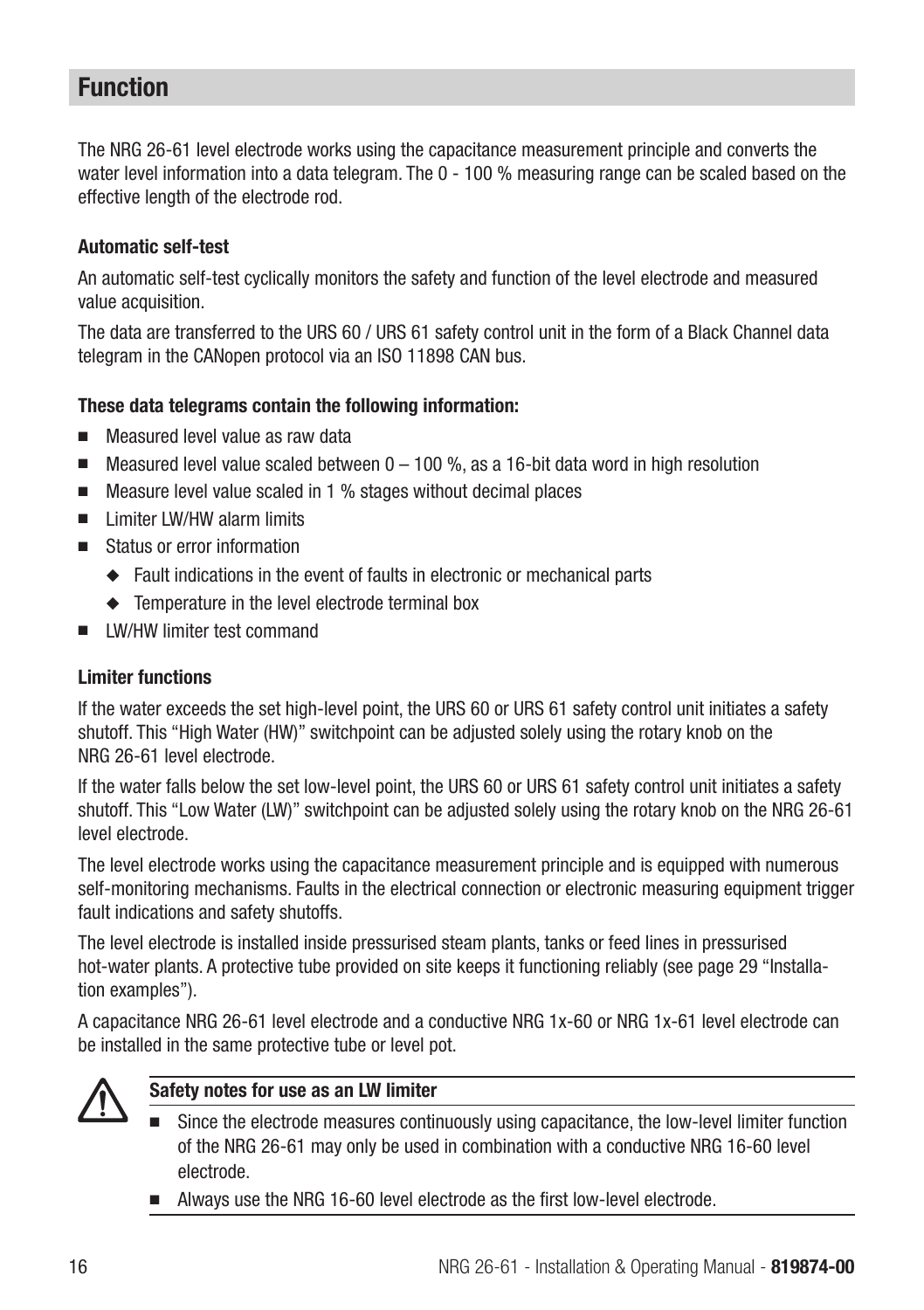## Function

The NRG 26-61 level electrode works using the capacitance measurement principle and converts the water level information into a data telegram. The 0 - 100 % measuring range can be scaled based on the effective length of the electrode rod.

**Automatic self-test**

An automatic self-test cyclically monitors the safety and function of the level electrode and measured value acquisition.

The data are transferred to the URS 60 / URS 61 safety control unit in the form of a Black Channel data telegram in the CANopen protocol via an ISO 11898 CAN bus.

**These data telegrams contain the following information:**

- Measured level value as raw data
- Measured level value scaled between 0 – 100 %, as a 16-bit data word in high resolution
- Measure level value scaled in 1 % stages without decimal places
- Limiter LW/HW alarm limits
- Status or error information
  - Fault indications in the event of faults in electronic or mechanical parts
  - Temperature in the level electrode terminal box
- LW/HW limiter test command

**Limiter functions**

If the water exceeds the set high-level point, the URS 60 or URS 61 safety control unit initiates a safety shutoff. This "High Water (HW)" switchpoint can be adjusted solely using the rotary knob on the NRG 26-61 level electrode.

If the water falls below the set low-level point, the URS 60 or URS 61 safety control unit initiates a safety shutoff. This "Low Water (LW)" switchpoint can be adjusted solely using the rotary knob on the NRG 26-61 level electrode.

The level electrode works using the capacitance measurement principle and is equipped with numerous self-monitoring mechanisms. Faults in the electrical connection or electronic measuring equipment trigger fault indications and safety shutoffs.

The level electrode is installed inside pressurised steam plants, tanks or feed lines in pressurised hot-water plants. A protective tube provided on site keeps it functioning reliably (see page 29 "Installation examples").

A capacitance NRG 26-61 level electrode and a conductive NRG 1x-60 or NRG 1x-61 level electrode can be installed in the same protective tube or level pot.

**Safety notes for use as an LW limiter**

- Since the electrode measures continuously using capacitance, the low-level limiter function of the NRG 26-61 may only be used in combination with a conductive NRG 16-60 level electrode.
- Always use the NRG 16-60 level electrode as the first low-level electrode.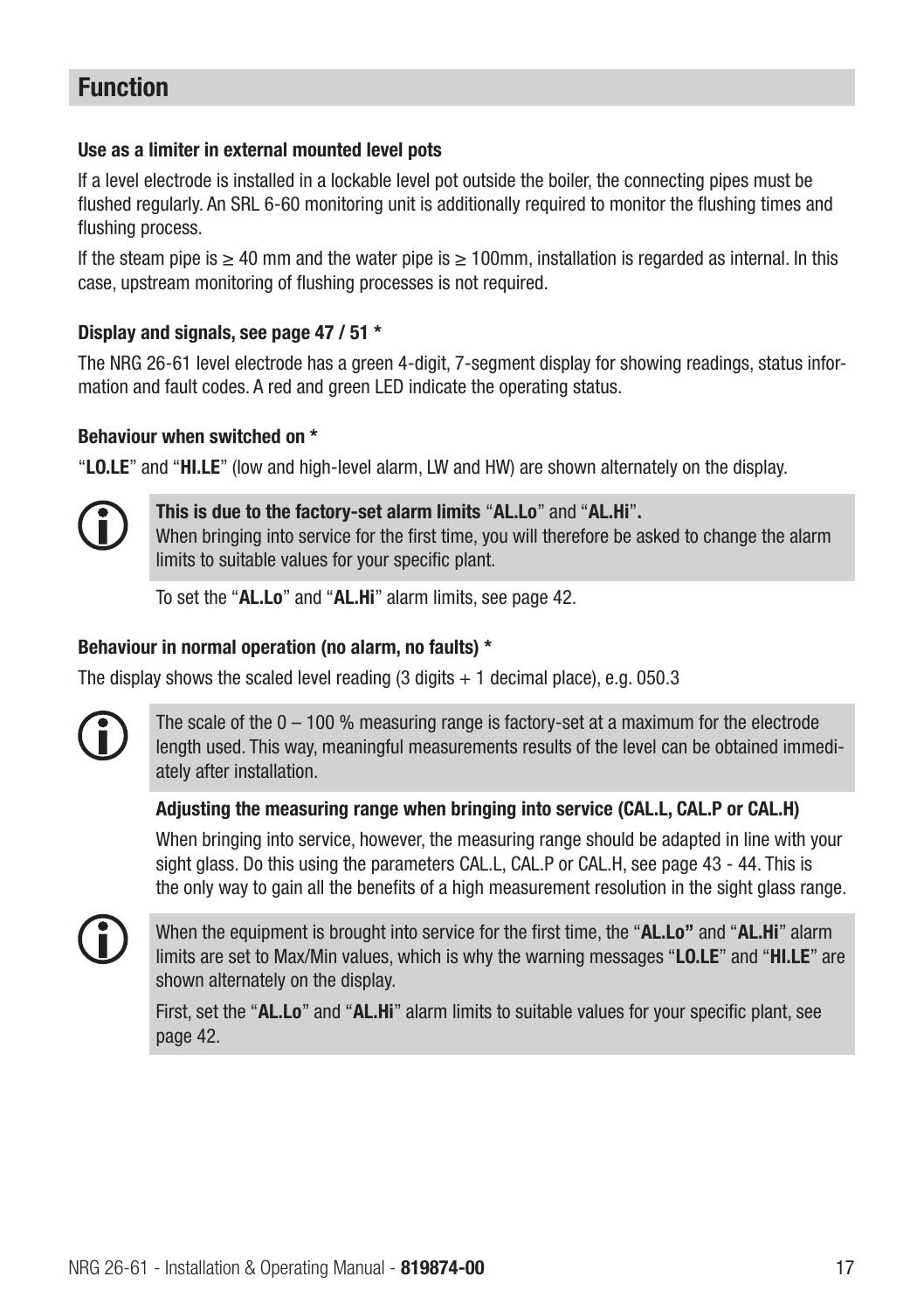## Function

### Use as a limiter in external mounted level pots

If a level electrode is installed in a lockable level pot outside the boiler, the connecting pipes must be flushed regularly. An SRL 6-60 monitoring unit is additionally required to monitor the flushing times and flushing process.

If the steam pipe is ≥ 40 mm and the water pipe is ≥ 100mm, installation is regarded as internal. In this case, upstream monitoring of flushing processes is not required.

### Display and signals, see page 47 / 51 *

The NRG 26-61 level electrode has a green 4-digit, 7-segment display for showing readings, status information and fault codes. A red and green LED indicate the operating status.

### Behaviour when switched on *

"**LO.LE**" and "**HI.LE**" (low and high-level alarm, LW and HW) are shown alternately on the display.

**This is due to the factory-set alarm limits "AL.Lo" and "AL.Hi".**
When bringing into service for the first time, you will therefore be asked to change the alarm limits to suitable values for your specific plant.

To set the "**AL.Lo**" and "**AL.Hi**" alarm limits, see page 42.

### Behaviour in normal operation (no alarm, no faults) *

The display shows the scaled level reading (3 digits + 1 decimal place), e.g. 050.3

The scale of the 0 – 100 % measuring range is factory-set at a maximum for the electrode length used. This way, meaningful measurements results of the level can be obtained immediately after installation.

**Adjusting the measuring range when bringing into service (CAL.L, CAL.P or CAL.H)**

When bringing into service, however, the measuring range should be adapted in line with your sight glass. Do this using the parameters CAL.L, CAL.P or CAL.H, see page 43 - 44. This is the only way to gain all the benefits of a high measurement resolution in the sight glass range.

When the equipment is brought into service for the first time, the "**AL.Lo"** and "**AL.Hi**" alarm limits are set to Max/Min values, which is why the warning messages "**LO.LE**" and "**HI.LE**" are shown alternately on the display.

First, set the "**AL.Lo**" and "**AL.Hi**" alarm limits to suitable values for your specific plant, see page 42.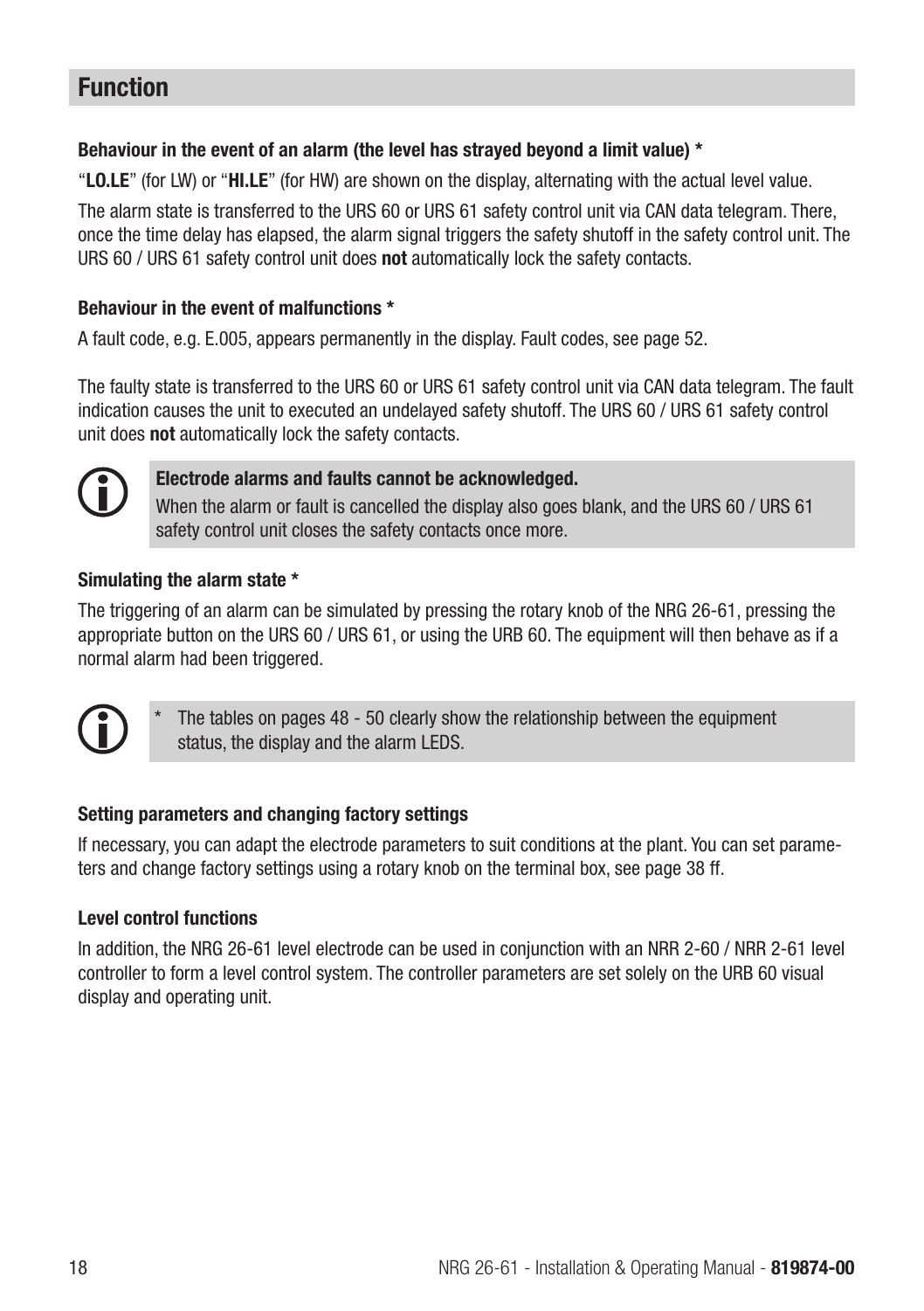## Function

### Behaviour in the event of an alarm (the level has strayed beyond a limit value) *

"**LO.LE**" (for LW) or "**HI.LE**" (for HW) are shown on the display, alternating with the actual level value.

The alarm state is transferred to the URS 60 or URS 61 safety control unit via CAN data telegram. There, once the time delay has elapsed, the alarm signal triggers the safety shutoff in the safety control unit. The URS 60 / URS 61 safety control unit does **not** automatically lock the safety contacts.

### Behaviour in the event of malfunctions *

A fault code, e.g. E.005, appears permanently in the display. Fault codes, see page 52.

The faulty state is transferred to the URS 60 or URS 61 safety control unit via CAN data telegram. The fault indication causes the unit to executed an undelayed safety shutoff. The URS 60 / URS 61 safety control unit does **not** automatically lock the safety contacts.

**Electrode alarms and faults cannot be acknowledged.**
When the alarm or fault is cancelled the display also goes blank, and the URS 60 / URS 61 safety control unit closes the safety contacts once more.

### Simulating the alarm state *

The triggering of an alarm can be simulated by pressing the rotary knob of the NRG 26-61, pressing the appropriate button on the URS 60 / URS 61, or using the URB 60. The equipment will then behave as if a normal alarm had been triggered.

\* The tables on pages 48 - 50 clearly show the relationship between the equipment status, the display and the alarm LEDS.

### Setting parameters and changing factory settings

If necessary, you can adapt the electrode parameters to suit conditions at the plant. You can set parameters and change factory settings using a rotary knob on the terminal box, see page 38 ff.

### Level control functions

In addition, the NRG 26-61 level electrode can be used in conjunction with an NRR 2-60 / NRR 2-61 level controller to form a level control system. The controller parameters are set solely on the URB 60 visual display and operating unit.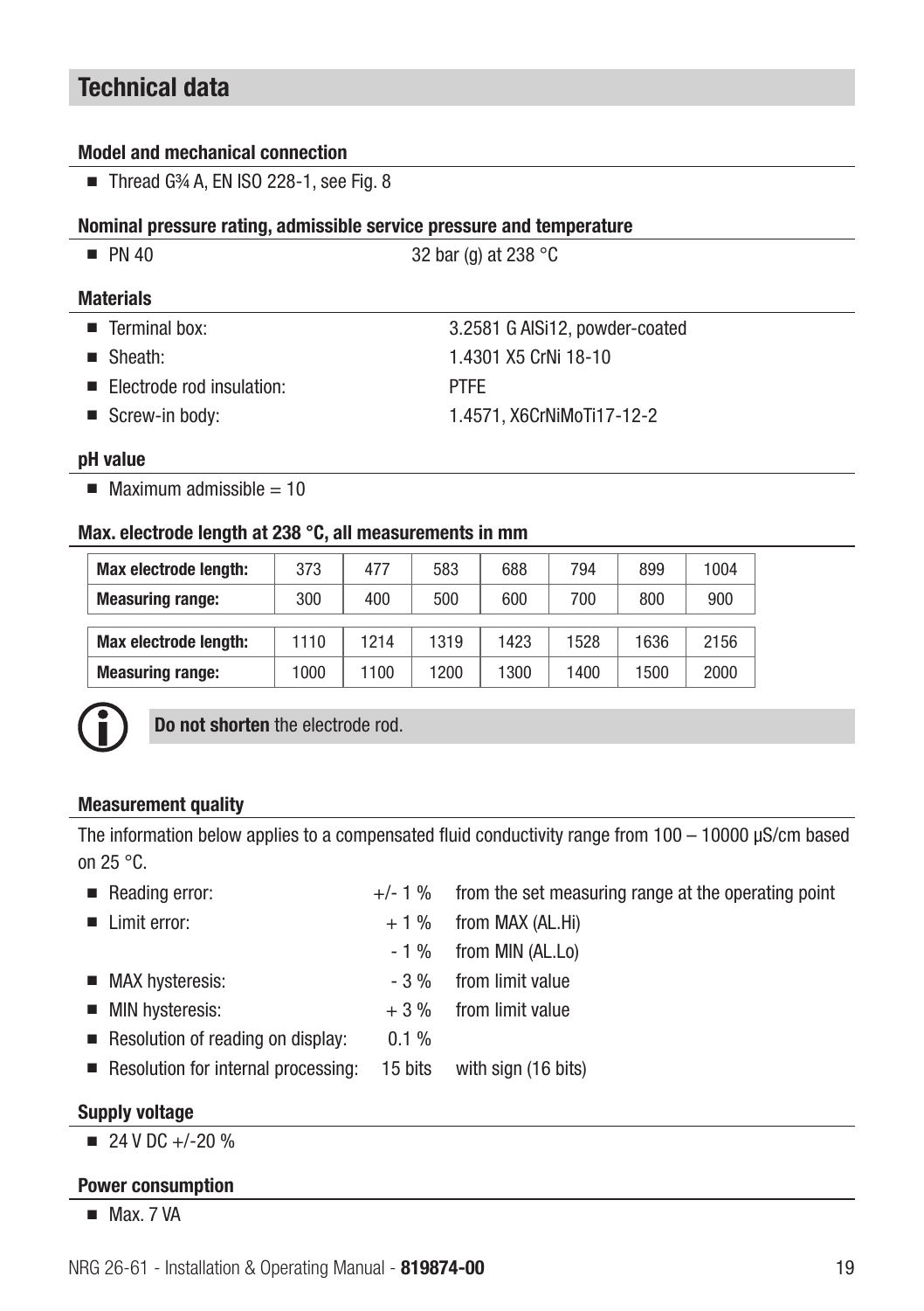## Technical data

### Model and mechanical connection

- Thread G¾ A, EN ISO 228-1, see Fig. 8

### Nominal pressure rating, admissible service pressure and temperature

- PN 40 — 32 bar (g) at 238 °C

### Materials

- Terminal box: 3.2581 G AlSi12, powder-coated
- Sheath: 1.4301 X5 CrNi 18-10
- Electrode rod insulation: PTFE
- Screw-in body: 1.4571, X6CrNiMoTi17-12-2

### pH value

- Maximum admissible = 10

### Max. electrode length at 238 °C, all measurements in mm

| **Max electrode length:** | 373 | 477 | 583 | 688 | 794 | 899 | 1004 |
|---|---|---|---|---|---|---|---|
| **Measuring range:** | 300 | 400 | 500 | 600 | 700 | 800 | 900 |

| **Max electrode length:** | 1110 | 1214 | 1319 | 1423 | 1528 | 1636 | 2156 |
|---|---|---|---|---|---|---|---|
| **Measuring range:** | 1000 | 1100 | 1200 | 1300 | 1400 | 1500 | 2000 |

**Do not shorten** the electrode rod.

### Measurement quality

The information below applies to a compensated fluid conductivity range from 100 – 10000 µS/cm based on 25 °C.

- Reading error: +/- 1 % from the set measuring range at the operating point
- Limit error: + 1 % from MAX (AL.Hi)
  - 1 % from MIN (AL.Lo)
- MAX hysteresis: - 3 % from limit value
- MIN hysteresis: + 3 % from limit value
- Resolution of reading on display: 0.1 %
- Resolution for internal processing: 15 bits with sign (16 bits)

### Supply voltage

- 24 V DC +/-20 %

### Power consumption

- Max. 7 VA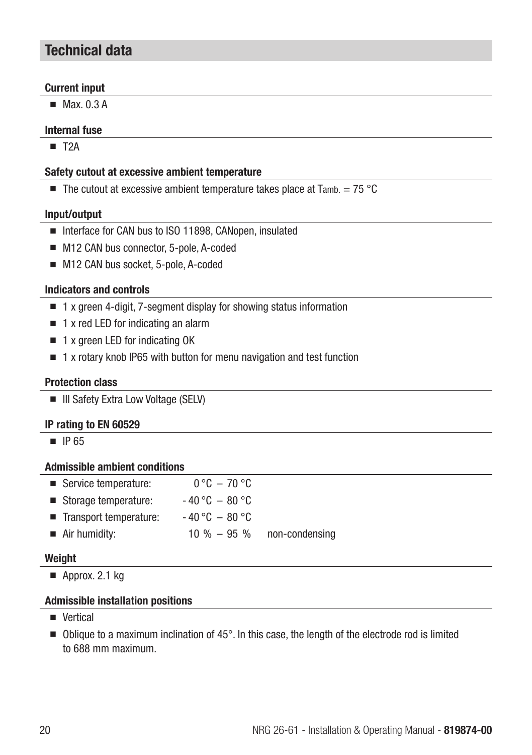## Technical data

#### Current input

- Max. 0.3 A

#### Internal fuse

- T2A

#### Safety cutout at excessive ambient temperature

- The cutout at excessive ambient temperature takes place at $T_{amb.}$ = 75 °C

#### Input/output

- Interface for CAN bus to ISO 11898, CANopen, insulated
- M12 CAN bus connector, 5-pole, A-coded
- M12 CAN bus socket, 5-pole, A-coded

#### Indicators and controls

- 1 x green 4-digit, 7-segment display for showing status information
- 1 x red LED for indicating an alarm
- 1 x green LED for indicating OK
- 1 x rotary knob IP65 with button for menu navigation and test function

#### Protection class

- III Safety Extra Low Voltage (SELV)

#### IP rating to EN 60529

- IP 65

#### Admissible ambient conditions

- Service temperature: 0 °C – 70 °C
- Storage temperature: - 40 °C – 80 °C
- Transport temperature: - 40 °C – 80 °C
- Air humidity: 10 % – 95 % non-condensing

#### Weight

- Approx. 2.1 kg

#### Admissible installation positions

- Vertical
- Oblique to a maximum inclination of 45°. In this case, the length of the electrode rod is limited to 688 mm maximum.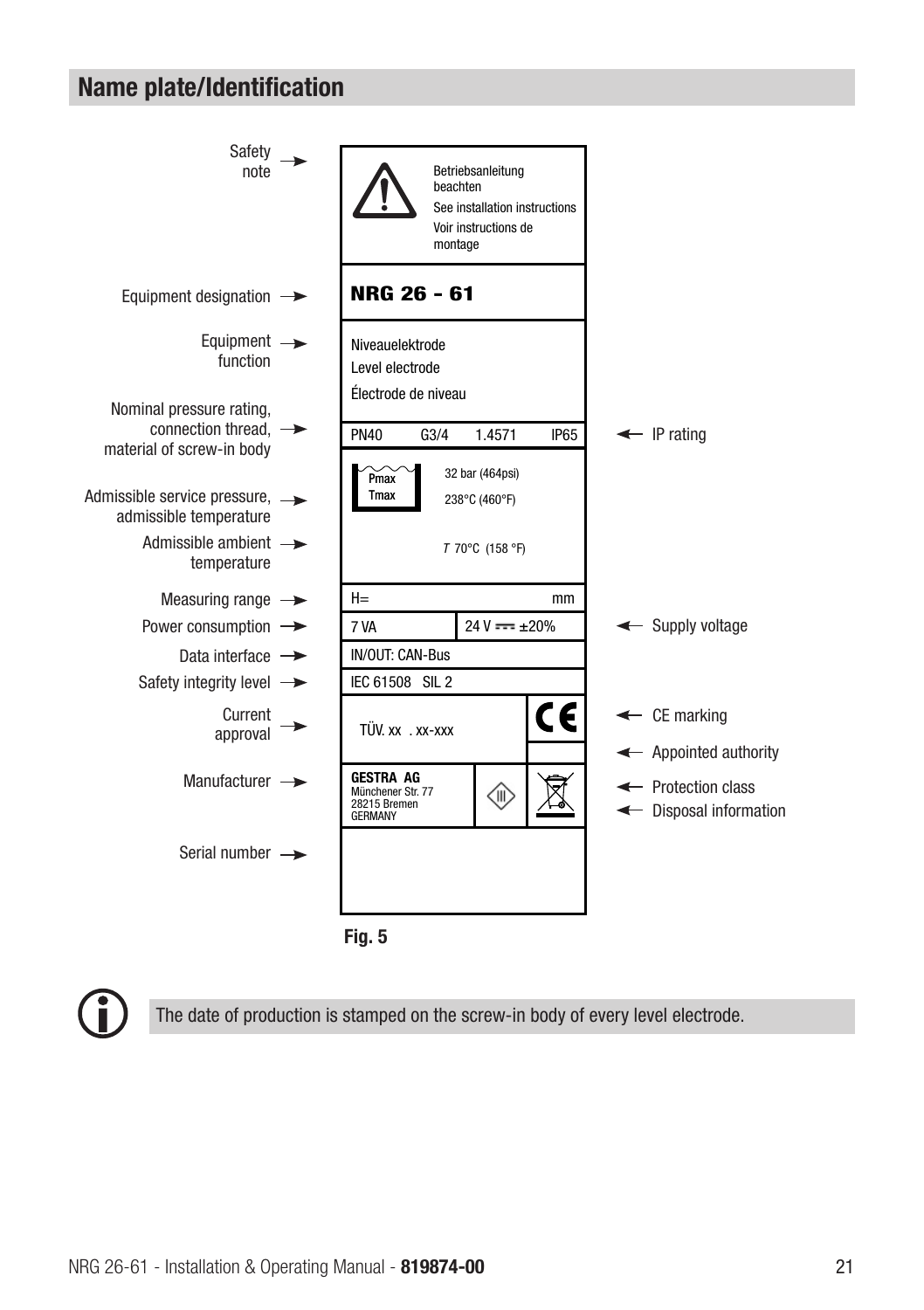## Name plate/Identification

| Label | Name plate content | Label |
|---|---|---|
| Safety note | Betriebsanleitung beachten<br>See installation instructions<br>Voir instructions de montage | |
| Equipment designation | **NRG 26 - 61** | |
| Equipment function | Niveauelektrode<br>Level electrode<br>Électrode de niveau | |
| Nominal pressure rating, connection thread, material of screw-in body | PN40 G3/4 1.4571 IP65 | IP rating |
| Admissible service pressure, admissible temperature | Pmax 32 bar (464psi)<br>Tmax 238°C (460°F) | |
| Admissible ambient temperature | T 70°C (158 °F) | |
| Measuring range | H= mm | |
| Power consumption | 7 VA 24 V ⎓ ±20% | Supply voltage |
| Data interface | IN/OUT: CAN-Bus | |
| Safety integrity level | IEC 61508 SIL 2 | |
| Current approval | TÜV. xx . xx-xxx | CE marking<br>Appointed authority |
| Manufacturer | GESTRA AG<br>Münchener Str. 77<br>28215 Bremen<br>GERMANY | Protection class<br>Disposal information |
| Serial number | | |

**Fig. 5**

The date of production is stamped on the screw-in body of every level electrode.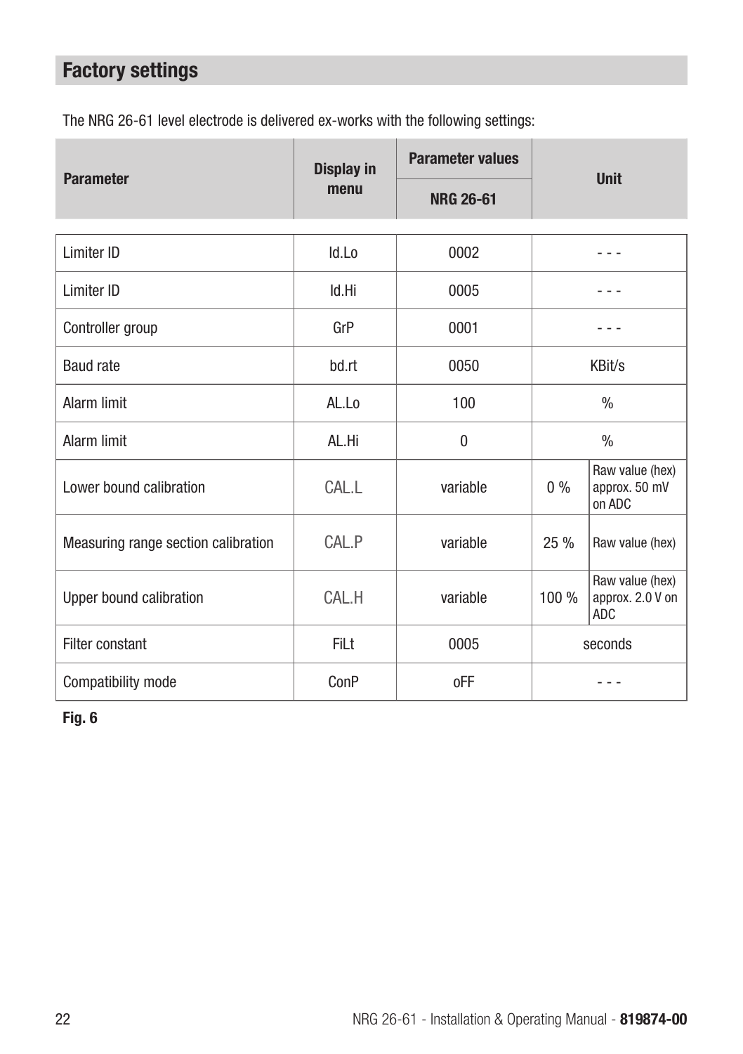## Factory settings

The NRG 26-61 level electrode is delivered ex-works with the following settings:

| Parameter | Display in menu | Parameter values | Unit | |
|---|---|---|---|---|
| | | NRG 26-61 | | |
| Limiter ID | Id.Lo | 0002 | - - - | |
| Limiter ID | Id.Hi | 0005 | - - - | |
| Controller group | GrP | 0001 | - - - | |
| Baud rate | bd.rt | 0050 | KBit/s | |
| Alarm limit | AL.Lo | 100 | % | |
| Alarm limit | AL.Hi | 0 | % | |
| Lower bound calibration | CAL.L | variable | 0 % | Raw value (hex) approx. 50 mV on ADC |
| Measuring range section calibration | CAL.P | variable | 25 % | Raw value (hex) |
| Upper bound calibration | CAL.H | variable | 100 % | Raw value (hex) approx. 2.0 V on ADC |
| Filter constant | FiLt | 0005 | seconds | |
| Compatibility mode | ConP | oFF | - - - | |

**Fig. 6**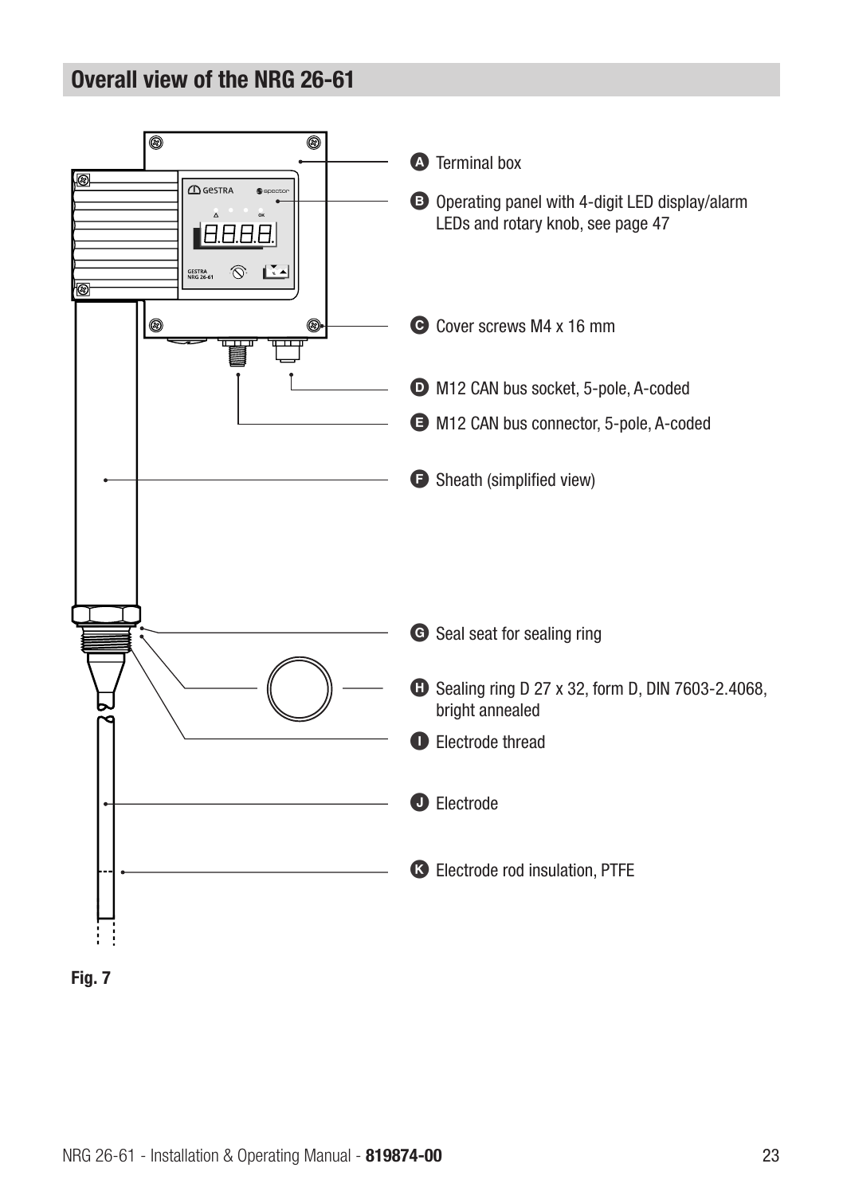## Overall view of the NRG 26-61

- **A** Terminal box
- **B** Operating panel with 4-digit LED display/alarm LEDs and rotary knob, see page 47
- **C** Cover screws M4 x 16 mm
- **D** M12 CAN bus socket, 5-pole, A-coded
- **E** M12 CAN bus connector, 5-pole, A-coded
- **F** Sheath (simplified view)
- **G** Seal seat for sealing ring
- **H** Sealing ring D 27 x 32, form D, DIN 7603-2.4068, bright annealed
- **I** Electrode thread
- **J** Electrode
- **K** Electrode rod insulation, PTFE

**Fig. 7**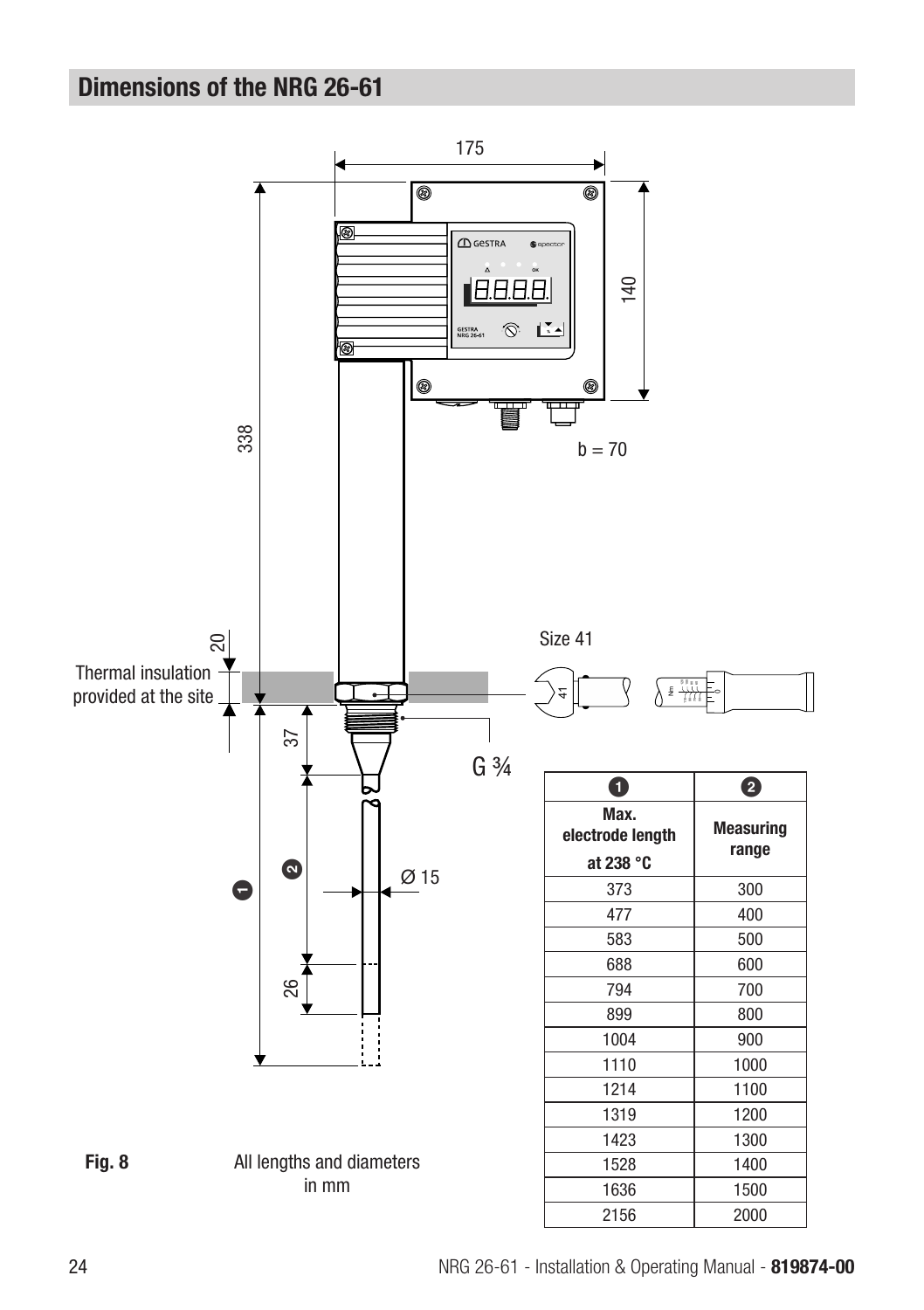## Dimensions of the NRG 26-61

175

140

338

b = 70

20

Thermal insulation provided at the site

Size 41

37

G ¾

26

Ø 15

| ❶ Max. electrode length at 238 °C | ❷ Measuring range |
|---|---|
| 373 | 300 |
| 477 | 400 |
| 583 | 500 |
| 688 | 600 |
| 794 | 700 |
| 899 | 800 |
| 1004 | 900 |
| 1110 | 1000 |
| 1214 | 1100 |
| 1319 | 1200 |
| 1423 | 1300 |
| 1528 | 1400 |
| 1636 | 1500 |
| 2156 | 2000 |

**Fig. 8** All lengths and diameters in mm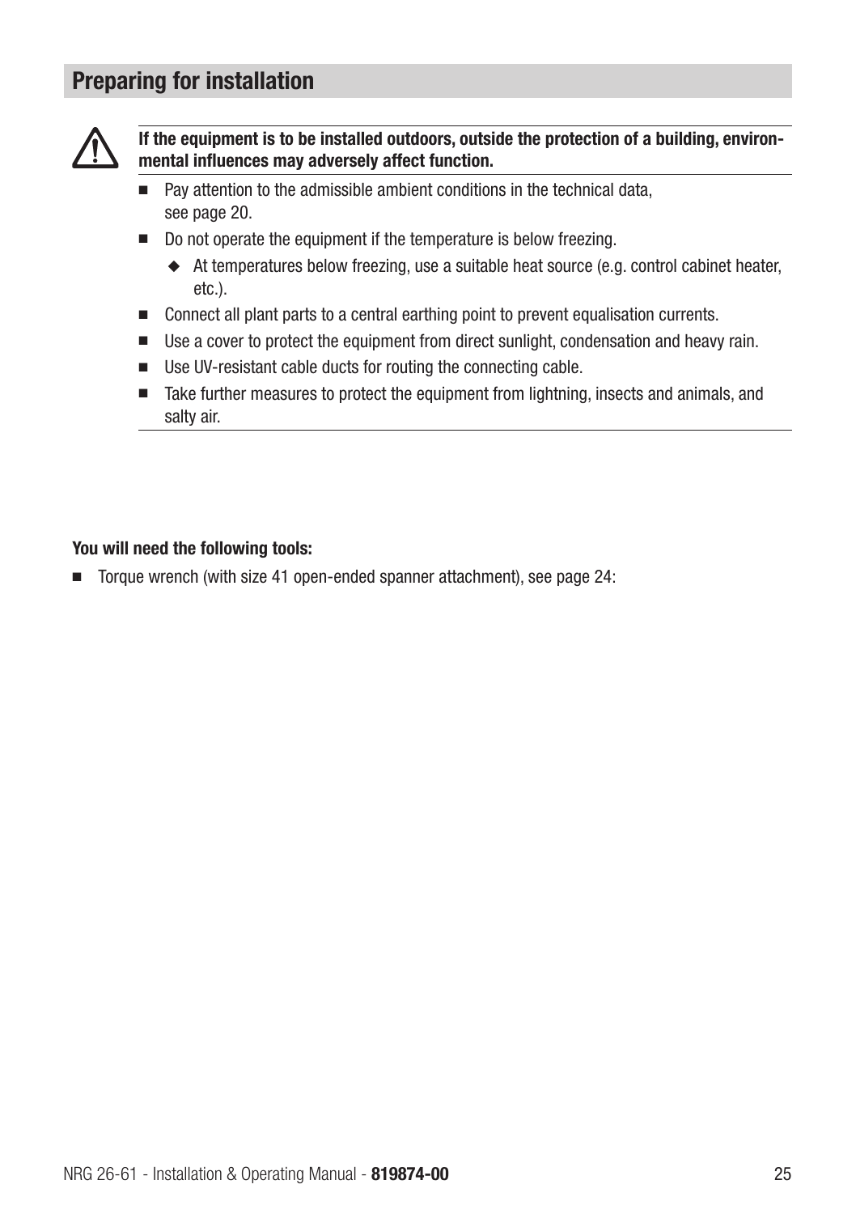## Preparing for installation

**If the equipment is to be installed outdoors, outside the protection of a building, environmental influences may adversely affect function.**

- Pay attention to the admissible ambient conditions in the technical data, see page 20.
- Do not operate the equipment if the temperature is below freezing.
  - At temperatures below freezing, use a suitable heat source (e.g. control cabinet heater, etc.).
- Connect all plant parts to a central earthing point to prevent equalisation currents.
- Use a cover to protect the equipment from direct sunlight, condensation and heavy rain.
- Use UV-resistant cable ducts for routing the connecting cable.
- Take further measures to protect the equipment from lightning, insects and animals, and salty air.

**You will need the following tools:**

- Torque wrench (with size 41 open-ended spanner attachment), see page 24: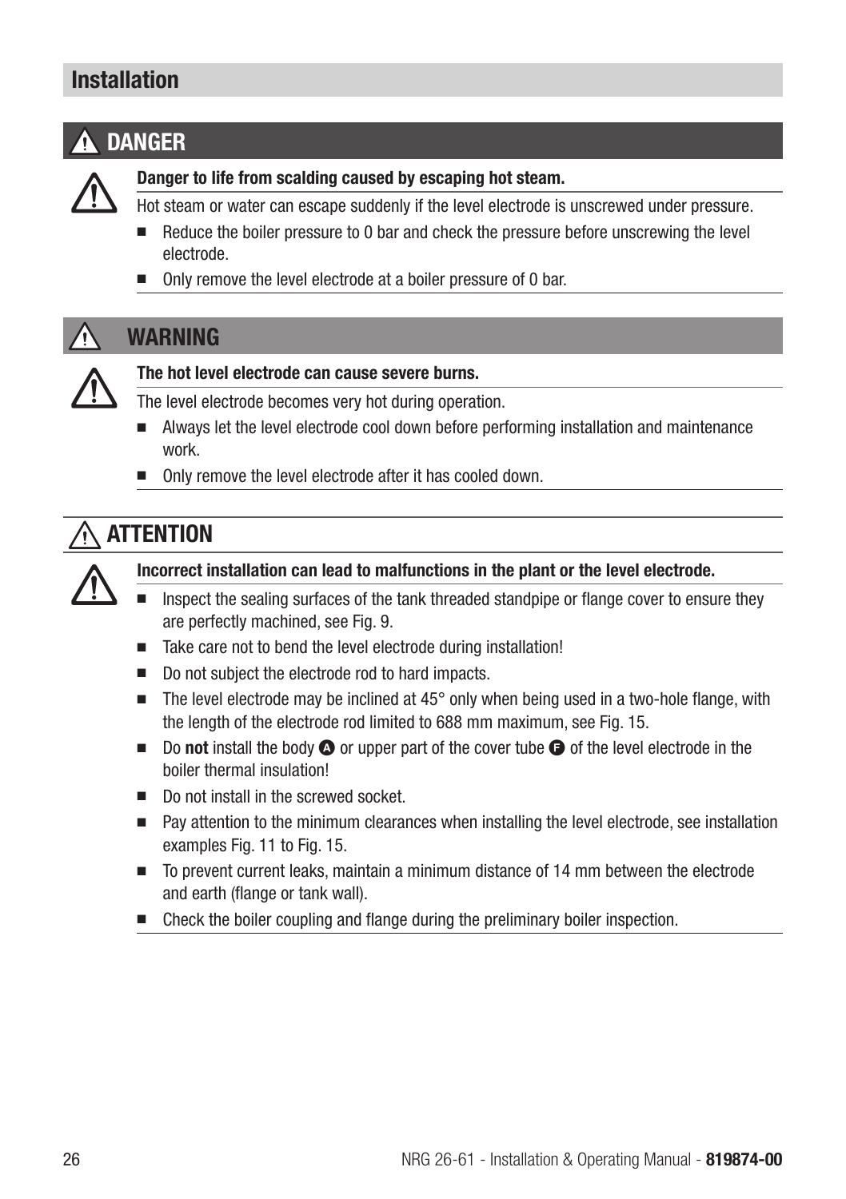# Installation

## DANGER

**Danger to life from scalding caused by escaping hot steam.**

Hot steam or water can escape suddenly if the level electrode is unscrewed under pressure.

- Reduce the boiler pressure to 0 bar and check the pressure before unscrewing the level electrode.
- Only remove the level electrode at a boiler pressure of 0 bar.

## WARNING

**The hot level electrode can cause severe burns.**

The level electrode becomes very hot during operation.

- Always let the level electrode cool down before performing installation and maintenance work.
- Only remove the level electrode after it has cooled down.

## ATTENTION

**Incorrect installation can lead to malfunctions in the plant or the level electrode.**

- Inspect the sealing surfaces of the tank threaded standpipe or flange cover to ensure they are perfectly machined, see Fig. 9.
- Take care not to bend the level electrode during installation!
- Do not subject the electrode rod to hard impacts.
- The level electrode may be inclined at 45° only when being used in a two-hole flange, with the length of the electrode rod limited to 688 mm maximum, see Fig. 15.
- Do **not** install the body A or upper part of the cover tube F of the level electrode in the boiler thermal insulation!
- Do not install in the screwed socket.
- Pay attention to the minimum clearances when installing the level electrode, see installation examples Fig. 11 to Fig. 15.
- To prevent current leaks, maintain a minimum distance of 14 mm between the electrode and earth (flange or tank wall).
- Check the boiler coupling and flange during the preliminary boiler inspection.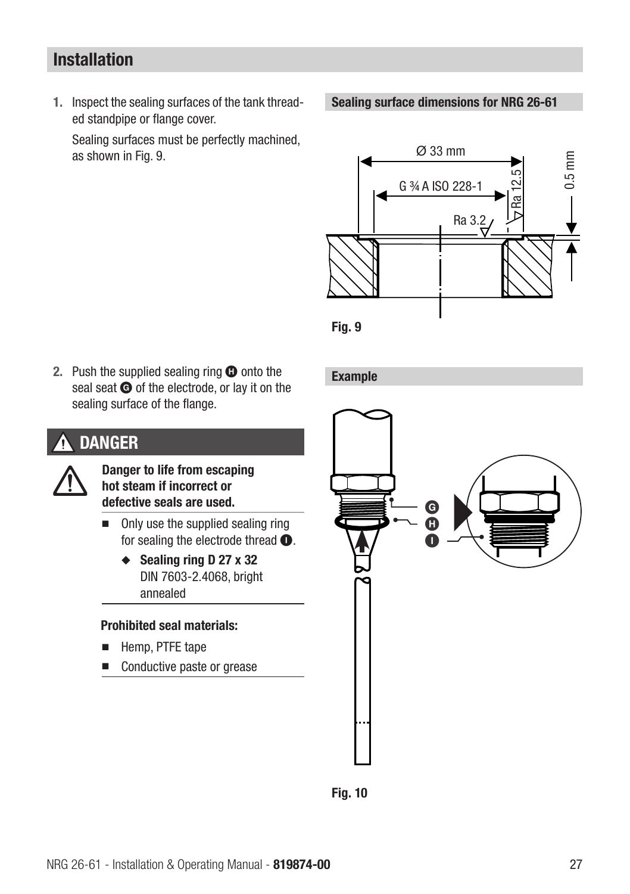## Installation

1. Inspect the sealing surfaces of the tank threaded standpipe or flange cover.

   Sealing surfaces must be perfectly machined, as shown in Fig. 9.

**Sealing surface dimensions for NRG 26-61**

Ø 33 mm

G ¾ A ISO 228-1

Ra 12.5

Ra 3.2

0.5 mm

**Fig. 9**

2. Push the supplied sealing ring **H** onto the seal seat **G** of the electrode, or lay it on the sealing surface of the flange.

## ⚠ DANGER

**Danger to life from escaping hot steam if incorrect or defective seals are used.**

- Only use the supplied sealing ring for sealing the electrode thread **I**.
  - ◆ **Sealing ring D 27 x 32** DIN 7603-2.4068, bright annealed

**Prohibited seal materials:**

- Hemp, PTFE tape
- Conductive paste or grease

**Example**

G

H

I

**Fig. 10**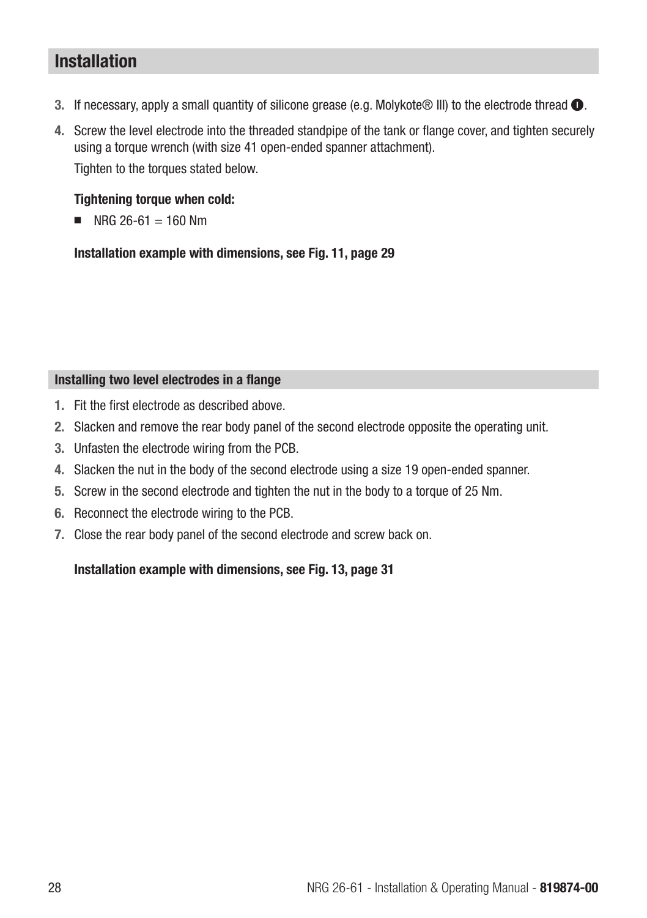## Installation

3. If necessary, apply a small quantity of silicone grease (e.g. Molykote® III) to the electrode thread ❶.
4. Screw the level electrode into the threaded standpipe of the tank or flange cover, and tighten securely using a torque wrench (with size 41 open-ended spanner attachment).

   Tighten to the torques stated below.

   **Tightening torque when cold:**

   - NRG 26-61 = 160 Nm

   **Installation example with dimensions, see Fig. 11, page 29**

### Installing two level electrodes in a flange

1. Fit the first electrode as described above.
2. Slacken and remove the rear body panel of the second electrode opposite the operating unit.
3. Unfasten the electrode wiring from the PCB.
4. Slacken the nut in the body of the second electrode using a size 19 open-ended spanner.
5. Screw in the second electrode and tighten the nut in the body to a torque of 25 Nm.
6. Reconnect the electrode wiring to the PCB.
7. Close the rear body panel of the second electrode and screw back on.

   **Installation example with dimensions, see Fig. 13, page 31**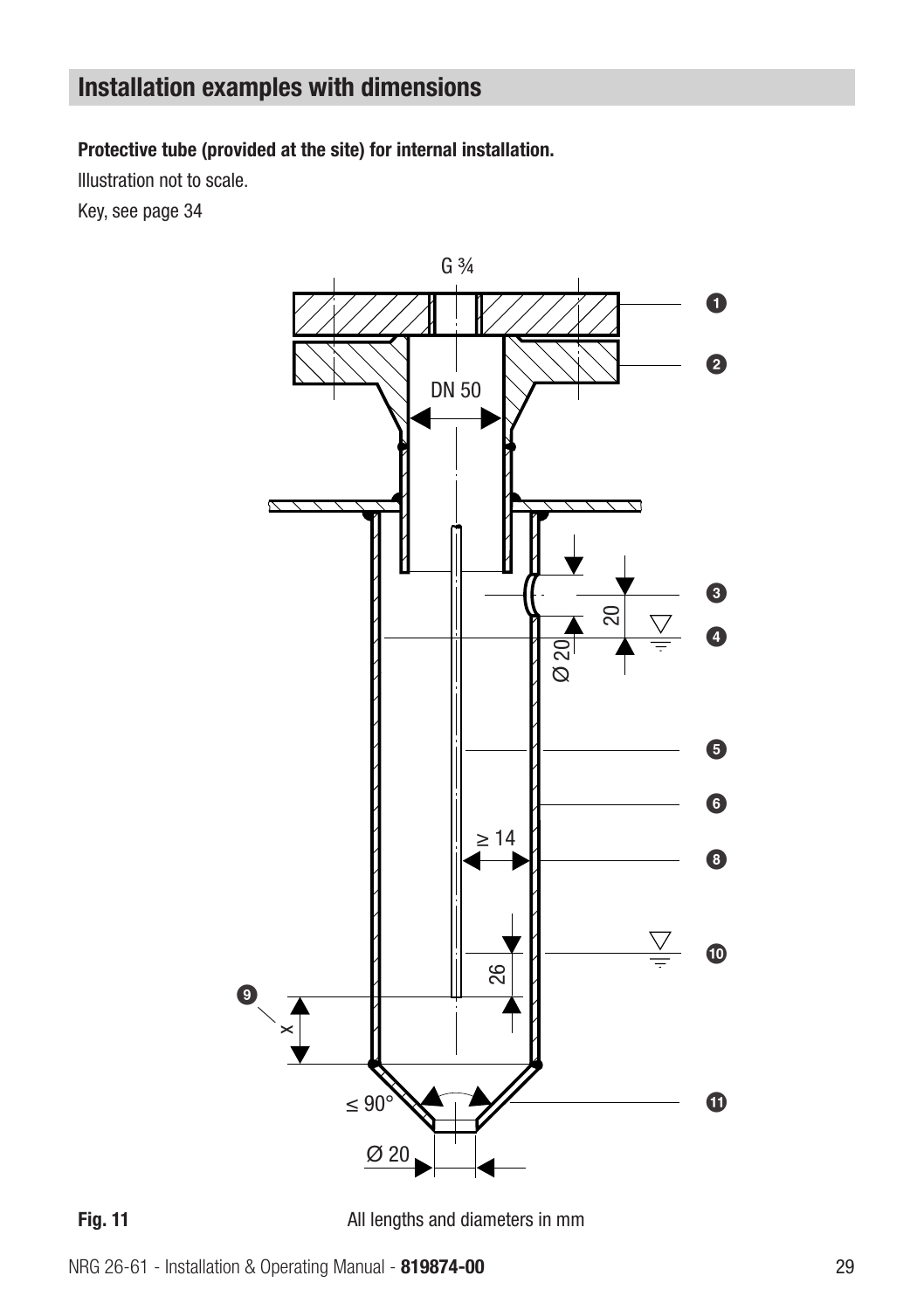## Installation examples with dimensions

**Protective tube (provided at the site) for internal installation.**

Illustration not to scale.

Key, see page 34

**Fig. 11** All lengths and diameters in mm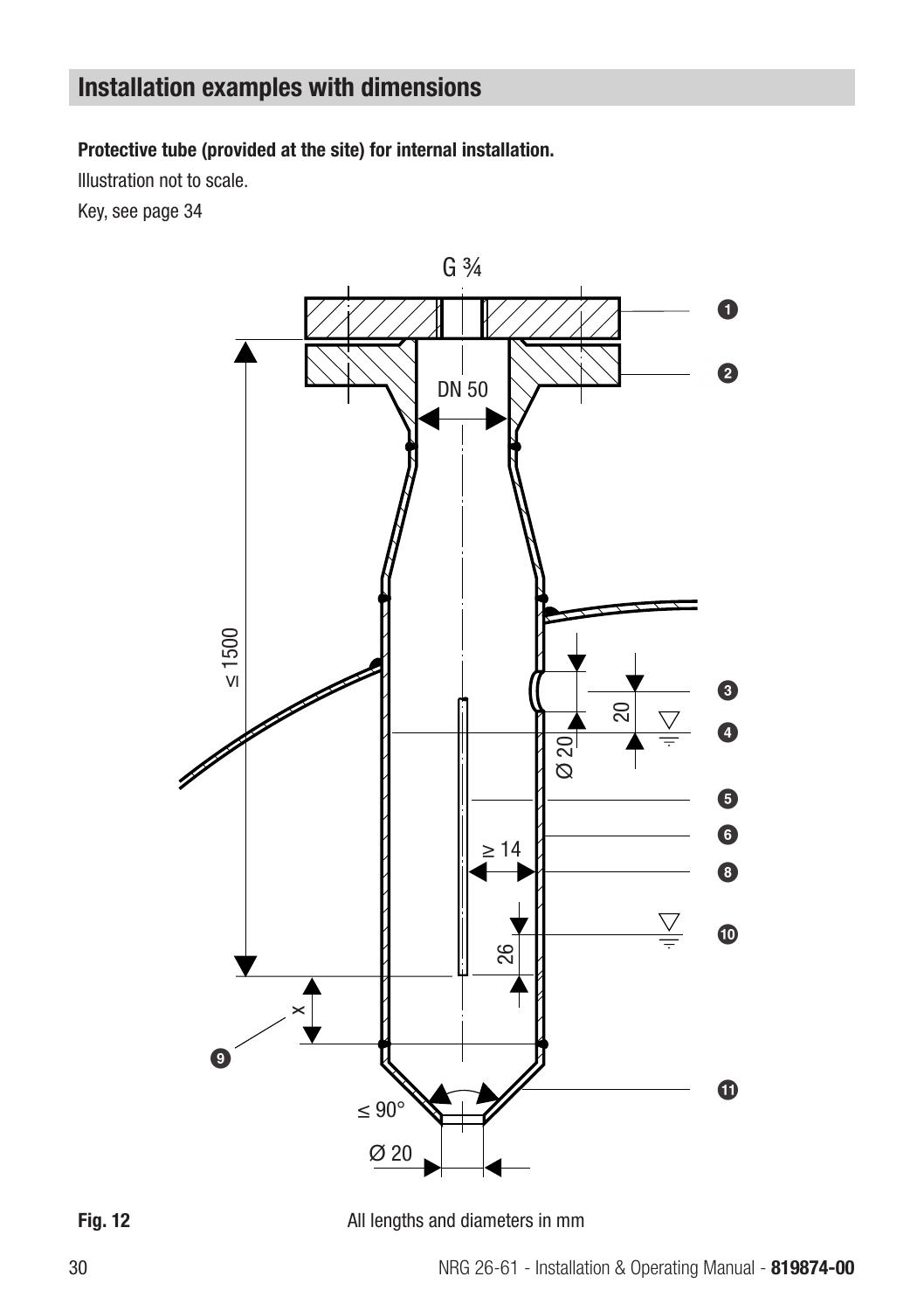## Installation examples with dimensions

**Protective tube (provided at the site) for internal installation.**

Illustration not to scale.

Key, see page 34

**Fig. 12** All lengths and diameters in mm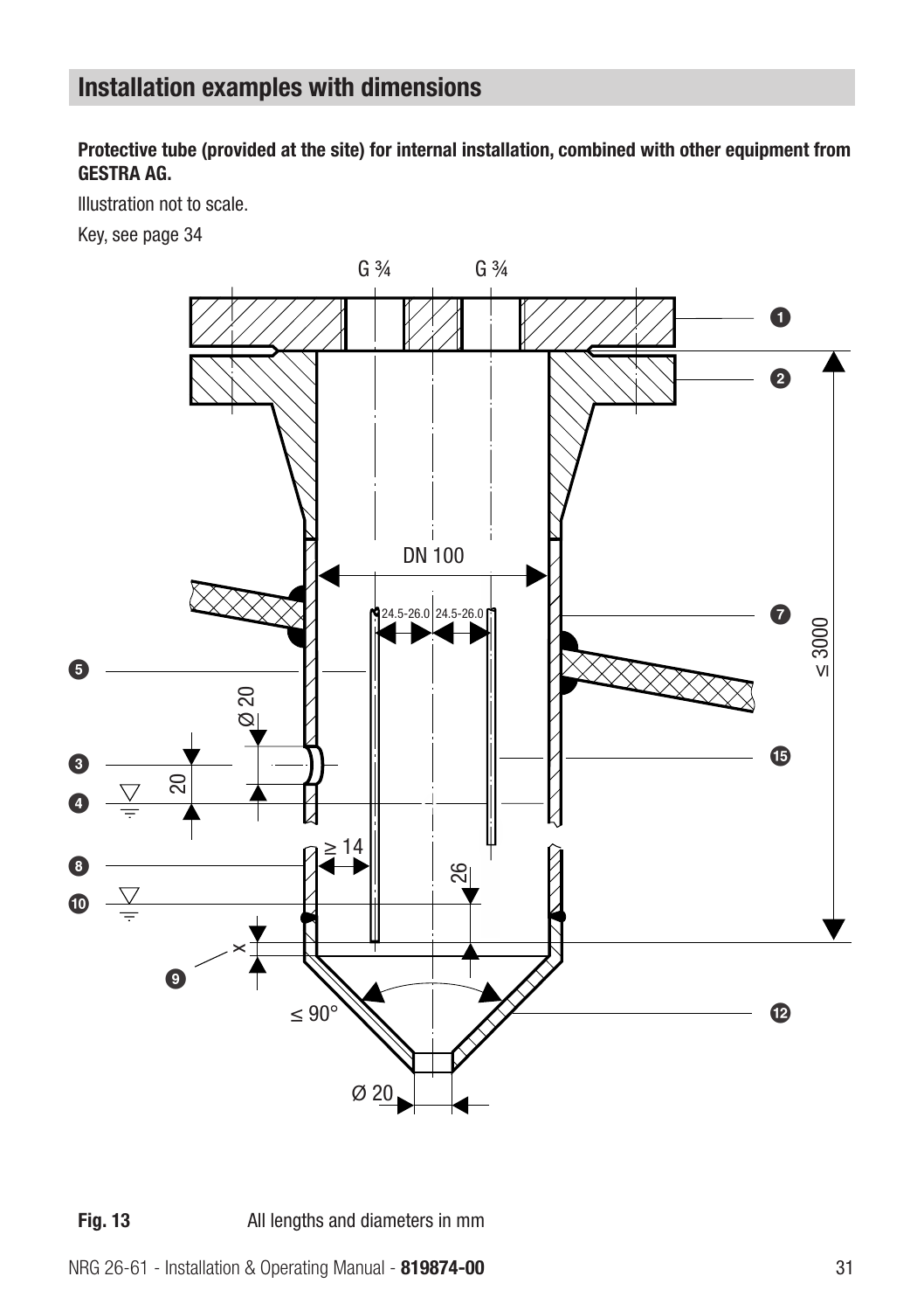## Installation examples with dimensions

**Protective tube (provided at the site) for internal installation, combined with other equipment from GESTRA AG.**

Illustration not to scale.

Key, see page 34

**Fig. 13** All lengths and diameters in mm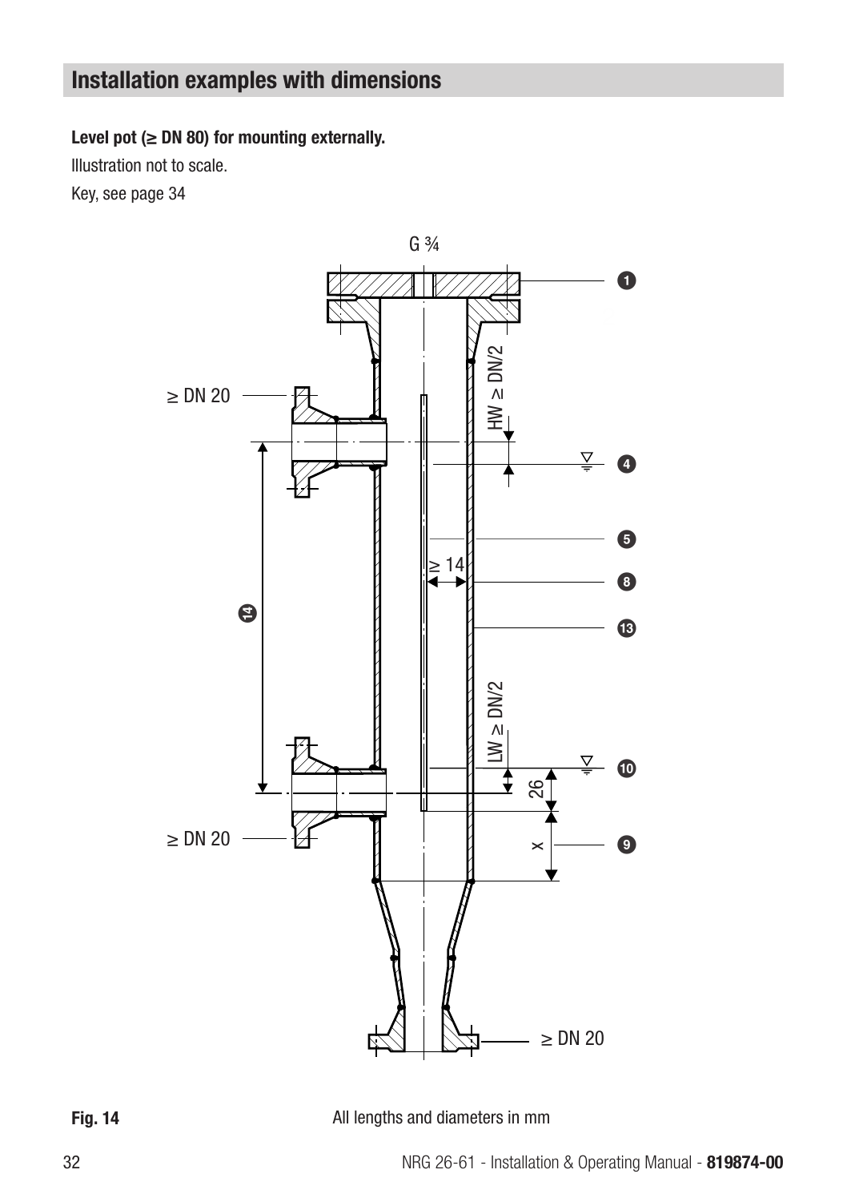## Installation examples with dimensions

**Level pot (≥ DN 80) for mounting externally.**

Illustration not to scale.

Key, see page 34

**Fig. 14** All lengths and diameters in mm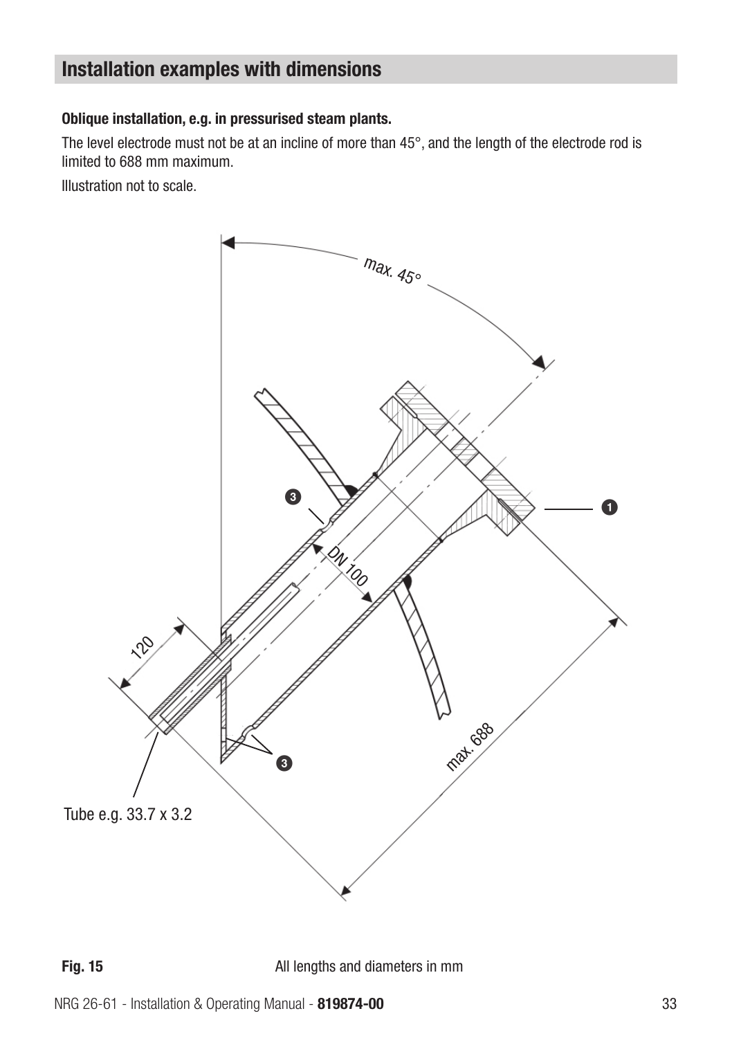## Installation examples with dimensions

**Oblique installation, e.g. in pressurised steam plants.**

The level electrode must not be at an incline of more than 45°, and the length of the electrode rod is limited to 688 mm maximum.

Illustration not to scale.

max. 45°

DN 100

120

max. 688

Tube e.g. 33.7 x 3.2

**Fig. 15** All lengths and diameters in mm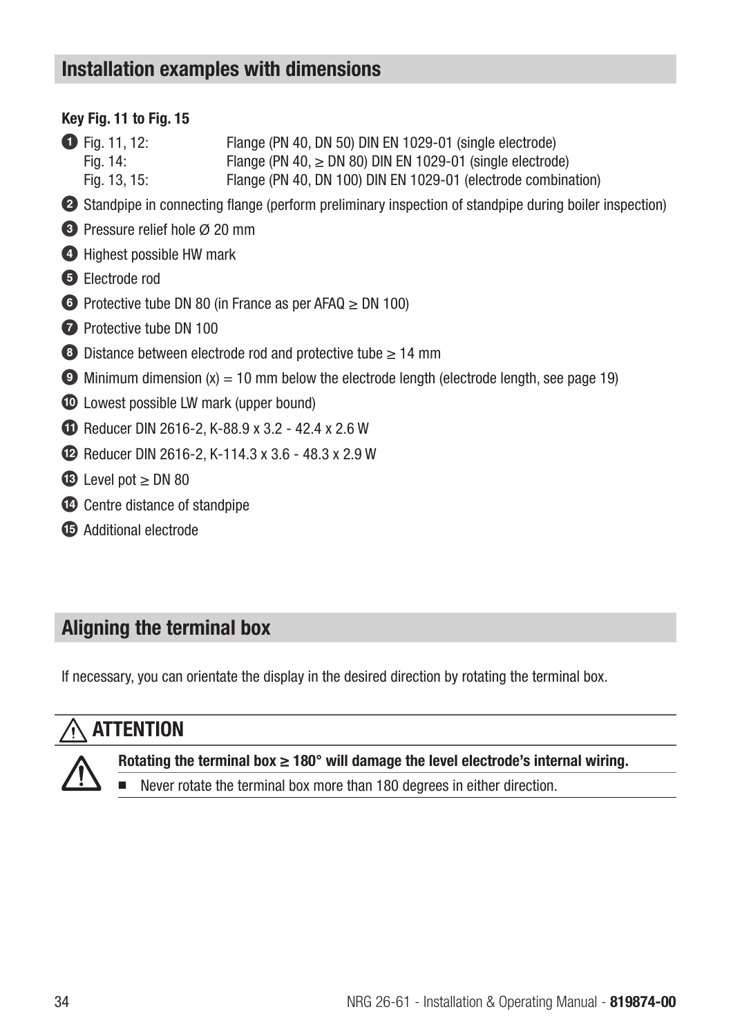## Installation examples with dimensions

**Key Fig. 11 to Fig. 15**

1. Fig. 11, 12: Flange (PN 40, DN 50) DIN EN 1029-01 (single electrode)
   Fig. 14: Flange (PN 40, ≥ DN 80) DIN EN 1029-01 (single electrode)
   Fig. 13, 15: Flange (PN 40, DN 100) DIN EN 1029-01 (electrode combination)
2. Standpipe in connecting flange (perform preliminary inspection of standpipe during boiler inspection)
3. Pressure relief hole Ø 20 mm
4. Highest possible HW mark
5. Electrode rod
6. Protective tube DN 80 (in France as per AFAQ ≥ DN 100)
7. Protective tube DN 100
8. Distance between electrode rod and protective tube ≥ 14 mm
9. Minimum dimension (x) = 10 mm below the electrode length (electrode length, see page 19)
10. Lowest possible LW mark (upper bound)
11. Reducer DIN 2616-2, K-88.9 x 3.2 - 42.4 x 2.6 W
12. Reducer DIN 2616-2, K-114.3 x 3.6 - 48.3 x 2.9 W
13. Level pot ≥ DN 80
14. Centre distance of standpipe
15. Additional electrode

## Aligning the terminal box

If necessary, you can orientate the display in the desired direction by rotating the terminal box.

### ATTENTION

**Rotating the terminal box ≥ 180° will damage the level electrode's internal wiring.**

- Never rotate the terminal box more than 180 degrees in either direction.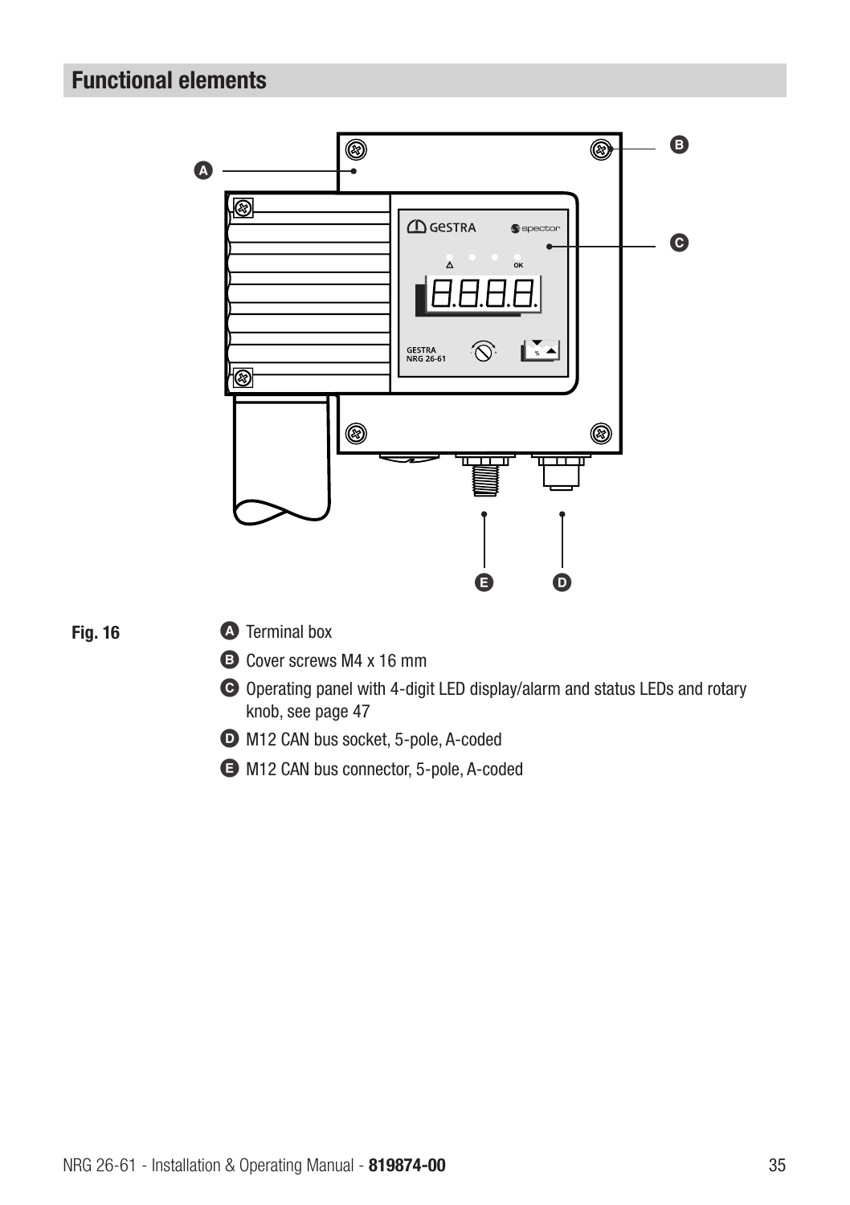## Functional elements

**Fig. 16**

- **A** Terminal box
- **B** Cover screws M4 x 16 mm
- **C** Operating panel with 4-digit LED display/alarm and status LEDs and rotary knob, see page 47
- **D** M12 CAN bus socket, 5-pole, A-coded
- **E** M12 CAN bus connector, 5-pole, A-coded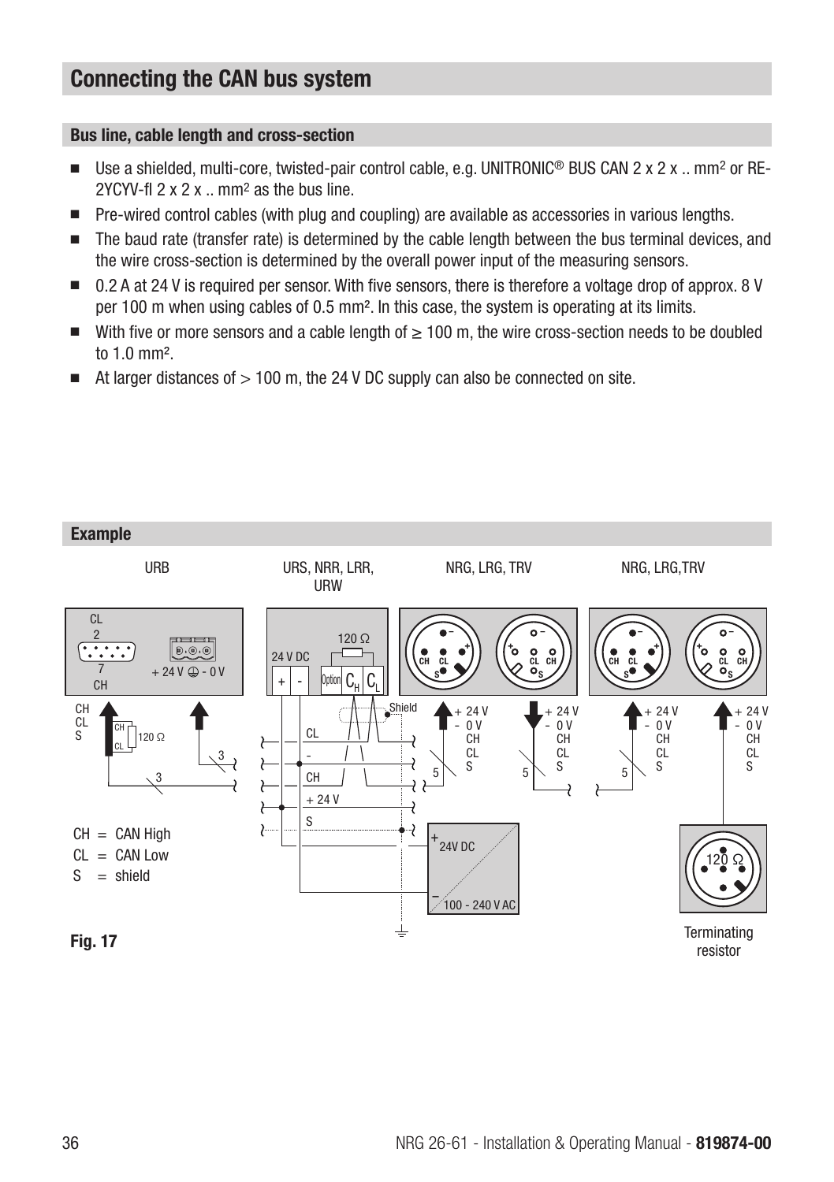## Connecting the CAN bus system

### Bus line, cable length and cross-section

- Use a shielded, multi-core, twisted-pair control cable, e.g. UNITRONIC® BUS CAN 2 x 2 x .. mm² or RE-2YCYV-fl 2 x 2 x .. mm² as the bus line.
- Pre-wired control cables (with plug and coupling) are available as accessories in various lengths.
- The baud rate (transfer rate) is determined by the cable length between the bus terminal devices, and the wire cross-section is determined by the overall power input of the measuring sensors.
- 0.2 A at 24 V is required per sensor. With five sensors, there is therefore a voltage drop of approx. 8 V per 100 m when using cables of 0.5 mm². In this case, the system is operating at its limits.
- With five or more sensors and a cable length of ≥ 100 m, the wire cross-section needs to be doubled to 1.0 mm².
- At larger distances of > 100 m, the 24 V DC supply can also be connected on site.

### Example

URB | URS, NRR, LRR, URW | NRG, LRG, TRV | NRG, LRG,TRV

CH = CAN High
CL = CAN Low
S = shield

Terminating resistor

**Fig. 17**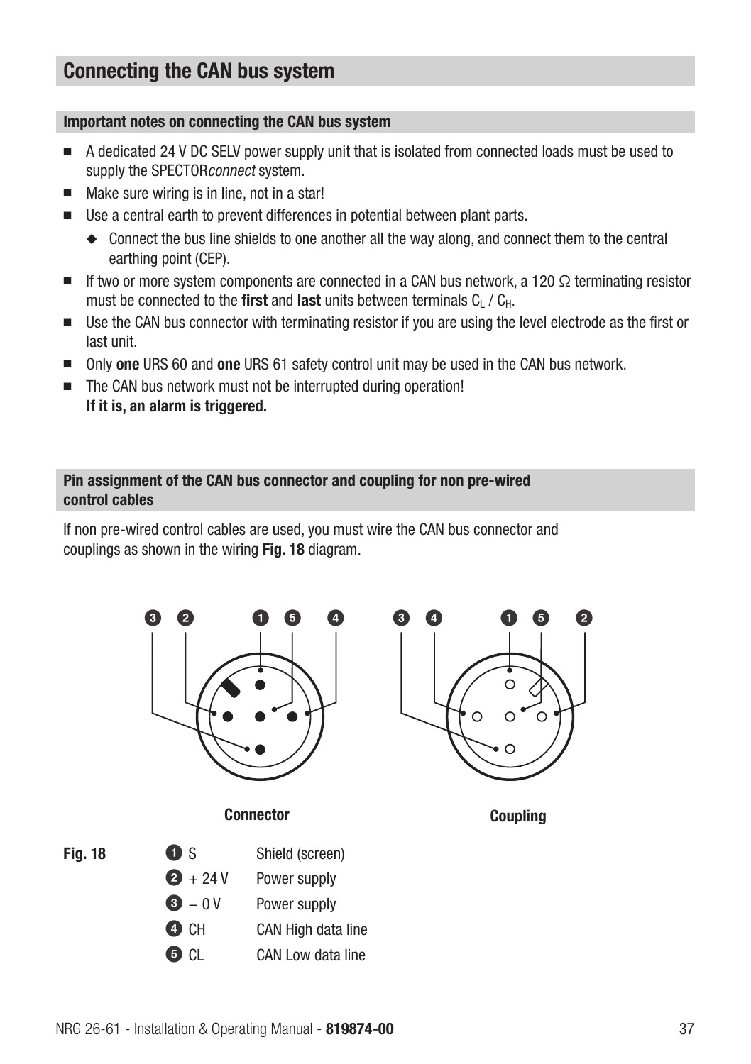## Connecting the CAN bus system

### Important notes on connecting the CAN bus system

- A dedicated 24 V DC SELV power supply unit that is isolated from connected loads must be used to supply the SPECTOR*connect* system.
- Make sure wiring is in line, not in a star!
- Use a central earth to prevent differences in potential between plant parts.
  - Connect the bus line shields to one another all the way along, and connect them to the central earthing point (CEP).
- If two or more system components are connected in a CAN bus network, a 120 Ω terminating resistor must be connected to the **first** and **last** units between terminals $C_L$ / $C_H$.
- Use the CAN bus connector with terminating resistor if you are using the level electrode as the first or last unit.
- Only **one** URS 60 and **one** URS 61 safety control unit may be used in the CAN bus network.
- The CAN bus network must not be interrupted during operation!
  **If it is, an alarm is triggered.**

### Pin assignment of the CAN bus connector and coupling for non pre-wired control cables

If non pre-wired control cables are used, you must wire the CAN bus connector and couplings as shown in the wiring **Fig. 18** diagram.

Connector (pins from left: 3, 2, 1, 5, 4) — Coupling (pins from left: 3, 4, 1, 5, 2)

**Fig. 18**

| | | |
|---|---|---|
| 1 | S | Shield (screen) |
| 2 | + 24 V | Power supply |
| 3 | – 0 V | Power supply |
| 4 | CH | CAN High data line |
| 5 | CL | CAN Low data line |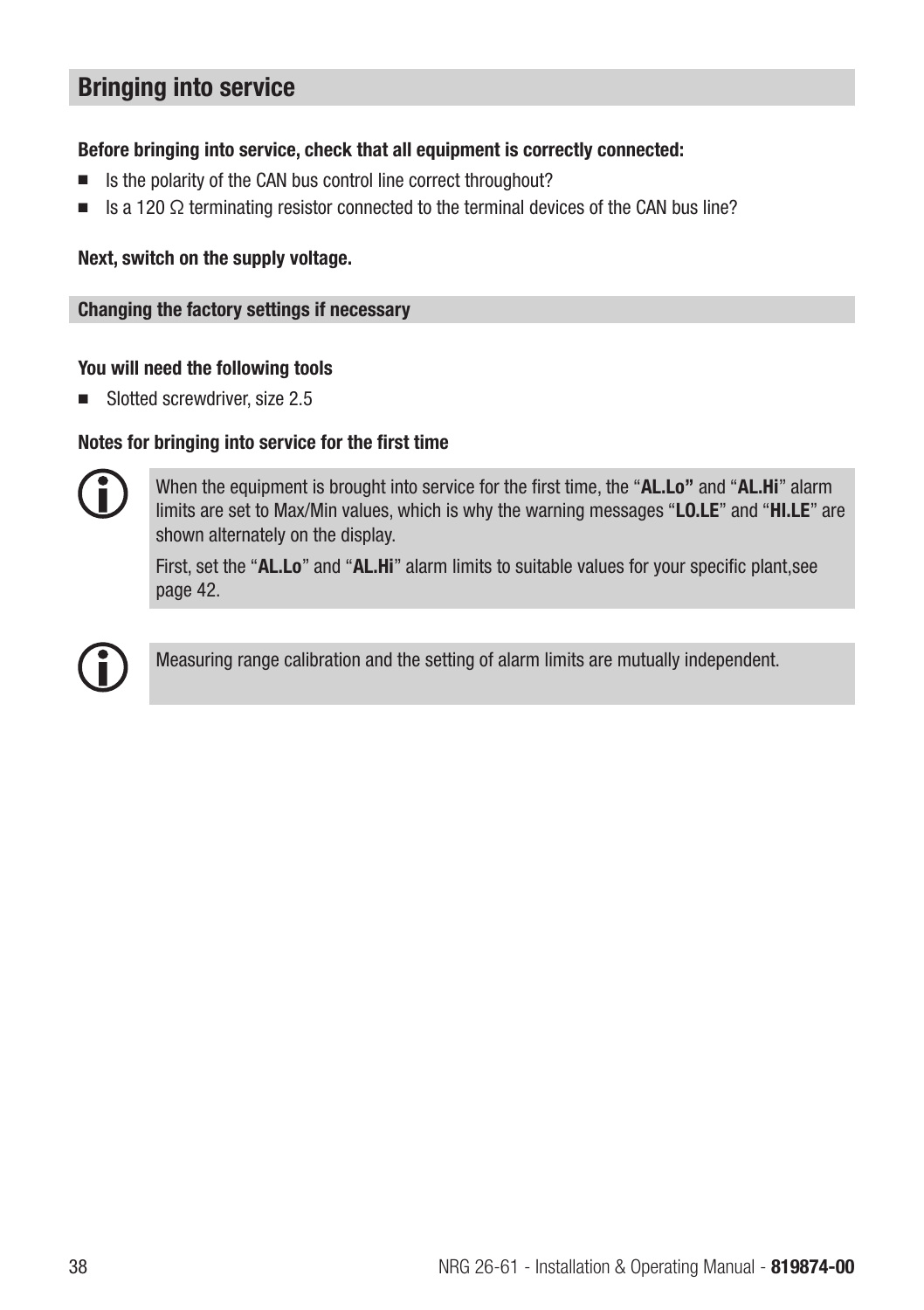## Bringing into service

**Before bringing into service, check that all equipment is correctly connected:**

- Is the polarity of the CAN bus control line correct throughout?
- Is a 120 Ω terminating resistor connected to the terminal devices of the CAN bus line?

**Next, switch on the supply voltage.**

### Changing the factory settings if necessary

**You will need the following tools**

- Slotted screwdriver, size 2.5

**Notes for bringing into service for the first time**

When the equipment is brought into service for the first time, the "**AL.Lo"** and "**AL.Hi**" alarm limits are set to Max/Min values, which is why the warning messages "**LO.LE**" and "**HI.LE**" are shown alternately on the display.

First, set the "**AL.Lo**" and "**AL.Hi**" alarm limits to suitable values for your specific plant,see page 42.

Measuring range calibration and the setting of alarm limits are mutually independent.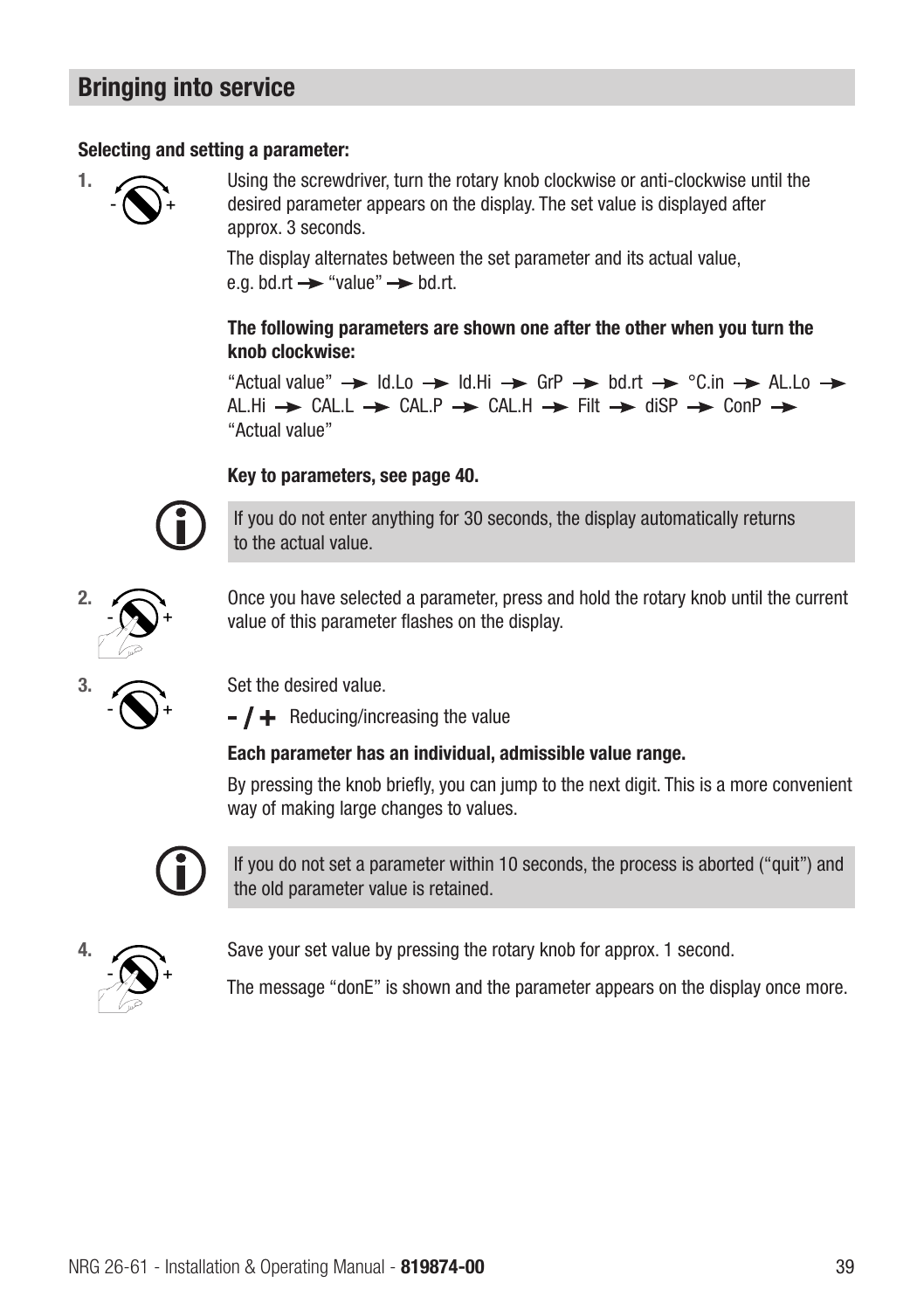## Bringing into service

**Selecting and setting a parameter:**

1. Using the screwdriver, turn the rotary knob clockwise or anti-clockwise until the desired parameter appears on the display. The set value is displayed after approx. 3 seconds.

   The display alternates between the set parameter and its actual value, e.g. bd.rt → "value" → bd.rt.

   **The following parameters are shown one after the other when you turn the knob clockwise:**

   "Actual value" → Id.Lo → Id.Hi → GrP → bd.rt → °C.in → AL.Lo → AL.Hi → CAL.L → CAL.P → CAL.H → Filt → diSP → ConP → "Actual value"

   **Key to parameters, see page 40.**

   If you do not enter anything for 30 seconds, the display automatically returns to the actual value.

2. Once you have selected a parameter, press and hold the rotary knob until the current value of this parameter flashes on the display.

3. Set the desired value.

   **- / +** Reducing/increasing the value

   **Each parameter has an individual, admissible value range.**

   By pressing the knob briefly, you can jump to the next digit. This is a more convenient way of making large changes to values.

   If you do not set a parameter within 10 seconds, the process is aborted ("quit") and the old parameter value is retained.

4. Save your set value by pressing the rotary knob for approx. 1 second.

   The message "donE" is shown and the parameter appears on the display once more.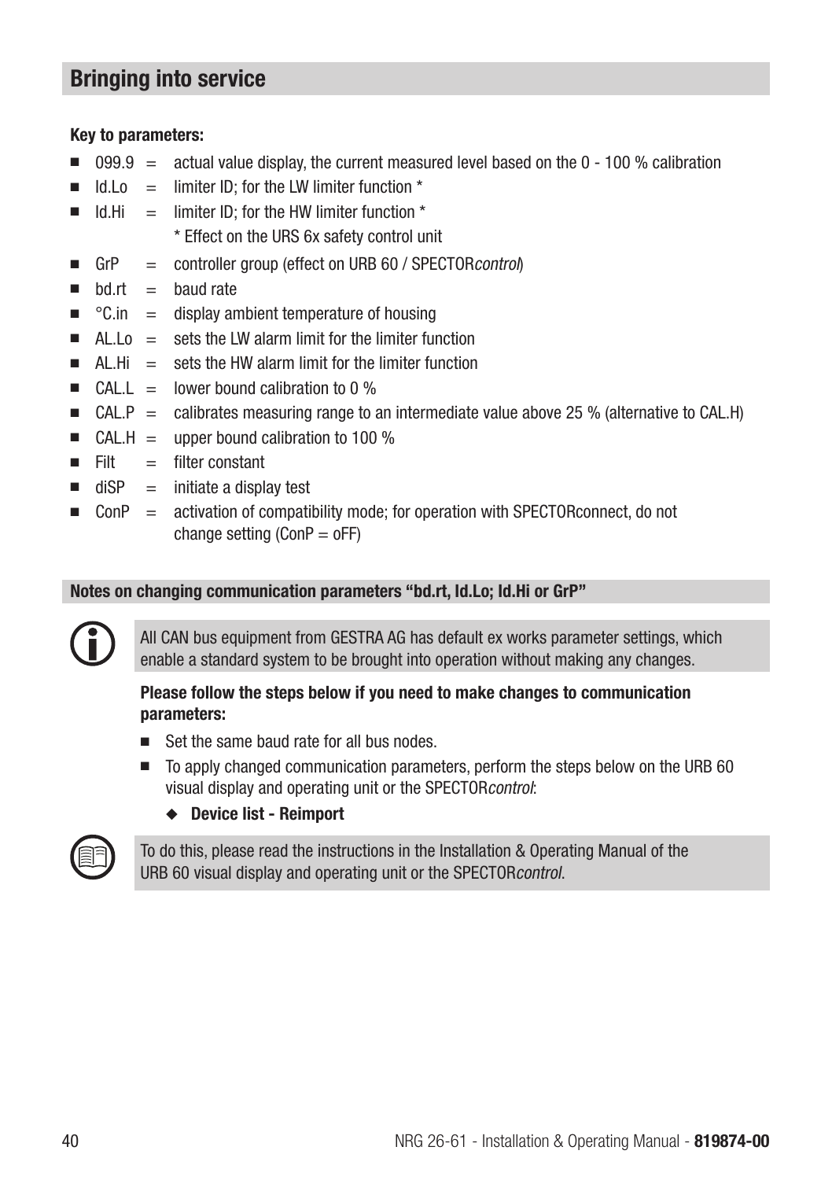## Bringing into service

**Key to parameters:**

- 099.9 = actual value display, the current measured level based on the 0 - 100 % calibration
- Id.Lo = limiter ID; for the LW limiter function *
- Id.Hi = limiter ID; for the HW limiter function *
  * Effect on the URS 6x safety control unit
- GrP = controller group (effect on URB 60 / SPECTOR*control*)
- bd.rt = baud rate
- °C.in = display ambient temperature of housing
- AL.Lo = sets the LW alarm limit for the limiter function
- AL.Hi = sets the HW alarm limit for the limiter function
- CAL.L = lower bound calibration to 0 %
- CAL.P = calibrates measuring range to an intermediate value above 25 % (alternative to CAL.H)
- CAL.H = upper bound calibration to 100 %
- Filt = filter constant
- diSP = initiate a display test
- ConP = activation of compatibility mode; for operation with SPECTORconnect, do not change setting (ConP = oFF)

### Notes on changing communication parameters "bd.rt, Id.Lo; Id.Hi or GrP"

All CAN bus equipment from GESTRA AG has default ex works parameter settings, which enable a standard system to be brought into operation without making any changes.

**Please follow the steps below if you need to make changes to communication parameters:**

- Set the same baud rate for all bus nodes.
- To apply changed communication parameters, perform the steps below on the URB 60 visual display and operating unit or the SPECTOR*control*:
  - **Device list - Reimport**

To do this, please read the instructions in the Installation & Operating Manual of the URB 60 visual display and operating unit or the SPECTOR*control*.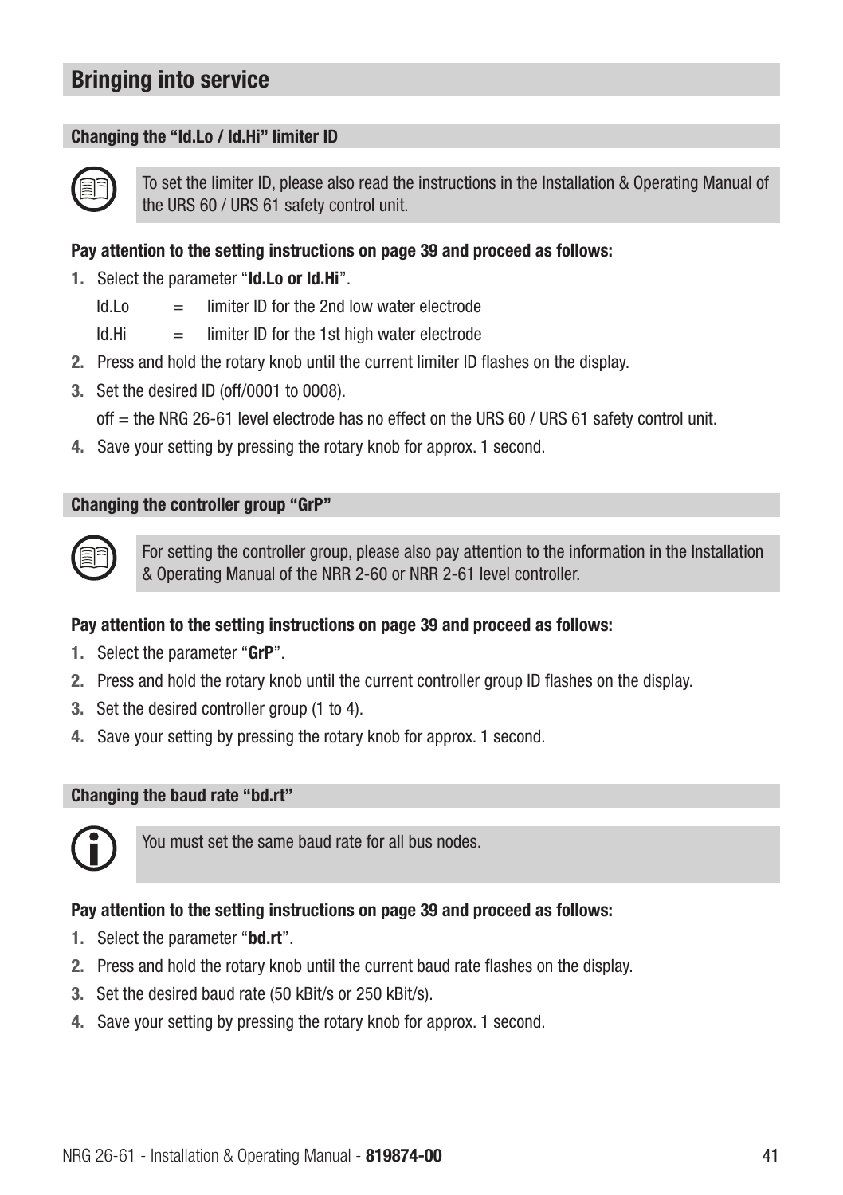# Bringing into service

## Changing the “Id.Lo / Id.Hi” limiter ID

To set the limiter ID, please also read the instructions in the Installation & Operating Manual of the URS 60 / URS 61 safety control unit.

**Pay attention to the setting instructions on page 39 and proceed as follows:**

1. Select the parameter “**Id.Lo or Id.Hi**”.

   Id.Lo = limiter ID for the 2nd low water electrode

   Id.Hi = limiter ID for the 1st high water electrode

2. Press and hold the rotary knob until the current limiter ID flashes on the display.
3. Set the desired ID (off/0001 to 0008).

   off = the NRG 26-61 level electrode has no effect on the URS 60 / URS 61 safety control unit.

4. Save your setting by pressing the rotary knob for approx. 1 second.

## Changing the controller group “GrP”

For setting the controller group, please also pay attention to the information in the Installation & Operating Manual of the NRR 2-60 or NRR 2-61 level controller.

**Pay attention to the setting instructions on page 39 and proceed as follows:**

1. Select the parameter “**GrP**”.
2. Press and hold the rotary knob until the current controller group ID flashes on the display.
3. Set the desired controller group (1 to 4).
4. Save your setting by pressing the rotary knob for approx. 1 second.

## Changing the baud rate “bd.rt”

You must set the same baud rate for all bus nodes.

**Pay attention to the setting instructions on page 39 and proceed as follows:**

1. Select the parameter “**bd.rt**”.
2. Press and hold the rotary knob until the current baud rate flashes on the display.
3. Set the desired baud rate (50 kBit/s or 250 kBit/s).
4. Save your setting by pressing the rotary knob for approx. 1 second.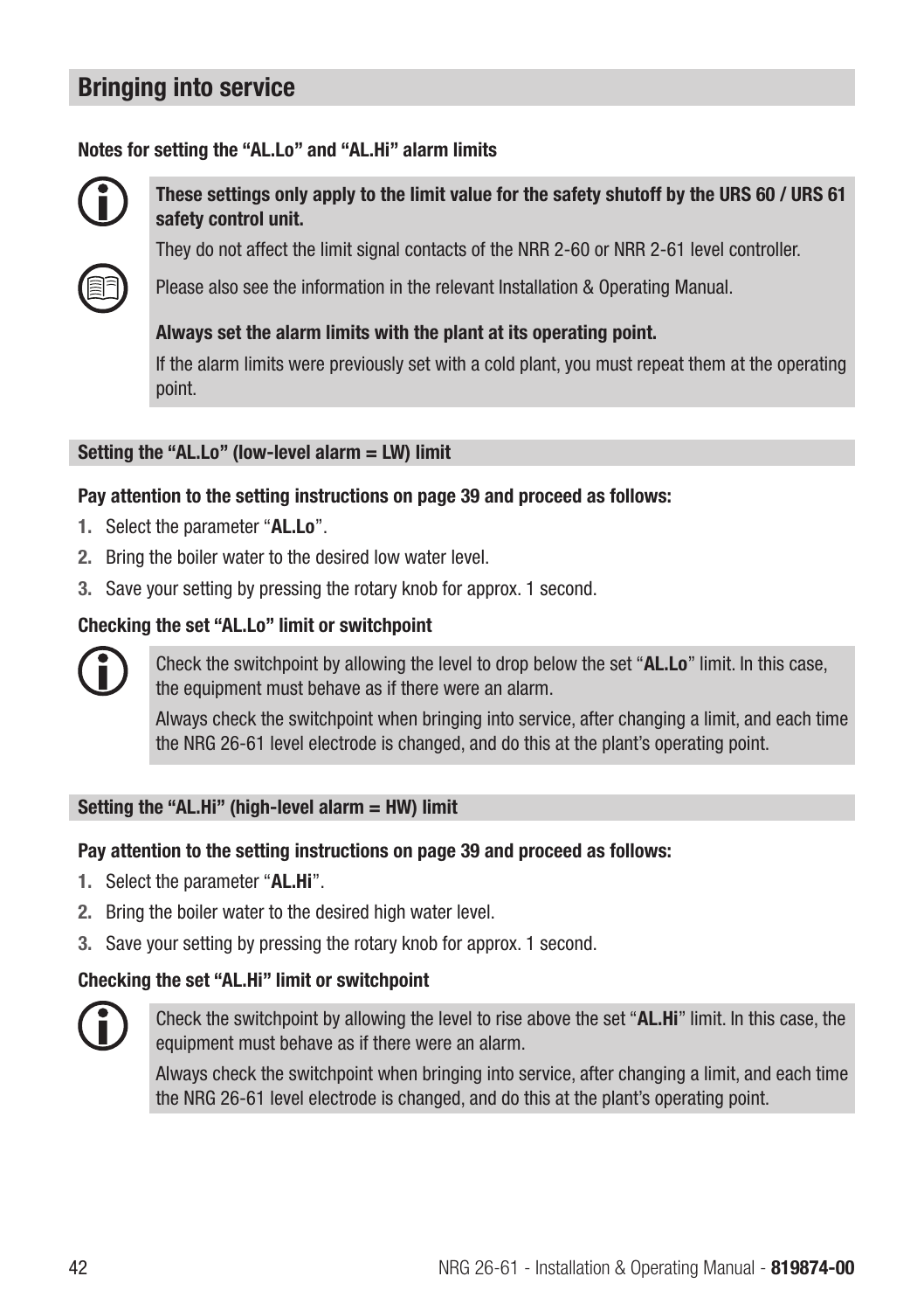# Bringing into service

**Notes for setting the "AL.Lo" and "AL.Hi" alarm limits**

**These settings only apply to the limit value for the safety shutoff by the URS 60 / URS 61 safety control unit.**

They do not affect the limit signal contacts of the NRR 2-60 or NRR 2-61 level controller.

Please also see the information in the relevant Installation & Operating Manual.

**Always set the alarm limits with the plant at its operating point.**

If the alarm limits were previously set with a cold plant, you must repeat them at the operating point.

## Setting the "AL.Lo" (low-level alarm = LW) limit

**Pay attention to the setting instructions on page 39 and proceed as follows:**

1. Select the parameter "**AL.Lo**".
2. Bring the boiler water to the desired low water level.
3. Save your setting by pressing the rotary knob for approx. 1 second.

**Checking the set "AL.Lo" limit or switchpoint**

Check the switchpoint by allowing the level to drop below the set "**AL.Lo**" limit. In this case, the equipment must behave as if there were an alarm.

Always check the switchpoint when bringing into service, after changing a limit, and each time the NRG 26-61 level electrode is changed, and do this at the plant's operating point.

## Setting the "AL.Hi" (high-level alarm = HW) limit

**Pay attention to the setting instructions on page 39 and proceed as follows:**

1. Select the parameter "**AL.Hi**".
2. Bring the boiler water to the desired high water level.
3. Save your setting by pressing the rotary knob for approx. 1 second.

**Checking the set "AL.Hi" limit or switchpoint**

Check the switchpoint by allowing the level to rise above the set "**AL.Hi**" limit. In this case, the equipment must behave as if there were an alarm.

Always check the switchpoint when bringing into service, after changing a limit, and each time the NRG 26-61 level electrode is changed, and do this at the plant's operating point.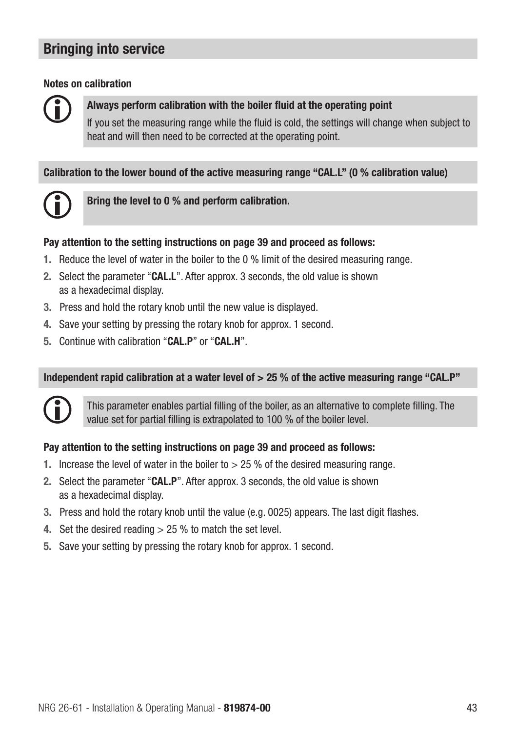## Bringing into service

**Notes on calibration**

**Always perform calibration with the boiler fluid at the operating point**

If you set the measuring range while the fluid is cold, the settings will change when subject to heat and will then need to be corrected at the operating point.

**Calibration to the lower bound of the active measuring range “CAL.L” (0 % calibration value)**

**Bring the level to 0 % and perform calibration.**

**Pay attention to the setting instructions on page 39 and proceed as follows:**

1. Reduce the level of water in the boiler to the 0 % limit of the desired measuring range.
2. Select the parameter “**CAL.L**”. After approx. 3 seconds, the old value is shown as a hexadecimal display.
3. Press and hold the rotary knob until the new value is displayed.
4. Save your setting by pressing the rotary knob for approx. 1 second.
5. Continue with calibration “**CAL.P**” or “**CAL.H**”.

**Independent rapid calibration at a water level of > 25 % of the active measuring range “CAL.P”**

This parameter enables partial filling of the boiler, as an alternative to complete filling. The value set for partial filling is extrapolated to 100 % of the boiler level.

**Pay attention to the setting instructions on page 39 and proceed as follows:**

1. Increase the level of water in the boiler to > 25 % of the desired measuring range.
2. Select the parameter “**CAL.P**”. After approx. 3 seconds, the old value is shown as a hexadecimal display.
3. Press and hold the rotary knob until the value (e.g. 0025) appears. The last digit flashes.
4. Set the desired reading > 25 % to match the set level.
5. Save your setting by pressing the rotary knob for approx. 1 second.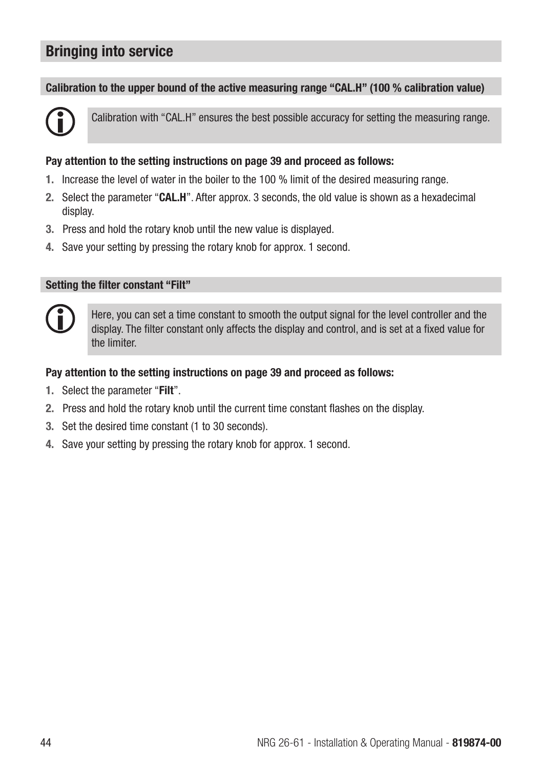## Bringing into service

### Calibration to the upper bound of the active measuring range “CAL.H” (100 % calibration value)

Calibration with “CAL.H” ensures the best possible accuracy for setting the measuring range.

**Pay attention to the setting instructions on page 39 and proceed as follows:**

1. Increase the level of water in the boiler to the 100 % limit of the desired measuring range.
2. Select the parameter “**CAL.H**”. After approx. 3 seconds, the old value is shown as a hexadecimal display.
3. Press and hold the rotary knob until the new value is displayed.
4. Save your setting by pressing the rotary knob for approx. 1 second.

### Setting the filter constant “Filt”

Here, you can set a time constant to smooth the output signal for the level controller and the display. The filter constant only affects the display and control, and is set at a fixed value for the limiter.

**Pay attention to the setting instructions on page 39 and proceed as follows:**

1. Select the parameter “**Filt**”.
2. Press and hold the rotary knob until the current time constant flashes on the display.
3. Set the desired time constant (1 to 30 seconds).
4. Save your setting by pressing the rotary knob for approx. 1 second.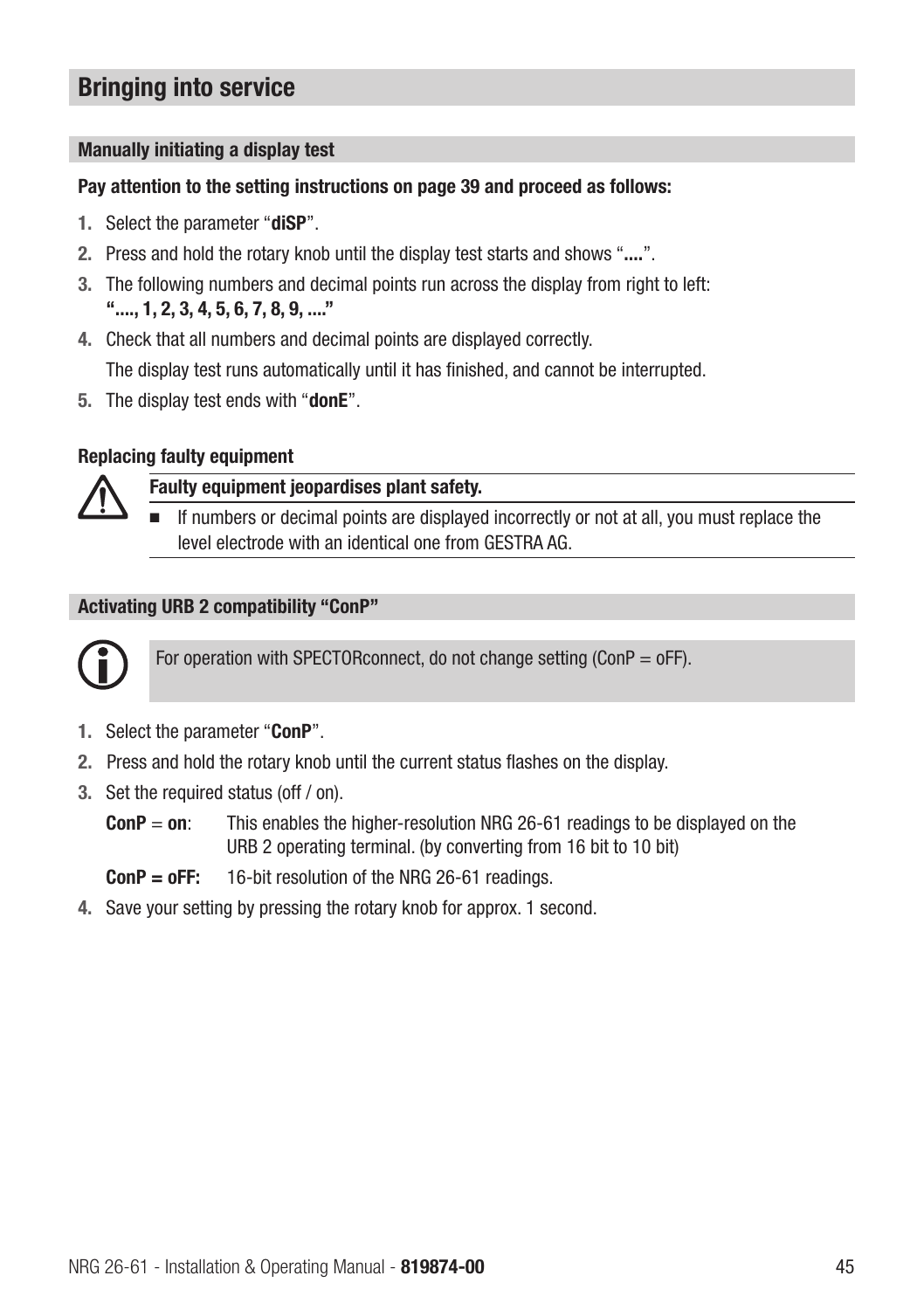# Bringing into service

## Manually initiating a display test

**Pay attention to the setting instructions on page 39 and proceed as follows:**

1. Select the parameter "**diSP**".
2. Press and hold the rotary knob until the display test starts and shows "**....**".
3. The following numbers and decimal points run across the display from right to left: **"...., 1, 2, 3, 4, 5, 6, 7, 8, 9, ...."**
4. Check that all numbers and decimal points are displayed correctly.

   The display test runs automatically until it has finished, and cannot be interrupted.
5. The display test ends with "**donE**".

### Replacing faulty equipment

**Faulty equipment jeopardises plant safety.**

- If numbers or decimal points are displayed incorrectly or not at all, you must replace the level electrode with an identical one from GESTRA AG.

## Activating URB 2 compatibility "ConP"

For operation with SPECTORconnect, do not change setting (ConP = oFF).

1. Select the parameter "**ConP**".
2. Press and hold the rotary knob until the current status flashes on the display.
3. Set the required status (off / on).

   **ConP** = **on**: This enables the higher-resolution NRG 26-61 readings to be displayed on the URB 2 operating terminal. (by converting from 16 bit to 10 bit)

   **ConP = oFF:** 16-bit resolution of the NRG 26-61 readings.
4. Save your setting by pressing the rotary knob for approx. 1 second.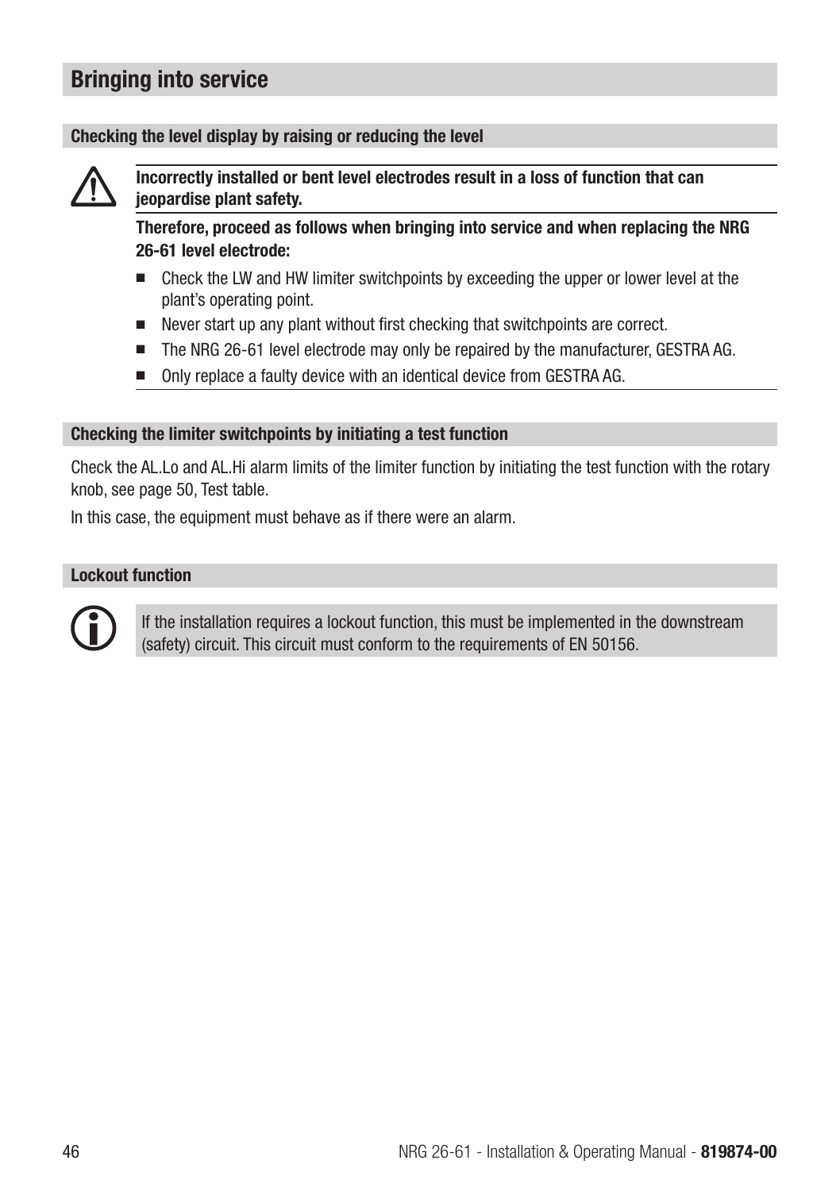# Bringing into service

## Checking the level display by raising or reducing the level

**Incorrectly installed or bent level electrodes result in a loss of function that can jeopardise plant safety.**

**Therefore, proceed as follows when bringing into service and when replacing the NRG 26-61 level electrode:**

- Check the LW and HW limiter switchpoints by exceeding the upper or lower level at the plant's operating point.
- Never start up any plant without first checking that switchpoints are correct.
- The NRG 26-61 level electrode may only be repaired by the manufacturer, GESTRA AG.
- Only replace a faulty device with an identical device from GESTRA AG.

## Checking the limiter switchpoints by initiating a test function

Check the AL.Lo and AL.Hi alarm limits of the limiter function by initiating the test function with the rotary knob, see page 50, Test table.

In this case, the equipment must behave as if there were an alarm.

## Lockout function

If the installation requires a lockout function, this must be implemented in the downstream (safety) circuit. This circuit must conform to the requirements of EN 50156.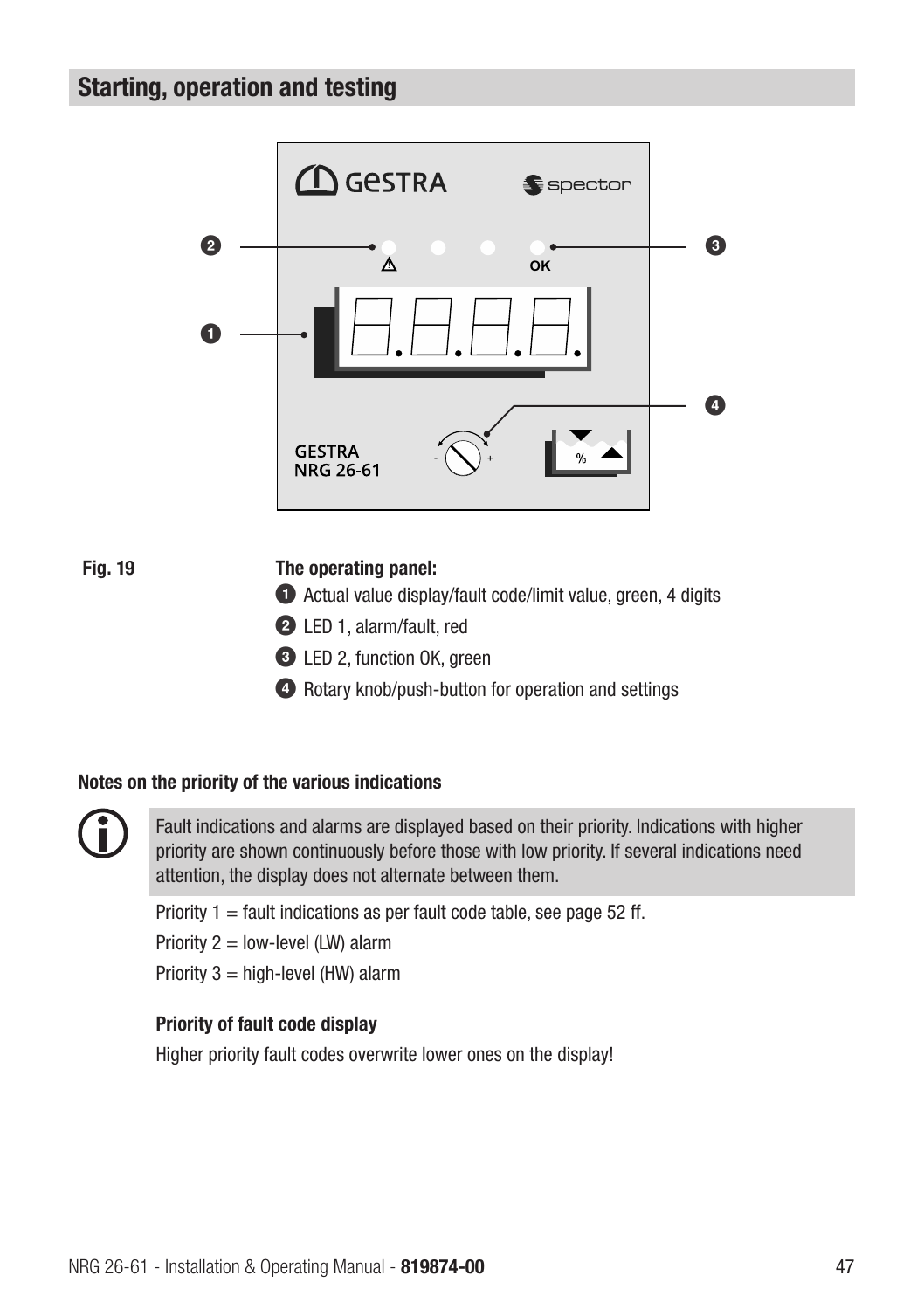## Starting, operation and testing

**Fig. 19**

**The operating panel:**

1. Actual value display/fault code/limit value, green, 4 digits
2. LED 1, alarm/fault, red
3. LED 2, function OK, green
4. Rotary knob/push-button for operation and settings

**Notes on the priority of the various indications**

Fault indications and alarms are displayed based on their priority. Indications with higher priority are shown continuously before those with low priority. If several indications need attention, the display does not alternate between them.

Priority 1 = fault indications as per fault code table, see page 52 ff.

Priority 2 = low-level (LW) alarm

Priority 3 = high-level (HW) alarm

**Priority of fault code display**

Higher priority fault codes overwrite lower ones on the display!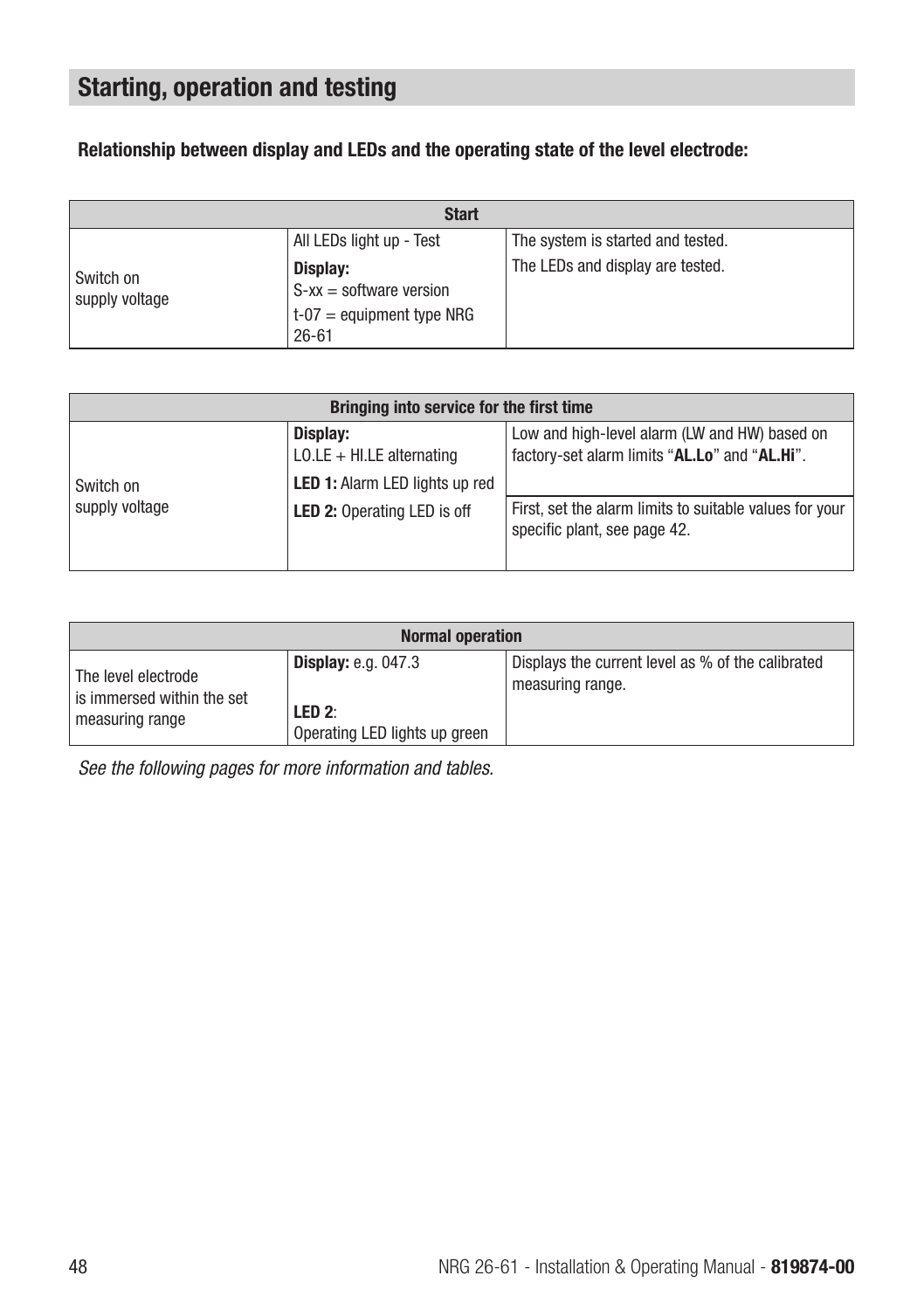## Starting, operation and testing

**Relationship between display and LEDs and the operating state of the level electrode:**

| **Start** | | |
|---|---|---|
| Switch on supply voltage | All LEDs light up - Test<br>**Display:**<br>S-xx = software version<br>t-07 = equipment type NRG 26-61 | The system is started and tested.<br>The LEDs and display are tested. |

| **Bringing into service for the first time** | | |
|---|---|---|
| Switch on supply voltage | **Display:**<br>LO.LE + HI.LE alternating<br>**LED 1:** Alarm LED lights up red<br>**LED 2:** Operating LED is off | Low and high-level alarm (LW and HW) based on factory-set alarm limits "**AL.Lo**" and "**AL.Hi**".<br>First, set the alarm limits to suitable values for your specific plant, see page 42. |

| **Normal operation** | | |
|---|---|---|
| The level electrode is immersed within the set measuring range | **Display:** e.g. 047.3<br>**LED 2**:<br>Operating LED lights up green | Displays the current level as % of the calibrated measuring range. |

*See the following pages for more information and tables.*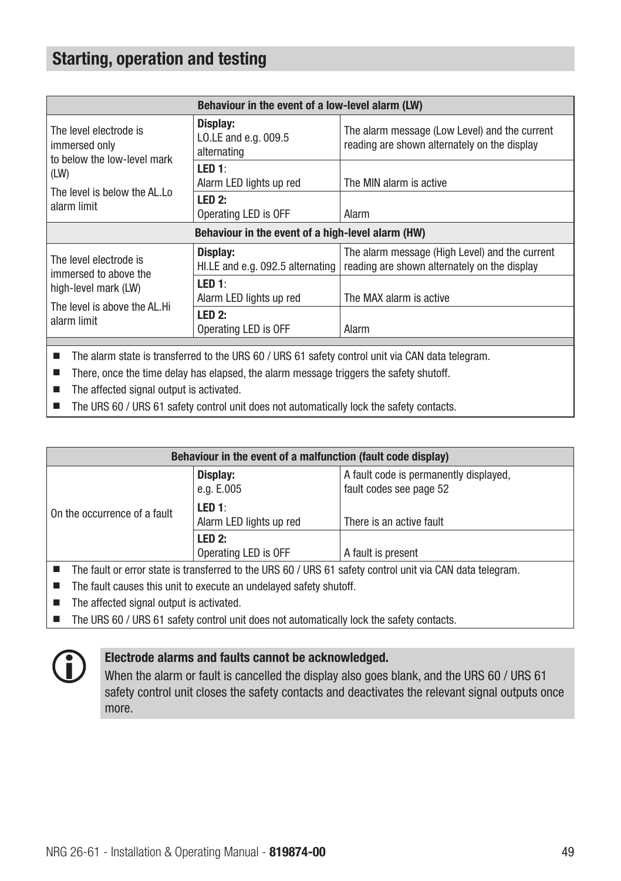## Starting, operation and testing

| Behaviour in the event of a low-level alarm (LW) | | |
|---|---|---|
| The level electrode is immersed only to below the low-level mark (LW)<br>The level is below the AL.Lo alarm limit | **Display:**<br>LO.LE and e.g. 009.5 alternating | The alarm message (Low Level) and the current reading are shown alternately on the display |
| | **LED 1**:<br>Alarm LED lights up red | The MIN alarm is active |
| | **LED 2:**<br>Operating LED is OFF | Alarm |
| **Behaviour in the event of a high-level alarm (HW)** | | |
| The level electrode is immersed to above the high-level mark (LW)<br>The level is above the AL.Hi alarm limit | **Display:**<br>HI.LE and e.g. 092.5 alternating | The alarm message (High Level) and the current reading are shown alternately on the display |
| | **LED 1**:<br>Alarm LED lights up red | The MAX alarm is active |
| | **LED 2:**<br>Operating LED is OFF | Alarm |

- The alarm state is transferred to the URS 60 / URS 61 safety control unit via CAN data telegram.
- There, once the time delay has elapsed, the alarm message triggers the safety shutoff.
- The affected signal output is activated.
- The URS 60 / URS 61 safety control unit does not automatically lock the safety contacts.

| Behaviour in the event of a malfunction (fault code display) | | |
|---|---|---|
| On the occurrence of a fault | **Display:**<br>e.g. E.005 | A fault code is permanently displayed, fault codes see page 52 |
| | **LED 1**:<br>Alarm LED lights up red | There is an active fault |
| | **LED 2:**<br>Operating LED is OFF | A fault is present |

- The fault or error state is transferred to the URS 60 / URS 61 safety control unit via CAN data telegram.
- The fault causes this unit to execute an undelayed safety shutoff.
- The affected signal output is activated.
- The URS 60 / URS 61 safety control unit does not automatically lock the safety contacts.

**Electrode alarms and faults cannot be acknowledged.**

When the alarm or fault is cancelled the display also goes blank, and the URS 60 / URS 61 safety control unit closes the safety contacts and deactivates the relevant signal outputs once more.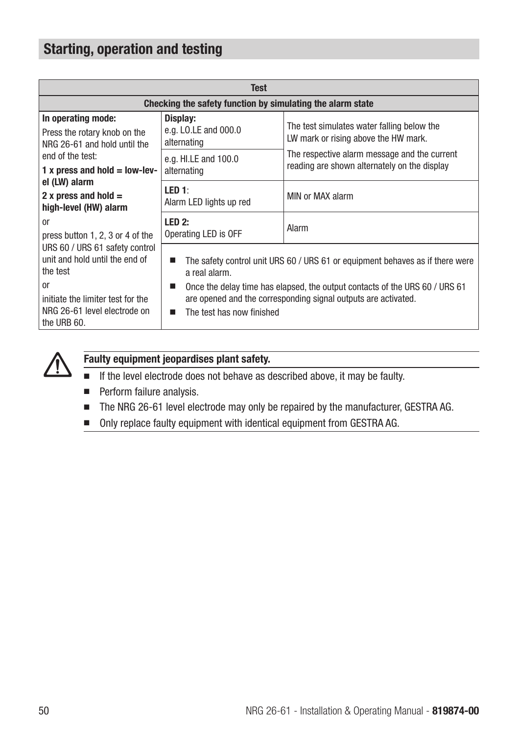## Starting, operation and testing

| Test | | |
|---|---|---|
| **Checking the safety function by simulating the alarm state** | | |
| **In operating mode:**<br>Press the rotary knob on the NRG 26-61 and hold until the end of the test:<br>**1 x press and hold = low-level (LW) alarm**<br>**2 x press and hold = high-level (HW) alarm**<br>or<br>press button 1, 2, 3 or 4 of the URS 60 / URS 61 safety control unit and hold until the end of the test<br>or<br>initiate the limiter test for the NRG 26-61 level electrode on the URB 60. | **Display:**<br>e.g. LO.LE and 000.0 alternating | The test simulates water falling below the LW mark or rising above the HW mark.<br>The respective alarm message and the current reading are shown alternately on the display |
| | e.g. HI.LE and 100.0 alternating | |
| | **LED 1**:<br>Alarm LED lights up red | MIN or MAX alarm |
| | **LED 2:**<br>Operating LED is OFF | Alarm |
| | ■ The safety control unit URS 60 / URS 61 or equipment behaves as if there were a real alarm.<br>■ Once the delay time has elapsed, the output contacts of the URS 60 / URS 61 are opened and the corresponding signal outputs are activated.<br>■ The test has now finished | |

**Faulty equipment jeopardises plant safety.**

- If the level electrode does not behave as described above, it may be faulty.
- Perform failure analysis.
- The NRG 26-61 level electrode may only be repaired by the manufacturer, GESTRA AG.
- Only replace faulty equipment with identical equipment from GESTRA AG.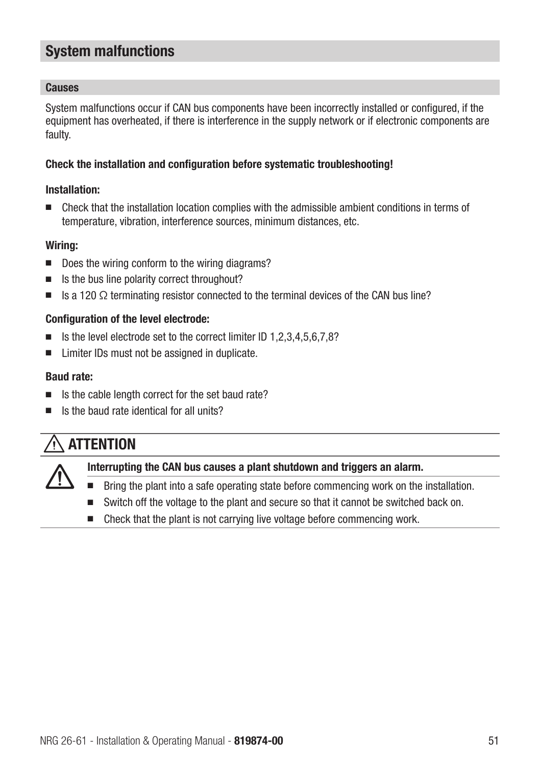## System malfunctions

### Causes

System malfunctions occur if CAN bus components have been incorrectly installed or configured, if the equipment has overheated, if there is interference in the supply network or if electronic components are faulty.

**Check the installation and configuration before systematic troubleshooting!**

**Installation:**

- Check that the installation location complies with the admissible ambient conditions in terms of temperature, vibration, interference sources, minimum distances, etc.

**Wiring:**

- Does the wiring conform to the wiring diagrams?
- Is the bus line polarity correct throughout?
- Is a 120 Ω terminating resistor connected to the terminal devices of the CAN bus line?

**Configuration of the level electrode:**

- Is the level electrode set to the correct limiter ID 1,2,3,4,5,6,7,8?
- Limiter IDs must not be assigned in duplicate.

**Baud rate:**

- Is the cable length correct for the set baud rate?
- Is the baud rate identical for all units?

### ⚠ ATTENTION

**Interrupting the CAN bus causes a plant shutdown and triggers an alarm.**

- Bring the plant into a safe operating state before commencing work on the installation.
- Switch off the voltage to the plant and secure so that it cannot be switched back on.
- Check that the plant is not carrying live voltage before commencing work.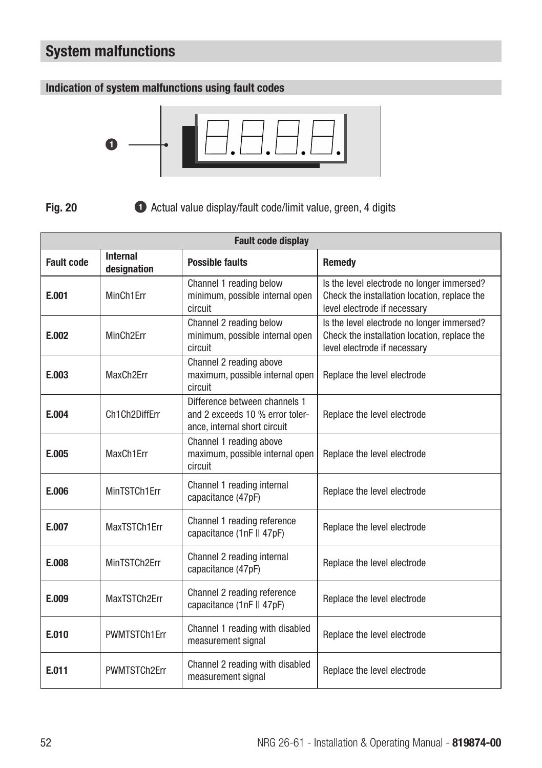# System malfunctions

## Indication of system malfunctions using fault codes

**Fig. 20** ❶ Actual value display/fault code/limit value, green, 4 digits

| Fault code display | | | |
|---|---|---|---|
| **Fault code** | **Internal designation** | **Possible faults** | **Remedy** |
| **E.001** | MinCh1Err | Channel 1 reading below minimum, possible internal open circuit | Is the level electrode no longer immersed? Check the installation location, replace the level electrode if necessary |
| **E.002** | MinCh2Err | Channel 2 reading below minimum, possible internal open circuit | Is the level electrode no longer immersed? Check the installation location, replace the level electrode if necessary |
| **E.003** | MaxCh2Err | Channel 2 reading above maximum, possible internal open circuit | Replace the level electrode |
| **E.004** | Ch1Ch2DiffErr | Difference between channels 1 and 2 exceeds 10 % error tolerance, internal short circuit | Replace the level electrode |
| **E.005** | MaxCh1Err | Channel 1 reading above maximum, possible internal open circuit | Replace the level electrode |
| **E.006** | MinTSTCh1Err | Channel 1 reading internal capacitance (47pF) | Replace the level electrode |
| **E.007** | MaxTSTCh1Err | Channel 1 reading reference capacitance (1nF ‖ 47pF) | Replace the level electrode |
| **E.008** | MinTSTCh2Err | Channel 2 reading internal capacitance (47pF) | Replace the level electrode |
| **E.009** | MaxTSTCh2Err | Channel 2 reading reference capacitance (1nF ‖ 47pF) | Replace the level electrode |
| **E.010** | PWMTSTCh1Err | Channel 1 reading with disabled measurement signal | Replace the level electrode |
| **E.011** | PWMTSTCh2Err | Channel 2 reading with disabled measurement signal | Replace the level electrode |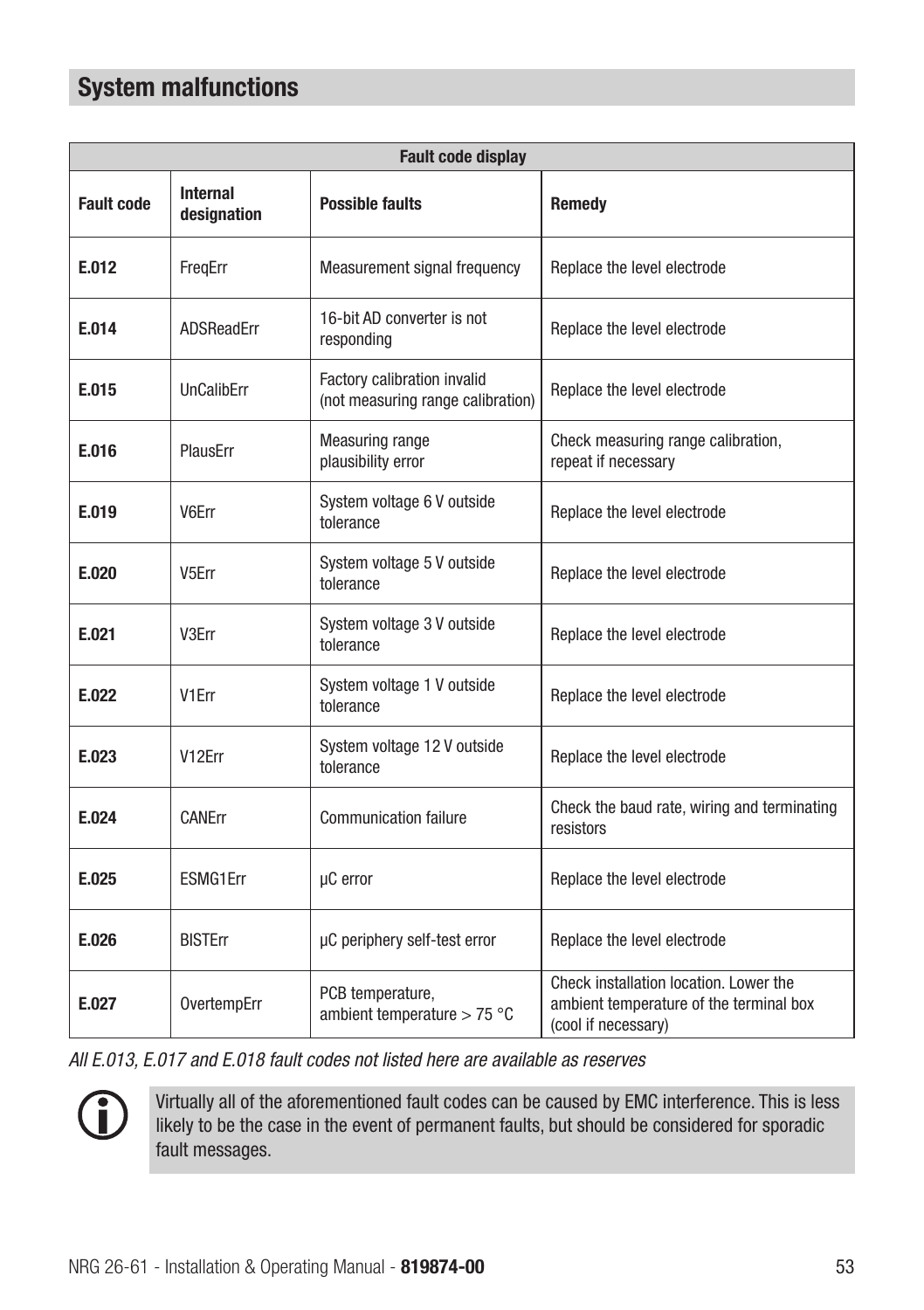## System malfunctions

| Fault code display | | | |
|---|---|---|---|
| **Fault code** | **Internal designation** | **Possible faults** | **Remedy** |
| **E.012** | FreqErr | Measurement signal frequency | Replace the level electrode |
| **E.014** | ADSReadErr | 16-bit AD converter is not responding | Replace the level electrode |
| **E.015** | UnCalibErr | Factory calibration invalid (not measuring range calibration) | Replace the level electrode |
| **E.016** | PlausErr | Measuring range plausibility error | Check measuring range calibration, repeat if necessary |
| **E.019** | V6Err | System voltage 6 V outside tolerance | Replace the level electrode |
| **E.020** | V5Err | System voltage 5 V outside tolerance | Replace the level electrode |
| **E.021** | V3Err | System voltage 3 V outside tolerance | Replace the level electrode |
| **E.022** | V1Err | System voltage 1 V outside tolerance | Replace the level electrode |
| **E.023** | V12Err | System voltage 12 V outside tolerance | Replace the level electrode |
| **E.024** | CANErr | Communication failure | Check the baud rate, wiring and terminating resistors |
| **E.025** | ESMG1Err | µC error | Replace the level electrode |
| **E.026** | BISTErr | µC periphery self-test error | Replace the level electrode |
| **E.027** | OvertempErr | PCB temperature, ambient temperature > 75 °C | Check installation location. Lower the ambient temperature of the terminal box (cool if necessary) |

*All E.013, E.017 and E.018 fault codes not listed here are available as reserves*

Virtually all of the aforementioned fault codes can be caused by EMC interference. This is less likely to be the case in the event of permanent faults, but should be considered for sporadic fault messages.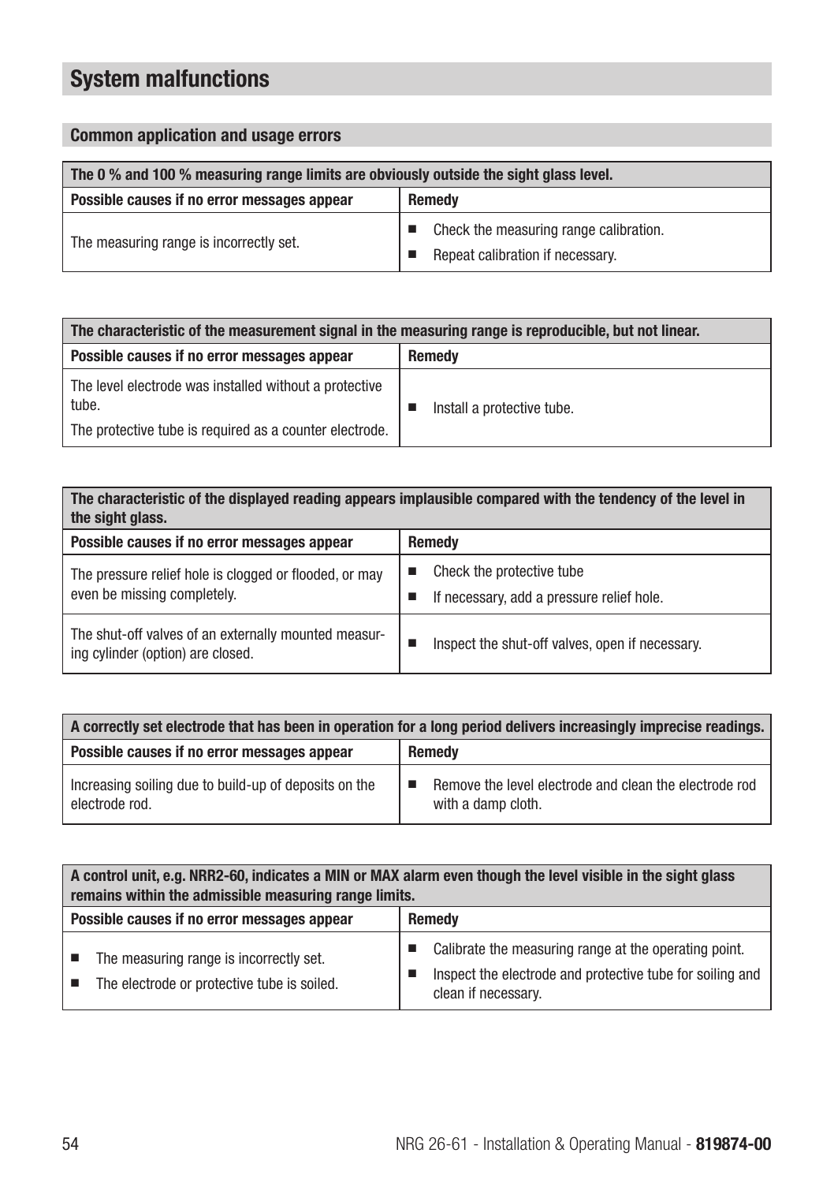# System malfunctions

## Common application and usage errors

| The 0 % and 100 % measuring range limits are obviously outside the sight glass level. | |
|---|---|
| **Possible causes if no error messages appear** | **Remedy** |
| The measuring range is incorrectly set. | ■ Check the measuring range calibration.<br>■ Repeat calibration if necessary. |

| The characteristic of the measurement signal in the measuring range is reproducible, but not linear. | |
|---|---|
| **Possible causes if no error messages appear** | **Remedy** |
| The level electrode was installed without a protective tube.<br>The protective tube is required as a counter electrode. | ■ Install a protective tube. |

| The characteristic of the displayed reading appears implausible compared with the tendency of the level in the sight glass. | |
|---|---|
| **Possible causes if no error messages appear** | **Remedy** |
| The pressure relief hole is clogged or flooded, or may even be missing completely. | ■ Check the protective tube<br>■ If necessary, add a pressure relief hole. |
| The shut-off valves of an externally mounted measuring cylinder (option) are closed. | ■ Inspect the shut-off valves, open if necessary. |

| A correctly set electrode that has been in operation for a long period delivers increasingly imprecise readings. | |
|---|---|
| **Possible causes if no error messages appear** | **Remedy** |
| Increasing soiling due to build-up of deposits on the electrode rod. | ■ Remove the level electrode and clean the electrode rod with a damp cloth. |

| A control unit, e.g. NRR2-60, indicates a MIN or MAX alarm even though the level visible in the sight glass remains within the admissible measuring range limits. | |
|---|---|
| **Possible causes if no error messages appear** | **Remedy** |
| ■ The measuring range is incorrectly set.<br>■ The electrode or protective tube is soiled. | ■ Calibrate the measuring range at the operating point.<br>■ Inspect the electrode and protective tube for soiling and clean if necessary. |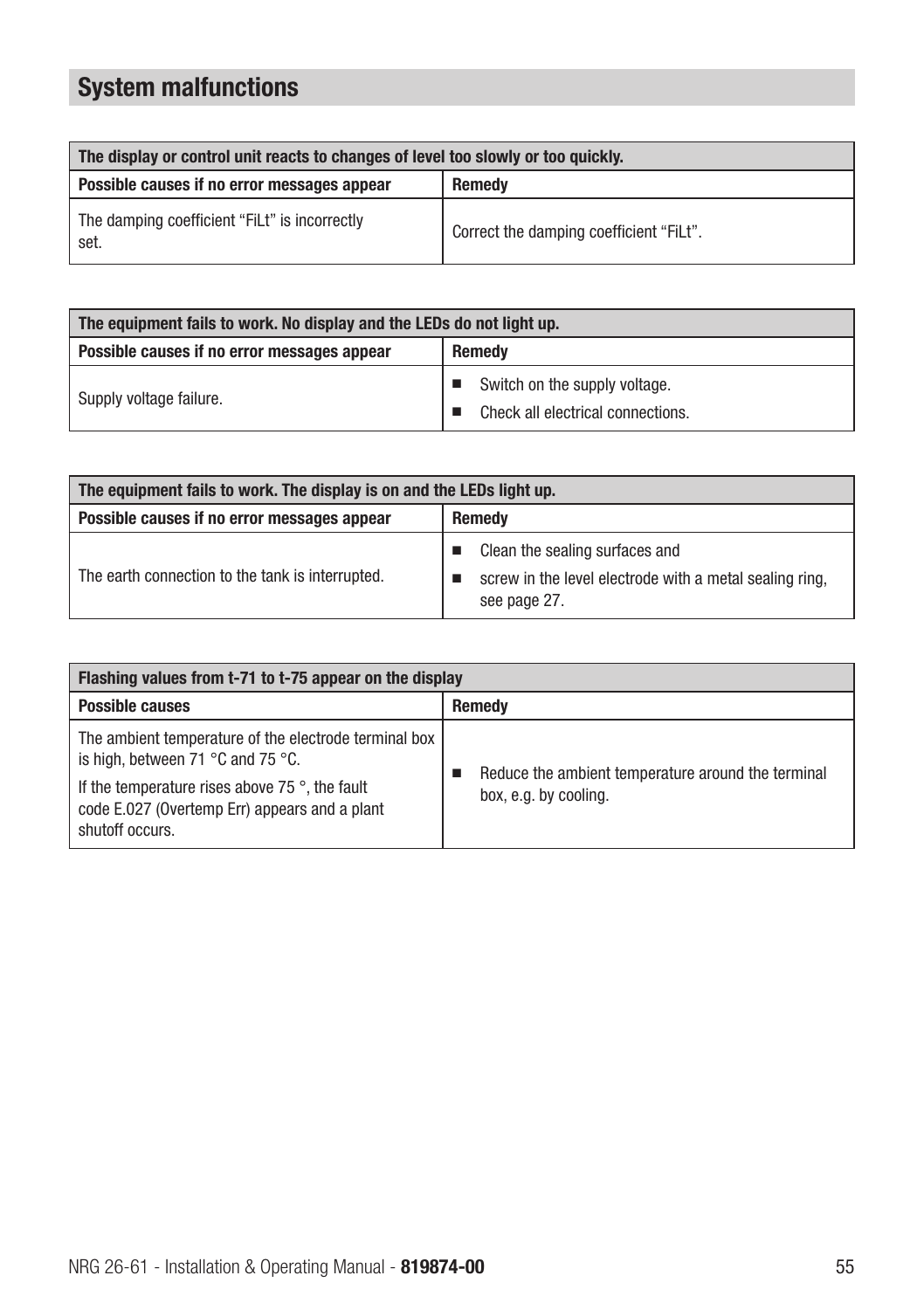## System malfunctions

| The display or control unit reacts to changes of level too slowly or too quickly. | |
|---|---|
| **Possible causes if no error messages appear** | **Remedy** |
| The damping coefficient "FiLt" is incorrectly set. | Correct the damping coefficient "FiLt". |

| The equipment fails to work. No display and the LEDs do not light up. | |
|---|---|
| **Possible causes if no error messages appear** | **Remedy** |
| Supply voltage failure. | ■ Switch on the supply voltage.<br>■ Check all electrical connections. |

| The equipment fails to work. The display is on and the LEDs light up. | |
|---|---|
| **Possible causes if no error messages appear** | **Remedy** |
| The earth connection to the tank is interrupted. | ■ Clean the sealing surfaces and<br>■ screw in the level electrode with a metal sealing ring, see page 27. |

| Flashing values from t-71 to t-75 appear on the display | |
|---|---|
| **Possible causes** | **Remedy** |
| The ambient temperature of the electrode terminal box is high, between 71 °C and 75 °C.<br>If the temperature rises above 75 °, the fault code E.027 (Overtemp Err) appears and a plant shutoff occurs. | ■ Reduce the ambient temperature around the terminal box, e.g. by cooling. |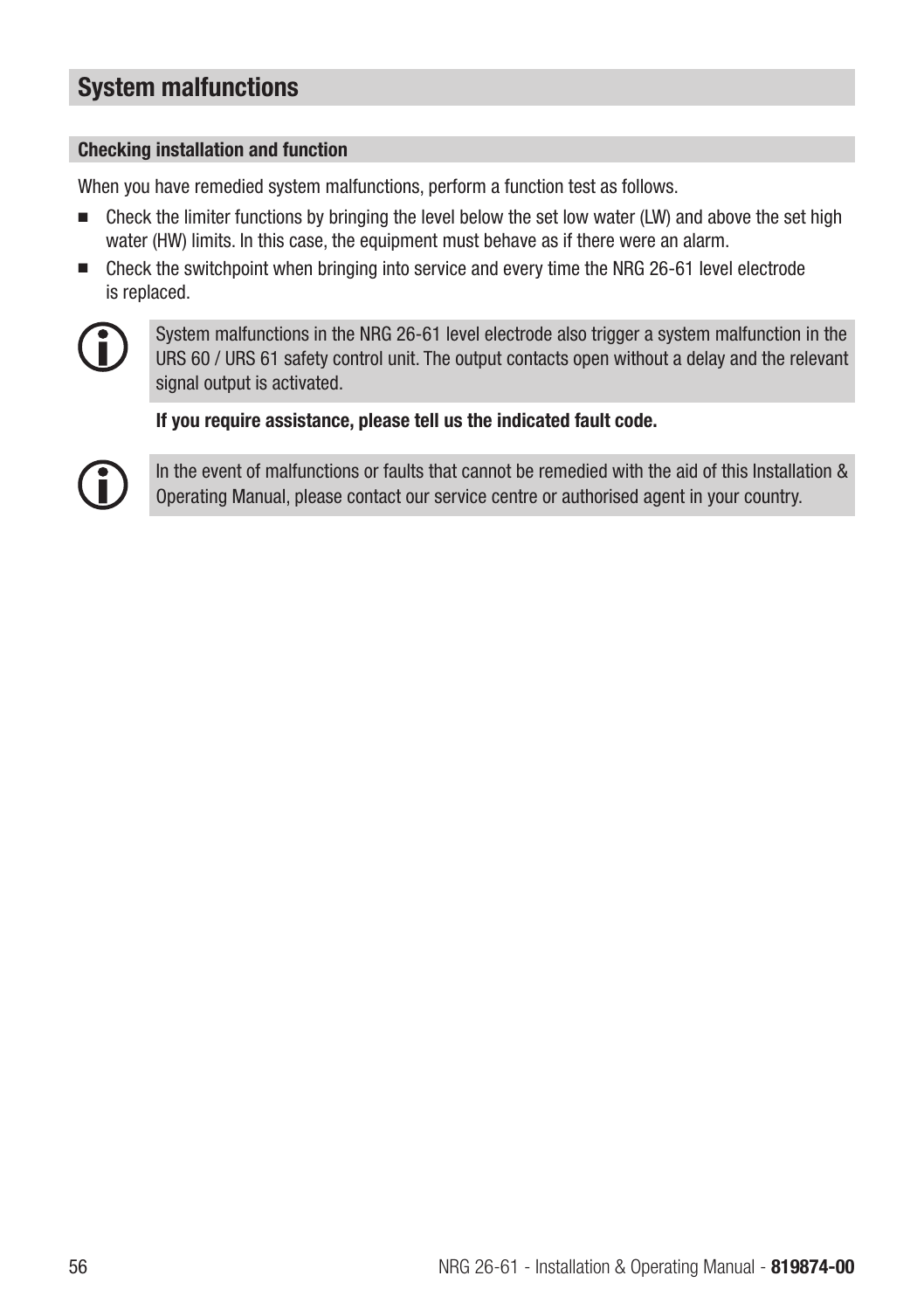# System malfunctions

## Checking installation and function

When you have remedied system malfunctions, perform a function test as follows.

- Check the limiter functions by bringing the level below the set low water (LW) and above the set high water (HW) limits. In this case, the equipment must behave as if there were an alarm.
- Check the switchpoint when bringing into service and every time the NRG 26-61 level electrode is replaced.

System malfunctions in the NRG 26-61 level electrode also trigger a system malfunction in the URS 60 / URS 61 safety control unit. The output contacts open without a delay and the relevant signal output is activated.

**If you require assistance, please tell us the indicated fault code.**

In the event of malfunctions or faults that cannot be remedied with the aid of this Installation & Operating Manual, please contact our service centre or authorised agent in your country.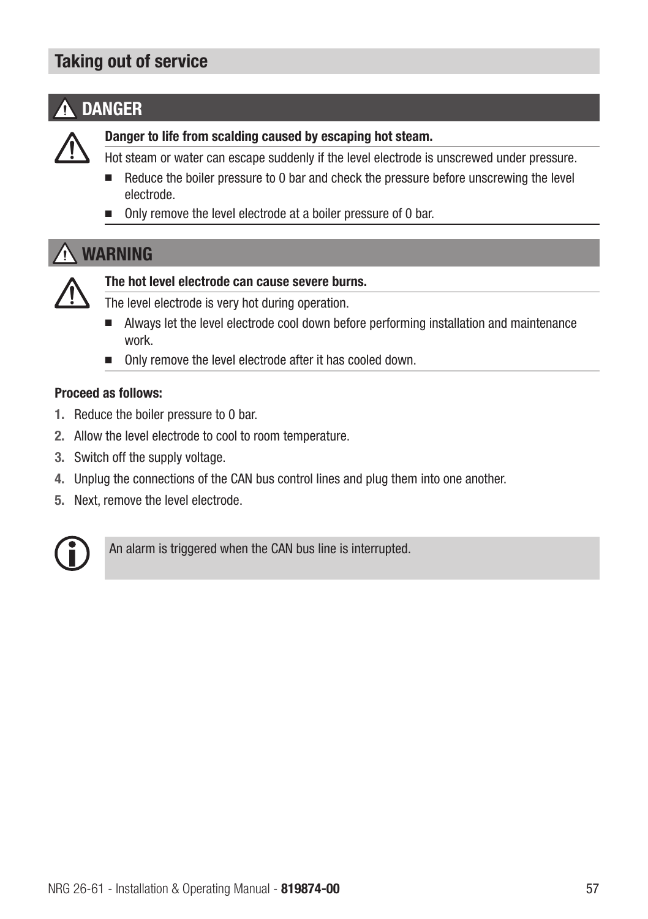## Taking out of service

### ⚠ DANGER

**Danger to life from scalding caused by escaping hot steam.**

Hot steam or water can escape suddenly if the level electrode is unscrewed under pressure.

- Reduce the boiler pressure to 0 bar and check the pressure before unscrewing the level electrode.
- Only remove the level electrode at a boiler pressure of 0 bar.

### ⚠ WARNING

**The hot level electrode can cause severe burns.**

The level electrode is very hot during operation.

- Always let the level electrode cool down before performing installation and maintenance work.
- Only remove the level electrode after it has cooled down.

**Proceed as follows:**

1. Reduce the boiler pressure to 0 bar.
2. Allow the level electrode to cool to room temperature.
3. Switch off the supply voltage.
4. Unplug the connections of the CAN bus control lines and plug them into one another.
5. Next, remove the level electrode.

> An alarm is triggered when the CAN bus line is interrupted.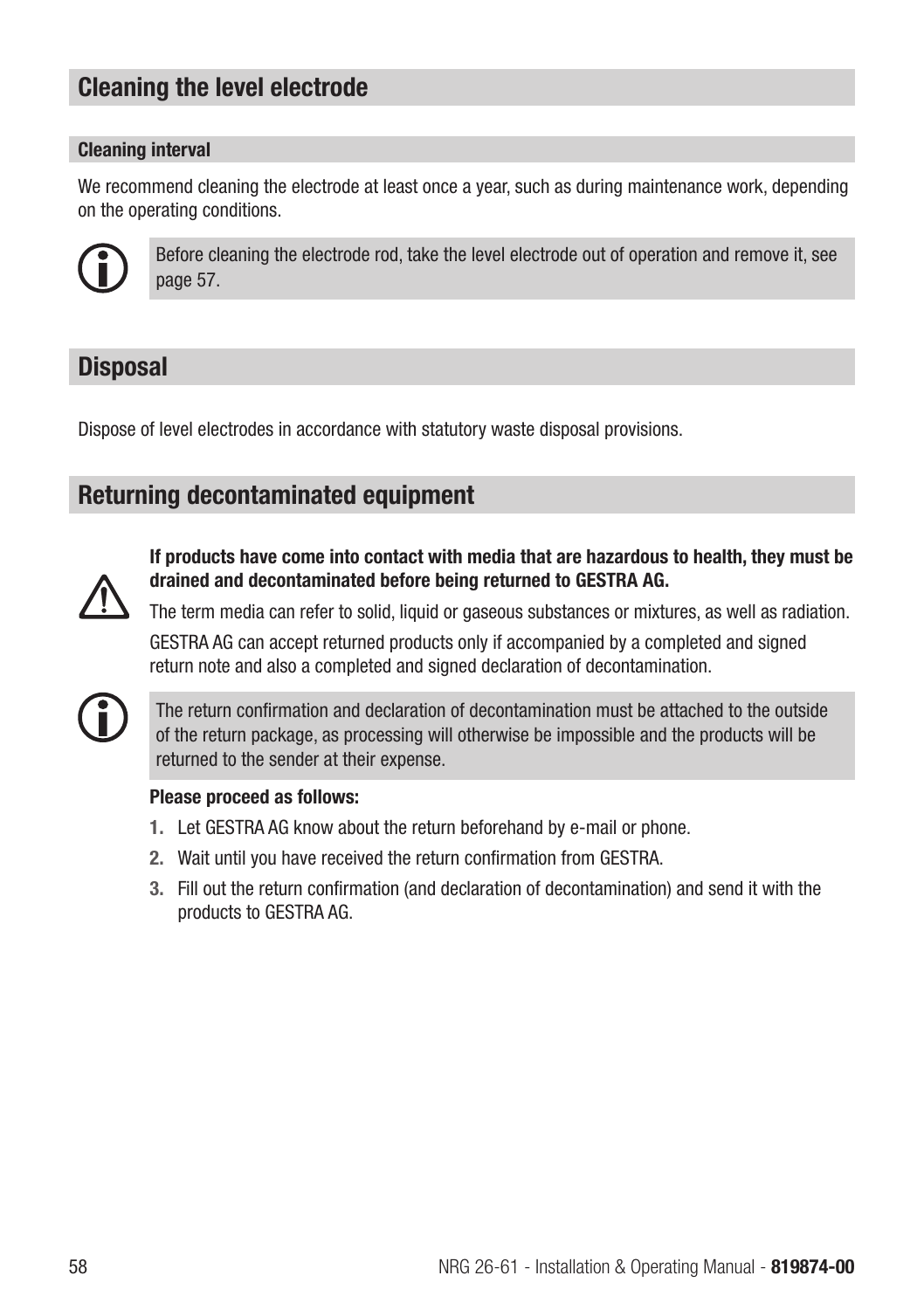## Cleaning the level electrode

### Cleaning interval

We recommend cleaning the electrode at least once a year, such as during maintenance work, depending on the operating conditions.

> Before cleaning the electrode rod, take the level electrode out of operation and remove it, see page 57.

## Disposal

Dispose of level electrodes in accordance with statutory waste disposal provisions.

## Returning decontaminated equipment

**If products have come into contact with media that are hazardous to health, they must be drained and decontaminated before being returned to GESTRA AG.**

The term media can refer to solid, liquid or gaseous substances or mixtures, as well as radiation.

GESTRA AG can accept returned products only if accompanied by a completed and signed return note and also a completed and signed declaration of decontamination.

> The return confirmation and declaration of decontamination must be attached to the outside of the return package, as processing will otherwise be impossible and the products will be returned to the sender at their expense.

**Please proceed as follows:**

1. Let GESTRA AG know about the return beforehand by e-mail or phone.
2. Wait until you have received the return confirmation from GESTRA.
3. Fill out the return confirmation (and declaration of decontamination) and send it with the products to GESTRA AG.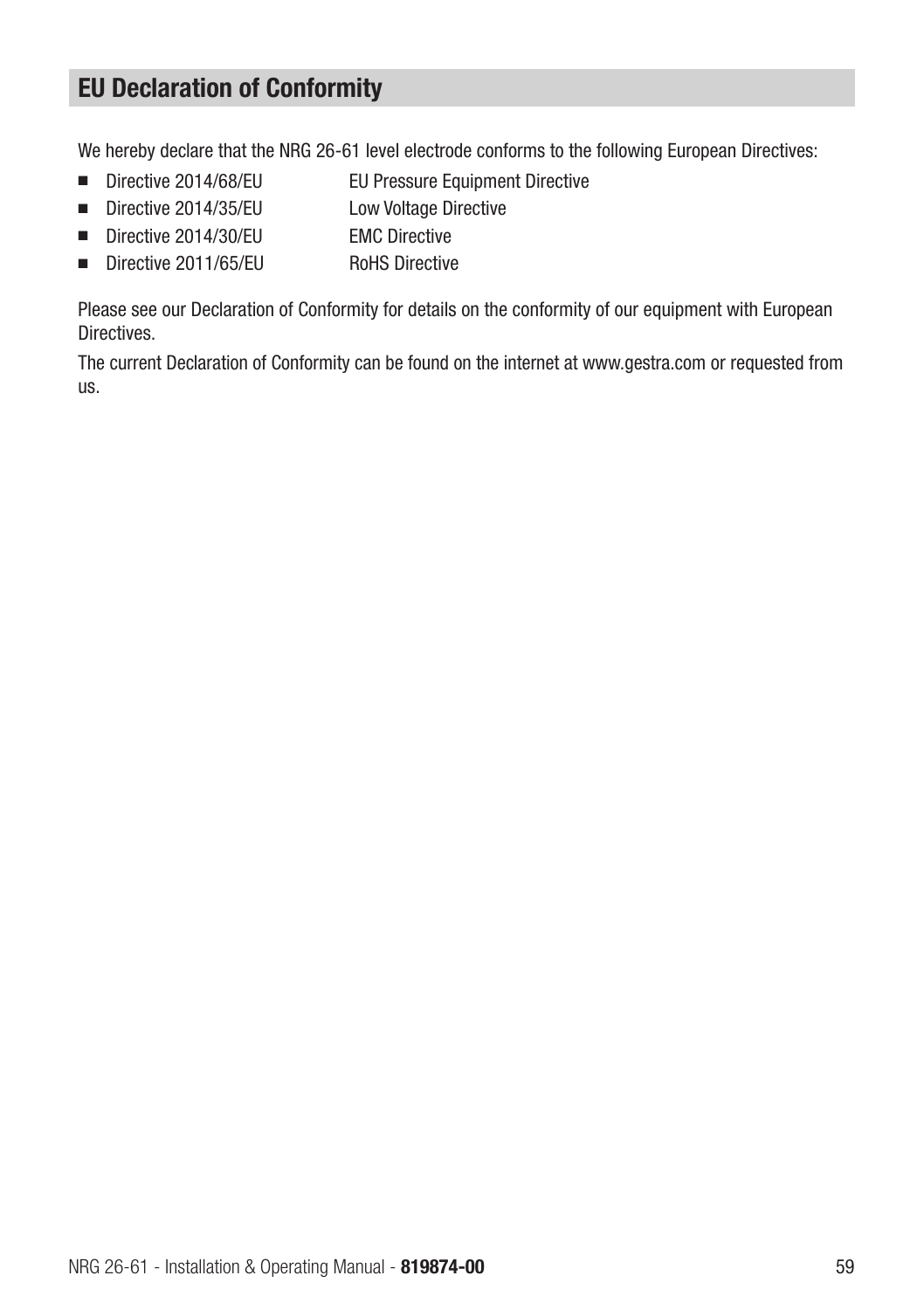## EU Declaration of Conformity

We hereby declare that the NRG 26-61 level electrode conforms to the following European Directives:

- Directive 2014/68/EU  EU Pressure Equipment Directive
- Directive 2014/35/EU  Low Voltage Directive
- Directive 2014/30/EU  EMC Directive
- Directive 2011/65/EU  RoHS Directive

Please see our Declaration of Conformity for details on the conformity of our equipment with European Directives.

The current Declaration of Conformity can be found on the internet at www.gestra.com or requested from us.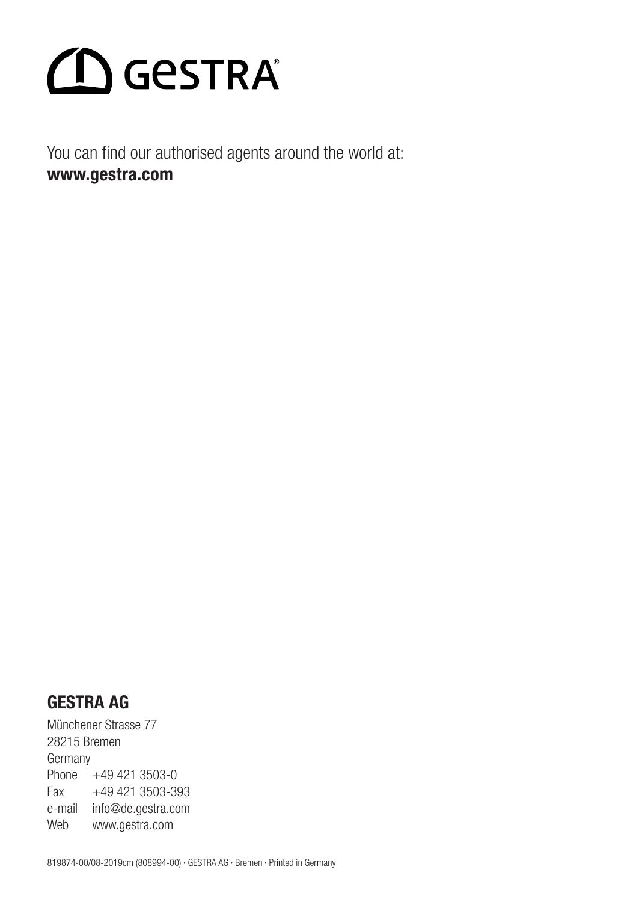# GESTRA®

You can find our authorised agents around the world at:
**www.gestra.com**

## GESTRA AG

Münchener Strasse 77
28215 Bremen
Germany

| | |
|---|---|
| Phone | +49 421 3503-0 |
| Fax | +49 421 3503-393 |
| e-mail | info@de.gestra.com |
| Web | www.gestra.com |

819874-00/08-2019cm (808994-00) · GESTRA AG · Bremen · Printed in Germany